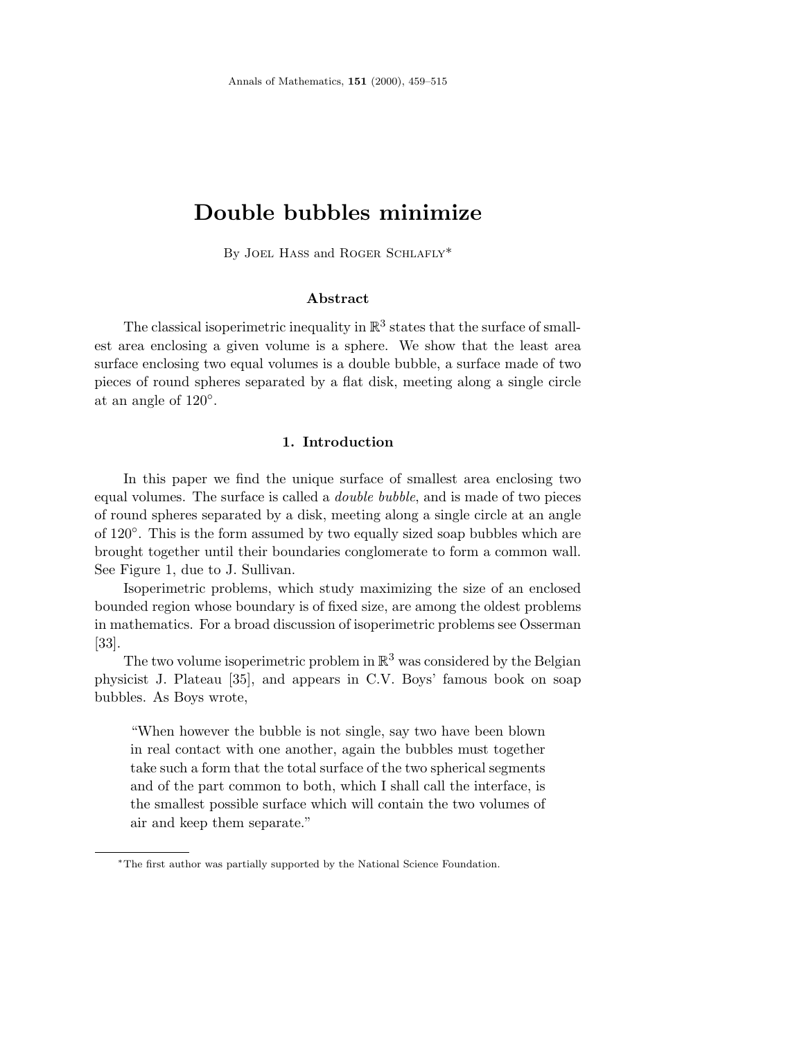# Double bubbles minimize

By Joel Hass and Roger Schlafly*

### Abstract

The classical isoperimetric inequality in $\mathbb{R}^3$ states that the surface of smallest area enclosing a given volume is a sphere. We show that the least area surface enclosing two equal volumes is a double bubble, a surface made of two pieces of round spheres separated by a flat disk, meeting along a single circle at an angle of $120^\circ$.

## 1. Introduction

In this paper we find the unique surface of smallest area enclosing two equal volumes. The surface is called a *double bubble*, and is made of two pieces of round spheres separated by a disk, meeting along a single circle at an angle of $120^\circ$. This is the form assumed by two equally sized soap bubbles which are brought together until their boundaries conglomerate to form a common wall. See Figure 1, due to J. Sullivan.

Isoperimetric problems, which study maximizing the size of an enclosed bounded region whose boundary is of fixed size, are among the oldest problems in mathematics. For a broad discussion of isoperimetric problems see Osserman [33].

The two volume isoperimetric problem in $\mathbb{R}^3$ was considered by the Belgian physicist J. Plateau [35], and appears in C.V. Boys' famous book on soap bubbles. As Boys wrote,

> "When however the bubble is not single, say two have been blown in real contact with one another, again the bubbles must together take such a form that the total surface of the two spherical segments and of the part common to both, which I shall call the interface, is the smallest possible surface which will contain the two volumes of air and keep them separate."

*The first author was partially supported by the National Science Foundation.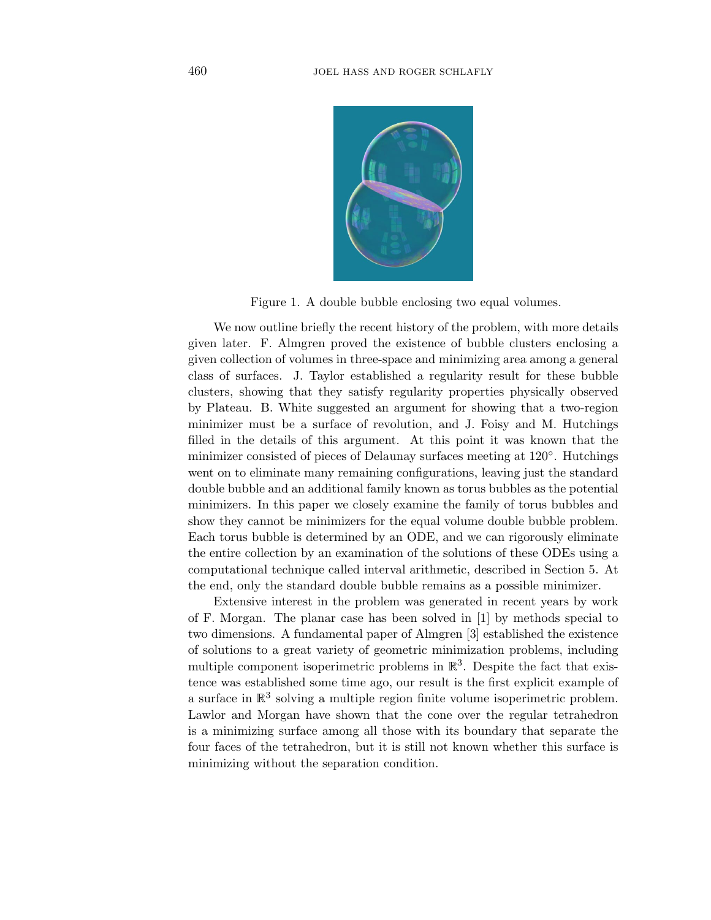Figure 1. A double bubble enclosing two equal volumes.

We now outline briefly the recent history of the problem, with more details given later. F. Almgren proved the existence of bubble clusters enclosing a given collection of volumes in three-space and minimizing area among a general class of surfaces. J. Taylor established a regularity result for these bubble clusters, showing that they satisfy regularity properties physically observed by Plateau. B. White suggested an argument for showing that a two-region minimizer must be a surface of revolution, and J. Foisy and M. Hutchings filled in the details of this argument. At this point it was known that the minimizer consisted of pieces of Delaunay surfaces meeting at 120°. Hutchings went on to eliminate many remaining configurations, leaving just the standard double bubble and an additional family known as torus bubbles as the potential minimizers. In this paper we closely examine the family of torus bubbles and show they cannot be minimizers for the equal volume double bubble problem. Each torus bubble is determined by an ODE, and we can rigorously eliminate the entire collection by an examination of the solutions of these ODEs using a computational technique called interval arithmetic, described in Section 5. At the end, only the standard double bubble remains as a possible minimizer.

Extensive interest in the problem was generated in recent years by work of F. Morgan. The planar case has been solved in [1] by methods special to two dimensions. A fundamental paper of Almgren [3] established the existence of solutions to a great variety of geometric minimization problems, including multiple component isoperimetric problems in $\mathbb{R}^3$. Despite the fact that existence was established some time ago, our result is the first explicit example of a surface in $\mathbb{R}^3$ solving a multiple region finite volume isoperimetric problem. Lawlor and Morgan have shown that the cone over the regular tetrahedron is a minimizing surface among all those with its boundary that separate the four faces of the tetrahedron, but it is still not known whether this surface is minimizing without the separation condition.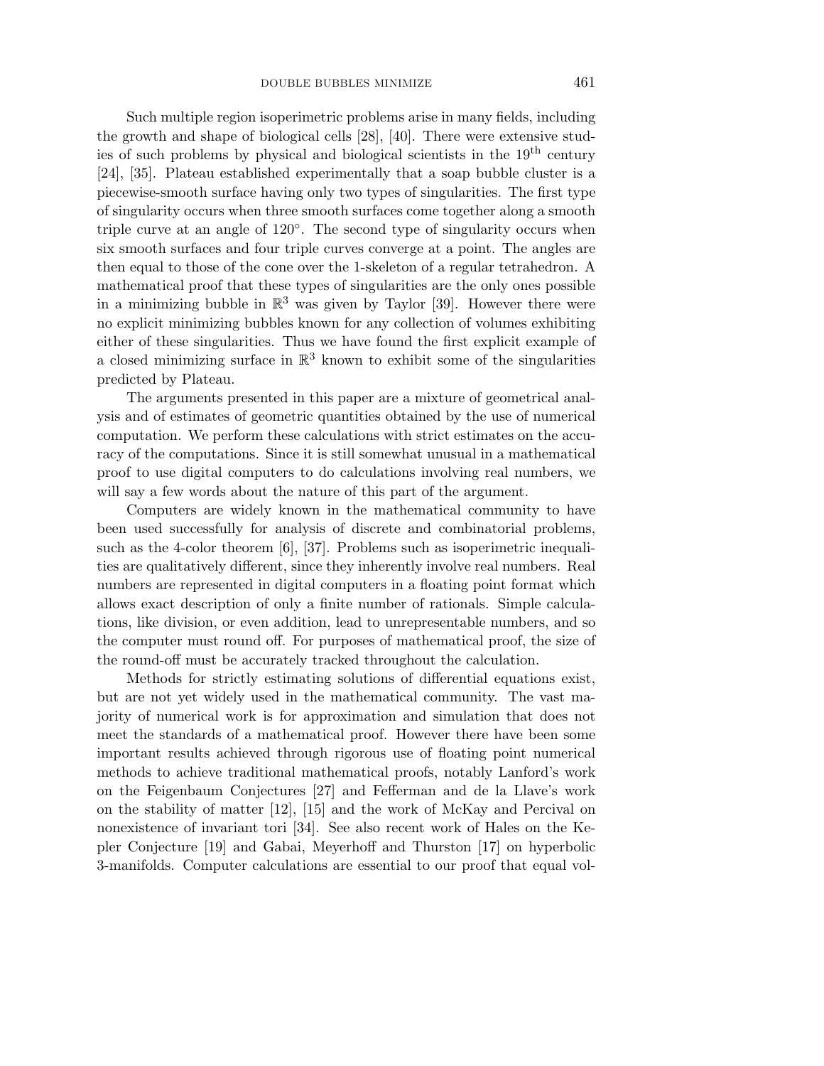Such multiple region isoperimetric problems arise in many fields, including the growth and shape of biological cells [28], [40]. There were extensive studies of such problems by physical and biological scientists in the $19^{\text{th}}$ century [24], [35]. Plateau established experimentally that a soap bubble cluster is a piecewise-smooth surface having only two types of singularities. The first type of singularity occurs when three smooth surfaces come together along a smooth triple curve at an angle of $120^\circ$. The second type of singularity occurs when six smooth surfaces and four triple curves converge at a point. The angles are then equal to those of the cone over the 1-skeleton of a regular tetrahedron. A mathematical proof that these types of singularities are the only ones possible in a minimizing bubble in $\mathbb{R}^3$ was given by Taylor [39]. However there were no explicit minimizing bubbles known for any collection of volumes exhibiting either of these singularities. Thus we have found the first explicit example of a closed minimizing surface in $\mathbb{R}^3$ known to exhibit some of the singularities predicted by Plateau.

The arguments presented in this paper are a mixture of geometrical analysis and of estimates of geometric quantities obtained by the use of numerical computation. We perform these calculations with strict estimates on the accuracy of the computations. Since it is still somewhat unusual in a mathematical proof to use digital computers to do calculations involving real numbers, we will say a few words about the nature of this part of the argument.

Computers are widely known in the mathematical community to have been used successfully for analysis of discrete and combinatorial problems, such as the 4-color theorem [6], [37]. Problems such as isoperimetric inequalities are qualitatively different, since they inherently involve real numbers. Real numbers are represented in digital computers in a floating point format which allows exact description of only a finite number of rationals. Simple calculations, like division, or even addition, lead to unrepresentable numbers, and so the computer must round off. For purposes of mathematical proof, the size of the round-off must be accurately tracked throughout the calculation.

Methods for strictly estimating solutions of differential equations exist, but are not yet widely used in the mathematical community. The vast majority of numerical work is for approximation and simulation that does not meet the standards of a mathematical proof. However there have been some important results achieved through rigorous use of floating point numerical methods to achieve traditional mathematical proofs, notably Lanford's work on the Feigenbaum Conjectures [27] and Fefferman and de la Llave's work on the stability of matter [12], [15] and the work of McKay and Percival on nonexistence of invariant tori [34]. See also recent work of Hales on the Kepler Conjecture [19] and Gabai, Meyerhoff and Thurston [17] on hyperbolic 3-manifolds. Computer calculations are essential to our proof that equal vol-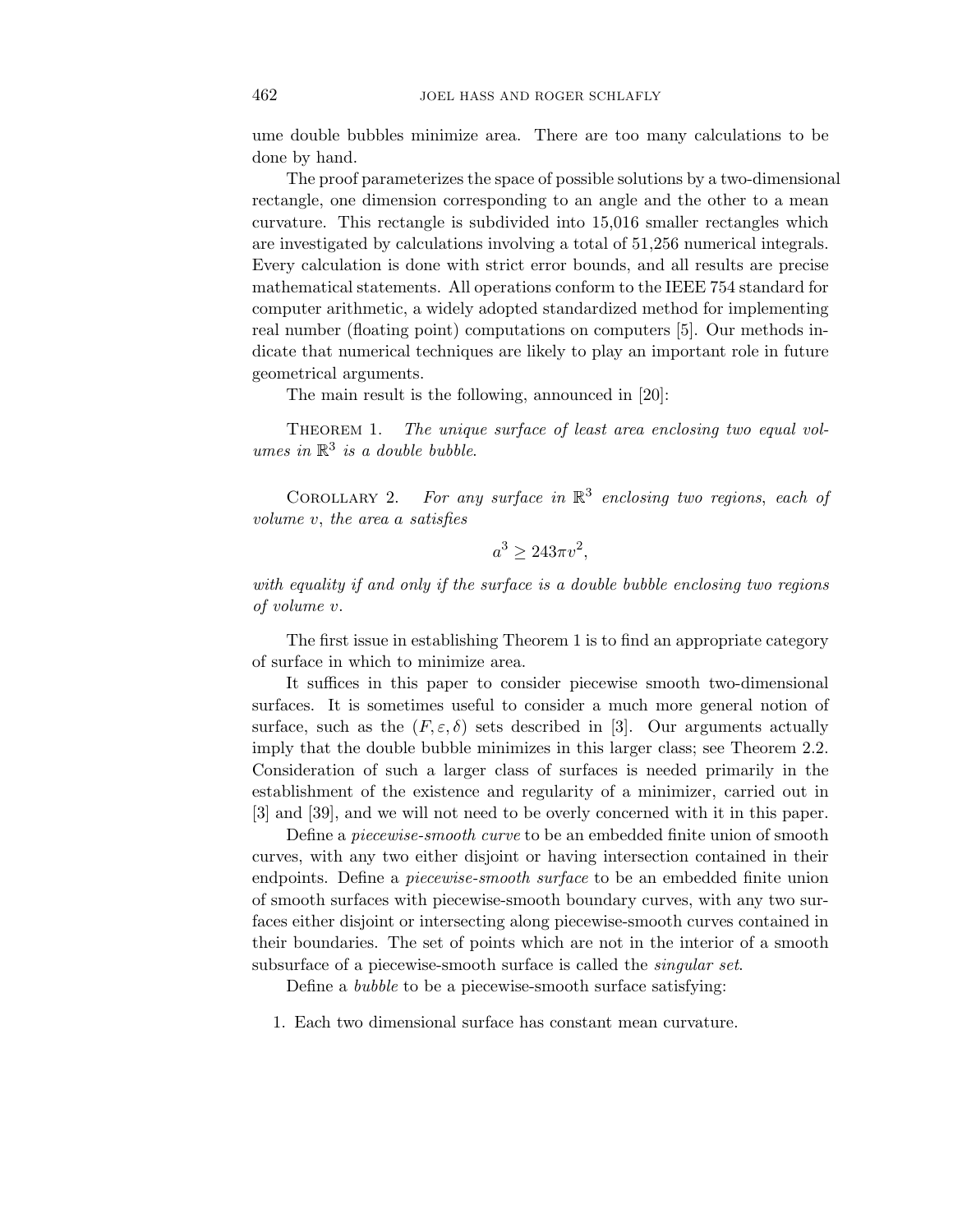ume double bubbles minimize area. There are too many calculations to be done by hand.

The proof parameterizes the space of possible solutions by a two-dimensional rectangle, one dimension corresponding to an angle and the other to a mean curvature. This rectangle is subdivided into 15,016 smaller rectangles which are investigated by calculations involving a total of 51,256 numerical integrals. Every calculation is done with strict error bounds, and all results are precise mathematical statements. All operations conform to the IEEE 754 standard for computer arithmetic, a widely adopted standardized method for implementing real number (floating point) computations on computers [5]. Our methods indicate that numerical techniques are likely to play an important role in future geometrical arguments.

The main result is the following, announced in [20]:

THEOREM 1. *The unique surface of least area enclosing two equal volumes in $\mathbb{R}^3$ is a double bubble.*

COROLLARY 2. *For any surface in $\mathbb{R}^3$ enclosing two regions, each of volume $v$, the area $a$ satisfies*

$$a^3 \geq 243\pi v^2,$$

*with equality if and only if the surface is a double bubble enclosing two regions of volume $v$.*

The first issue in establishing Theorem 1 is to find an appropriate category of surface in which to minimize area.

It suffices in this paper to consider piecewise smooth two-dimensional surfaces. It is sometimes useful to consider a much more general notion of surface, such as the $(F, \varepsilon, \delta)$ sets described in [3]. Our arguments actually imply that the double bubble minimizes in this larger class; see Theorem 2.2. Consideration of such a larger class of surfaces is needed primarily in the establishment of the existence and regularity of a minimizer, carried out in [3] and [39], and we will not need to be overly concerned with it in this paper.

Define a *piecewise-smooth curve* to be an embedded finite union of smooth curves, with any two either disjoint or having intersection contained in their endpoints. Define a *piecewise-smooth surface* to be an embedded finite union of smooth surfaces with piecewise-smooth boundary curves, with any two surfaces either disjoint or intersecting along piecewise-smooth curves contained in their boundaries. The set of points which are not in the interior of a smooth subsurface of a piecewise-smooth surface is called the *singular set*.

Define a *bubble* to be a piecewise-smooth surface satisfying:

1. Each two dimensional surface has constant mean curvature.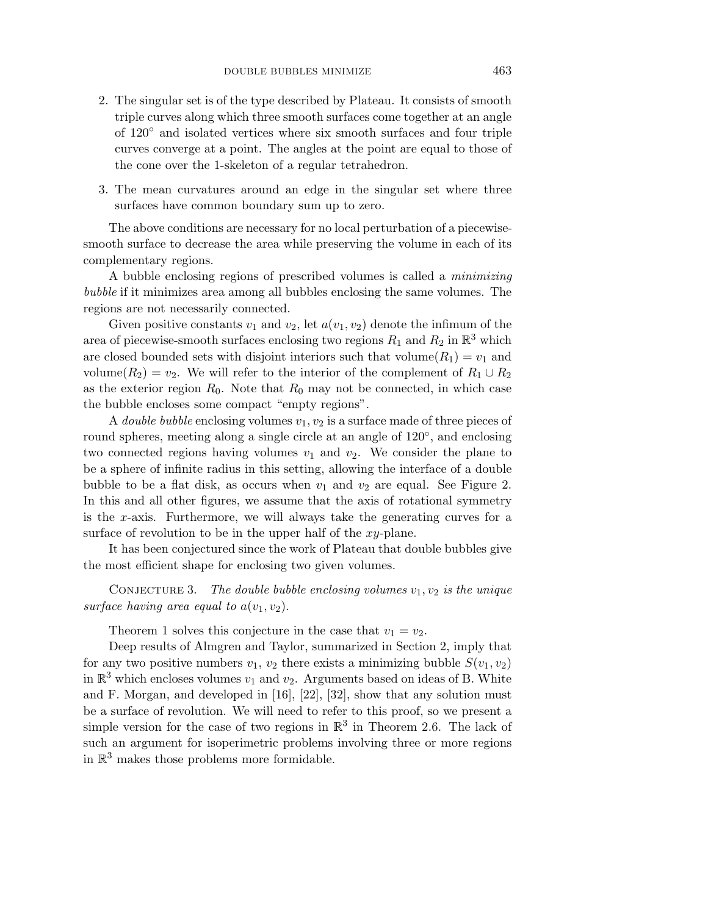2. The singular set is of the type described by Plateau. It consists of smooth triple curves along which three smooth surfaces come together at an angle of $120^\circ$ and isolated vertices where six smooth surfaces and four triple curves converge at a point. The angles at the point are equal to those of the cone over the 1-skeleton of a regular tetrahedron.

3. The mean curvatures around an edge in the singular set where three surfaces have common boundary sum up to zero.

The above conditions are necessary for no local perturbation of a piecewise-smooth surface to decrease the area while preserving the volume in each of its complementary regions.

A bubble enclosing regions of prescribed volumes is called a *minimizing bubble* if it minimizes area among all bubbles enclosing the same volumes. The regions are not necessarily connected.

Given positive constants $v_1$ and $v_2$, let $a(v_1, v_2)$ denote the infimum of the area of piecewise-smooth surfaces enclosing two regions $R_1$ and $R_2$ in $\mathbb{R}^3$ which are closed bounded sets with disjoint interiors such that volume$(R_1) = v_1$ and volume$(R_2) = v_2$. We will refer to the interior of the complement of $R_1 \cup R_2$ as the exterior region $R_0$. Note that $R_0$ may not be connected, in which case the bubble encloses some compact "empty regions".

A *double bubble* enclosing volumes $v_1, v_2$ is a surface made of three pieces of round spheres, meeting along a single circle at an angle of $120^\circ$, and enclosing two connected regions having volumes $v_1$ and $v_2$. We consider the plane to be a sphere of infinite radius in this setting, allowing the interface of a double bubble to be a flat disk, as occurs when $v_1$ and $v_2$ are equal. See Figure 2. In this and all other figures, we assume that the axis of rotational symmetry is the $x$-axis. Furthermore, we will always take the generating curves for a surface of revolution to be in the upper half of the $xy$-plane.

It has been conjectured since the work of Plateau that double bubbles give the most efficient shape for enclosing two given volumes.

Conjecture 3. *The double bubble enclosing volumes $v_1, v_2$ is the unique surface having area equal to $a(v_1, v_2)$.*

Theorem 1 solves this conjecture in the case that $v_1 = v_2$.

Deep results of Almgren and Taylor, summarized in Section 2, imply that for any two positive numbers $v_1$, $v_2$ there exists a minimizing bubble $S(v_1, v_2)$ in $\mathbb{R}^3$ which encloses volumes $v_1$ and $v_2$. Arguments based on ideas of B. White and F. Morgan, and developed in [16], [22], [32], show that any solution must be a surface of revolution. We will need to refer to this proof, so we present a simple version for the case of two regions in $\mathbb{R}^3$ in Theorem 2.6. The lack of such an argument for isoperimetric problems involving three or more regions in $\mathbb{R}^3$ makes those problems more formidable.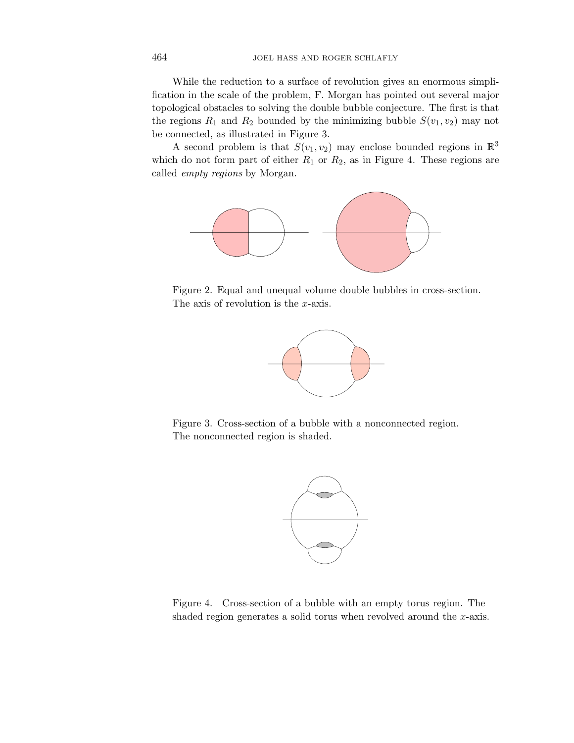While the reduction to a surface of revolution gives an enormous simplification in the scale of the problem, F. Morgan has pointed out several major topological obstacles to solving the double bubble conjecture. The first is that the regions $R_1$ and $R_2$ bounded by the minimizing bubble $S(v_1, v_2)$ may not be connected, as illustrated in Figure 3.

A second problem is that $S(v_1, v_2)$ may enclose bounded regions in $\mathbb{R}^3$ which do not form part of either $R_1$ or $R_2$, as in Figure 4. These regions are called *empty regions* by Morgan.

Figure 2. Equal and unequal volume double bubbles in cross-section. The axis of revolution is the $x$-axis.

Figure 3. Cross-section of a bubble with a nonconnected region. The nonconnected region is shaded.

Figure 4. Cross-section of a bubble with an empty torus region. The shaded region generates a solid torus when revolved around the $x$-axis.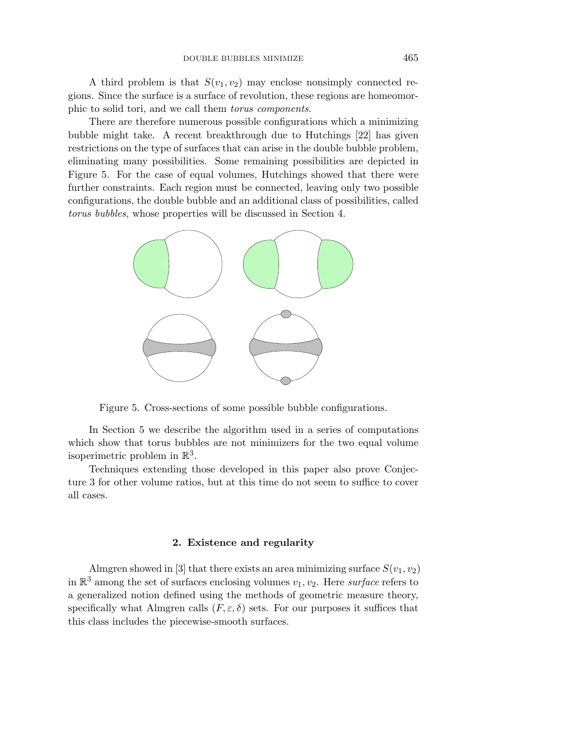A third problem is that $S(v_1, v_2)$ may enclose nonsimply connected regions. Since the surface is a surface of revolution, these regions are homeomorphic to solid tori, and we call them *torus components*.

There are therefore numerous possible configurations which a minimizing bubble might take. A recent breakthrough due to Hutchings [22] has given restrictions on the type of surfaces that can arise in the double bubble problem, eliminating many possibilities. Some remaining possibilities are depicted in Figure 5. For the case of equal volumes, Hutchings showed that there were further constraints. Each region must be connected, leaving only two possible configurations, the double bubble and an additional class of possibilities, called *torus bubbles*, whose properties will be discussed in Section 4.

Figure 5. Cross-sections of some possible bubble configurations.

In Section 5 we describe the algorithm used in a series of computations which show that torus bubbles are not minimizers for the two equal volume isoperimetric problem in $\mathbb{R}^3$.

Techniques extending those developed in this paper also prove Conjecture 3 for other volume ratios, but at this time do not seem to suffice to cover all cases.

## 2. Existence and regularity

Almgren showed in [3] that there exists an area minimizing surface $S(v_1, v_2)$ in $\mathbb{R}^3$ among the set of surfaces enclosing volumes $v_1, v_2$. Here *surface* refers to a generalized notion defined using the methods of geometric measure theory, specifically what Almgren calls $(F, \varepsilon, \delta)$ sets. For our purposes it suffices that this class includes the piecewise-smooth surfaces.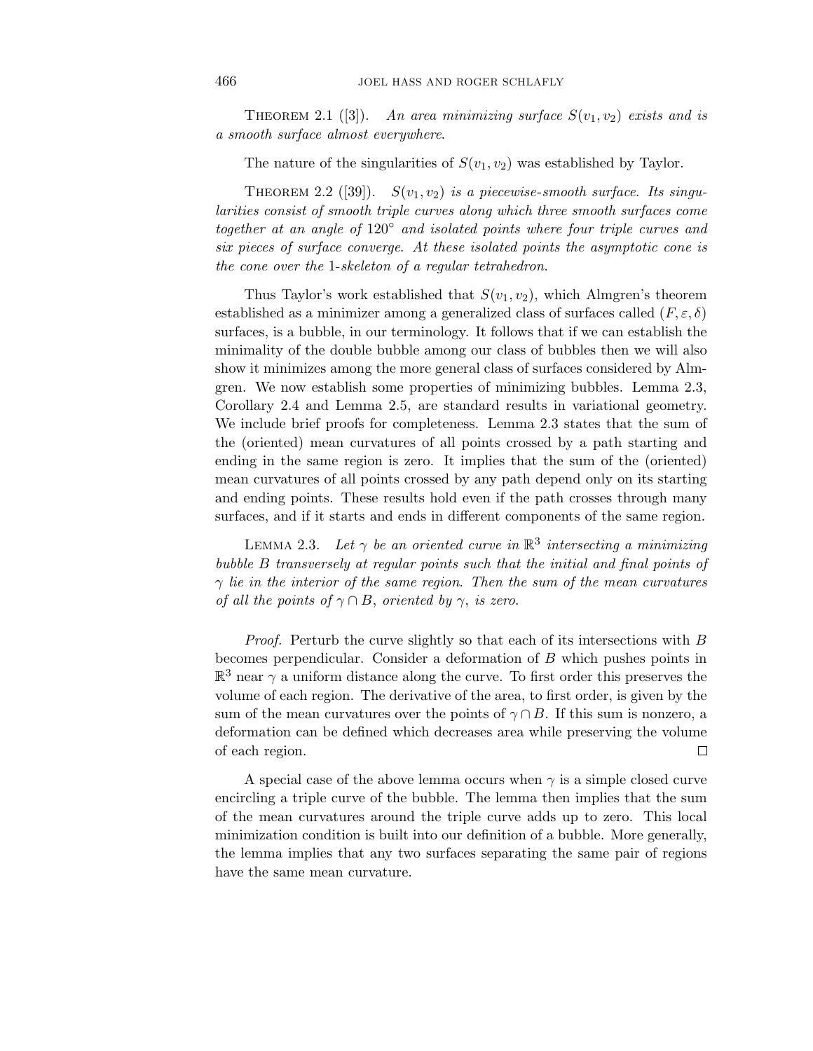Theorem 2.1 ([3]). *An area minimizing surface $S(v_1, v_2)$ exists and is a smooth surface almost everywhere.*

The nature of the singularities of $S(v_1, v_2)$ was established by Taylor.

Theorem 2.2 ([39]). *$S(v_1, v_2)$ is a piecewise-smooth surface. Its singularities consist of smooth triple curves along which three smooth surfaces come together at an angle of $120^\circ$ and isolated points where four triple curves and six pieces of surface converge. At these isolated points the asymptotic cone is the cone over the 1-skeleton of a regular tetrahedron.*

Thus Taylor's work established that $S(v_1, v_2)$, which Almgren's theorem established as a minimizer among a generalized class of surfaces called $(F, \varepsilon, \delta)$ surfaces, is a bubble, in our terminology. It follows that if we can establish the minimality of the double bubble among our class of bubbles then we will also show it minimizes among the more general class of surfaces considered by Almgren. We now establish some properties of minimizing bubbles. Lemma 2.3, Corollary 2.4 and Lemma 2.5, are standard results in variational geometry. We include brief proofs for completeness. Lemma 2.3 states that the sum of the (oriented) mean curvatures of all points crossed by a path starting and ending in the same region is zero. It implies that the sum of the (oriented) mean curvatures of all points crossed by any path depend only on its starting and ending points. These results hold even if the path crosses through many surfaces, and if it starts and ends in different components of the same region.

Lemma 2.3. *Let $\gamma$ be an oriented curve in $\mathbb{R}^3$ intersecting a minimizing bubble $B$ transversely at regular points such that the initial and final points of $\gamma$ lie in the interior of the same region. Then the sum of the mean curvatures of all the points of $\gamma \cap B$, oriented by $\gamma$, is zero.*

*Proof.* Perturb the curve slightly so that each of its intersections with $B$ becomes perpendicular. Consider a deformation of $B$ which pushes points in $\mathbb{R}^3$ near $\gamma$ a uniform distance along the curve. To first order this preserves the volume of each region. The derivative of the area, to first order, is given by the sum of the mean curvatures over the points of $\gamma \cap B$. If this sum is nonzero, a deformation can be defined which decreases area while preserving the volume of each region. $\square$

A special case of the above lemma occurs when $\gamma$ is a simple closed curve encircling a triple curve of the bubble. The lemma then implies that the sum of the mean curvatures around the triple curve adds up to zero. This local minimization condition is built into our definition of a bubble. More generally, the lemma implies that any two surfaces separating the same pair of regions have the same mean curvature.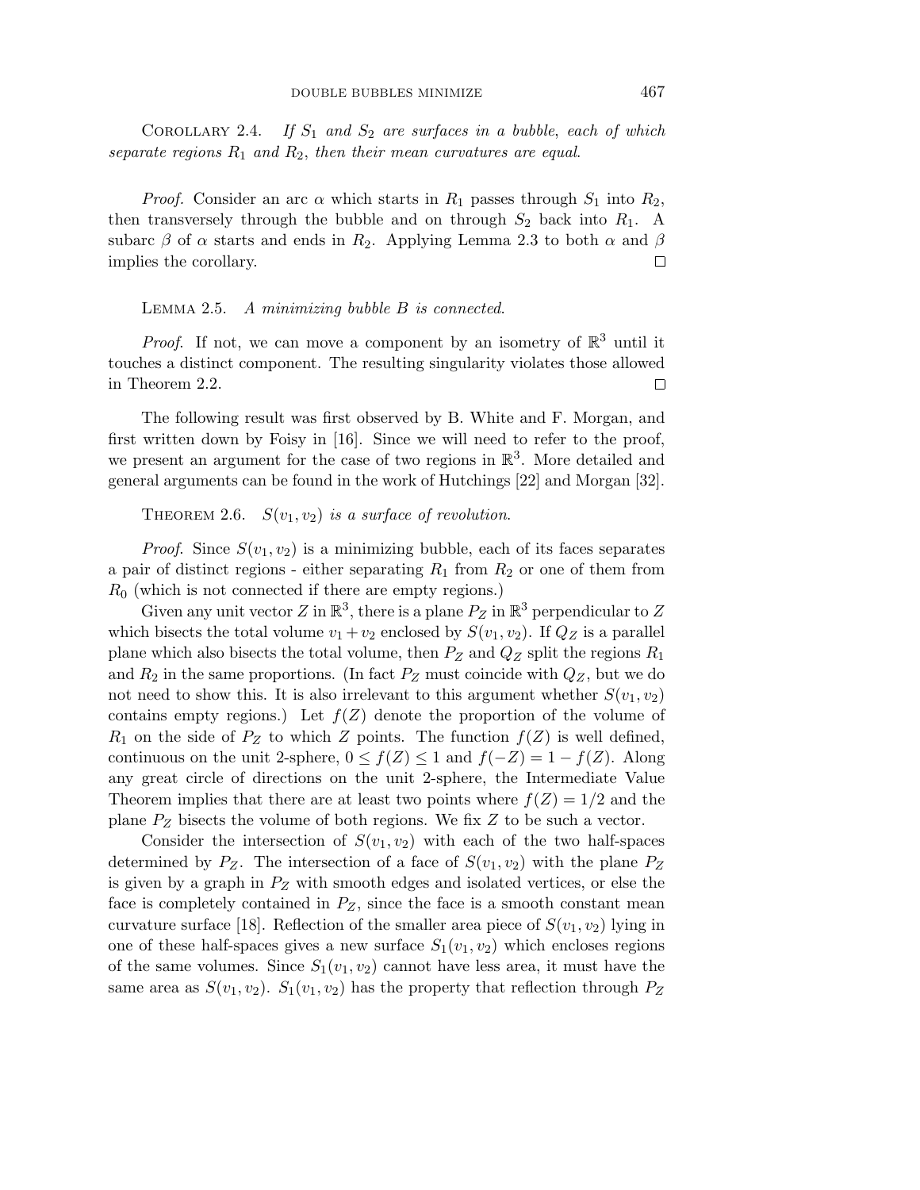Corollary 2.4. *If $S_1$ and $S_2$ are surfaces in a bubble, each of which separate regions $R_1$ and $R_2$, then their mean curvatures are equal.*

*Proof.* Consider an arc $\alpha$ which starts in $R_1$ passes through $S_1$ into $R_2$, then transversely through the bubble and on through $S_2$ back into $R_1$. A subarc $\beta$ of $\alpha$ starts and ends in $R_2$. Applying Lemma 2.3 to both $\alpha$ and $\beta$ implies the corollary. $\square$

Lemma 2.5. *A minimizing bubble $B$ is connected.*

*Proof.* If not, we can move a component by an isometry of $\mathbb{R}^3$ until it touches a distinct component. The resulting singularity violates those allowed in Theorem 2.2. $\square$

The following result was first observed by B. White and F. Morgan, and first written down by Foisy in [16]. Since we will need to refer to the proof, we present an argument for the case of two regions in $\mathbb{R}^3$. More detailed and general arguments can be found in the work of Hutchings [22] and Morgan [32].

Theorem 2.6. *$S(v_1, v_2)$ is a surface of revolution.*

*Proof.* Since $S(v_1, v_2)$ is a minimizing bubble, each of its faces separates a pair of distinct regions - either separating $R_1$ from $R_2$ or one of them from $R_0$ (which is not connected if there are empty regions.)

Given any unit vector $Z$ in $\mathbb{R}^3$, there is a plane $P_Z$ in $\mathbb{R}^3$ perpendicular to $Z$ which bisects the total volume $v_1 + v_2$ enclosed by $S(v_1, v_2)$. If $Q_Z$ is a parallel plane which also bisects the total volume, then $P_Z$ and $Q_Z$ split the regions $R_1$ and $R_2$ in the same proportions. (In fact $P_Z$ must coincide with $Q_Z$, but we do not need to show this. It is also irrelevant to this argument whether $S(v_1, v_2)$ contains empty regions.) Let $f(Z)$ denote the proportion of the volume of $R_1$ on the side of $P_Z$ to which $Z$ points. The function $f(Z)$ is well defined, continuous on the unit 2-sphere, $0 \leq f(Z) \leq 1$ and $f(-Z) = 1 - f(Z)$. Along any great circle of directions on the unit 2-sphere, the Intermediate Value Theorem implies that there are at least two points where $f(Z) = 1/2$ and the plane $P_Z$ bisects the volume of both regions. We fix $Z$ to be such a vector.

Consider the intersection of $S(v_1, v_2)$ with each of the two half-spaces determined by $P_Z$. The intersection of a face of $S(v_1, v_2)$ with the plane $P_Z$ is given by a graph in $P_Z$ with smooth edges and isolated vertices, or else the face is completely contained in $P_Z$, since the face is a smooth constant mean curvature surface [18]. Reflection of the smaller area piece of $S(v_1, v_2)$ lying in one of these half-spaces gives a new surface $S_1(v_1, v_2)$ which encloses regions of the same volumes. Since $S_1(v_1, v_2)$ cannot have less area, it must have the same area as $S(v_1, v_2)$. $S_1(v_1, v_2)$ has the property that reflection through $P_Z$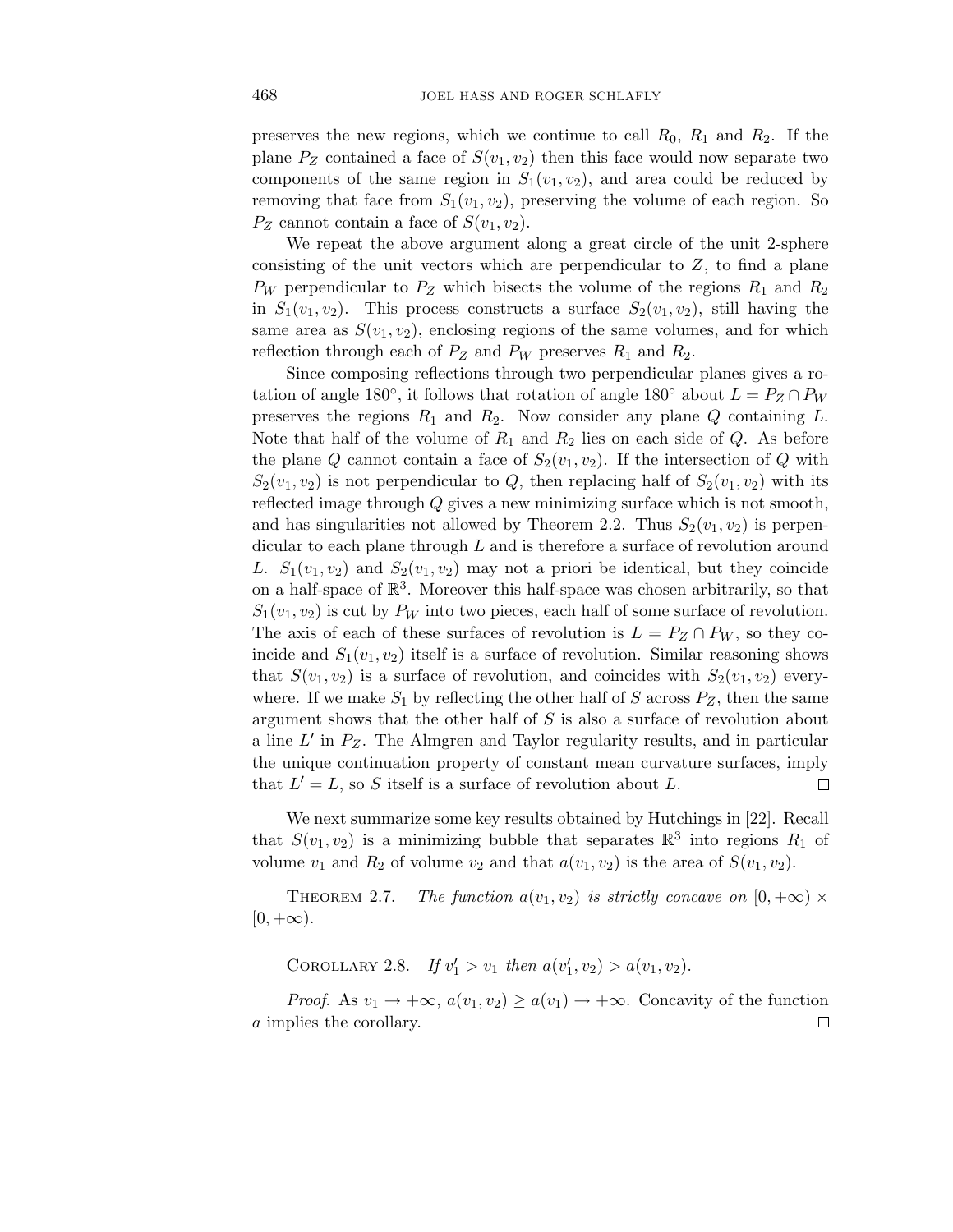preserves the new regions, which we continue to call $R_0$, $R_1$ and $R_2$. If the plane $P_Z$ contained a face of $S(v_1, v_2)$ then this face would now separate two components of the same region in $S_1(v_1, v_2)$, and area could be reduced by removing that face from $S_1(v_1, v_2)$, preserving the volume of each region. So $P_Z$ cannot contain a face of $S(v_1, v_2)$.

We repeat the above argument along a great circle of the unit 2-sphere consisting of the unit vectors which are perpendicular to $Z$, to find a plane $P_W$ perpendicular to $P_Z$ which bisects the volume of the regions $R_1$ and $R_2$ in $S_1(v_1, v_2)$. This process constructs a surface $S_2(v_1, v_2)$, still having the same area as $S(v_1, v_2)$, enclosing regions of the same volumes, and for which reflection through each of $P_Z$ and $P_W$ preserves $R_1$ and $R_2$.

Since composing reflections through two perpendicular planes gives a rotation of angle 180°, it follows that rotation of angle 180° about $L = P_Z \cap P_W$ preserves the regions $R_1$ and $R_2$. Now consider any plane $Q$ containing $L$. Note that half of the volume of $R_1$ and $R_2$ lies on each side of $Q$. As before the plane $Q$ cannot contain a face of $S_2(v_1, v_2)$. If the intersection of $Q$ with $S_2(v_1, v_2)$ is not perpendicular to $Q$, then replacing half of $S_2(v_1, v_2)$ with its reflected image through $Q$ gives a new minimizing surface which is not smooth, and has singularities not allowed by Theorem 2.2. Thus $S_2(v_1, v_2)$ is perpendicular to each plane through $L$ and is therefore a surface of revolution around $L$. $S_1(v_1, v_2)$ and $S_2(v_1, v_2)$ may not a priori be identical, but they coincide on a half-space of $\mathbb{R}^3$. Moreover this half-space was chosen arbitrarily, so that $S_1(v_1, v_2)$ is cut by $P_W$ into two pieces, each half of some surface of revolution. The axis of each of these surfaces of revolution is $L = P_Z \cap P_W$, so they coincide and $S_1(v_1, v_2)$ itself is a surface of revolution. Similar reasoning shows that $S(v_1, v_2)$ is a surface of revolution, and coincides with $S_2(v_1, v_2)$ everywhere. If we make $S_1$ by reflecting the other half of $S$ across $P_Z$, then the same argument shows that the other half of $S$ is also a surface of revolution about a line $L'$ in $P_Z$. The Almgren and Taylor regularity results, and in particular the unique continuation property of constant mean curvature surfaces, imply that $L' = L$, so $S$ itself is a surface of revolution about $L$. □

We next summarize some key results obtained by Hutchings in [22]. Recall that $S(v_1, v_2)$ is a minimizing bubble that separates $\mathbb{R}^3$ into regions $R_1$ of volume $v_1$ and $R_2$ of volume $v_2$ and that $a(v_1, v_2)$ is the area of $S(v_1, v_2)$.

Theorem 2.7. *The function $a(v_1, v_2)$ is strictly concave on $[0, +\infty) \times [0, +\infty)$.*

Corollary 2.8. *If $v_1' > v_1$ then $a(v_1', v_2) > a(v_1, v_2)$.*

*Proof.* As $v_1 \to +\infty$, $a(v_1, v_2) \geq a(v_1) \to +\infty$. Concavity of the function $a$ implies the corollary. □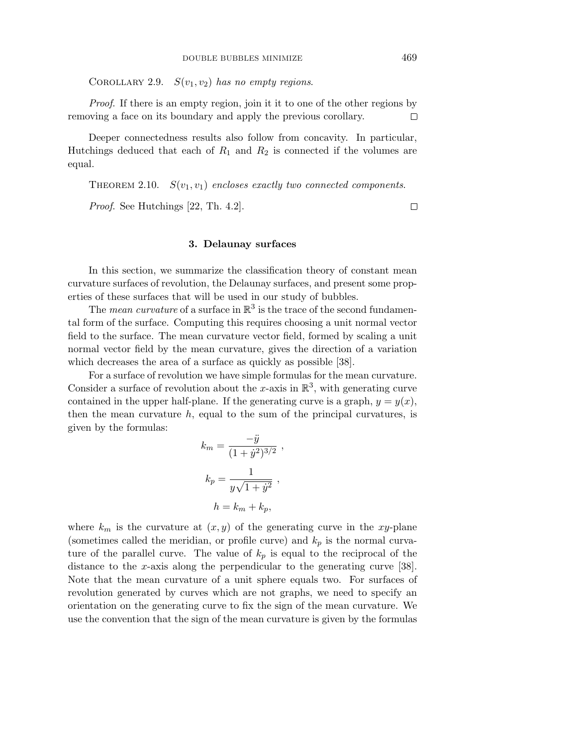Corollary 2.9. *$S(v_1, v_2)$ has no empty regions.*

*Proof.* If there is an empty region, join it it to one of the other regions by removing a face on its boundary and apply the previous corollary. $\square$

Deeper connectedness results also follow from concavity. In particular, Hutchings deduced that each of $R_1$ and $R_2$ is connected if the volumes are equal.

Theorem 2.10. *$S(v_1, v_1)$ encloses exactly two connected components.*

*Proof.* See Hutchings [22, Th. 4.2]. $\square$

## 3. Delaunay surfaces

In this section, we summarize the classification theory of constant mean curvature surfaces of revolution, the Delaunay surfaces, and present some properties of these surfaces that will be used in our study of bubbles.

The *mean curvature* of a surface in $\mathbb{R}^3$ is the trace of the second fundamental form of the surface. Computing this requires choosing a unit normal vector field to the surface. The mean curvature vector field, formed by scaling a unit normal vector field by the mean curvature, gives the direction of a variation which decreases the area of a surface as quickly as possible [38].

For a surface of revolution we have simple formulas for the mean curvature. Consider a surface of revolution about the $x$-axis in $\mathbb{R}^3$, with generating curve contained in the upper half-plane. If the generating curve is a graph, $y = y(x)$, then the mean curvature $h$, equal to the sum of the principal curvatures, is given by the formulas:

$$k_m = \frac{-\ddot{y}}{(1+\dot{y}^2)^{3/2}} \ ,$$

$$k_p = \frac{1}{y\sqrt{1+\dot{y}^2}} \ ,$$

$$h = k_m + k_p,$$

where $k_m$ is the curvature at $(x, y)$ of the generating curve in the $xy$-plane (sometimes called the meridian, or profile curve) and $k_p$ is the normal curvature of the parallel curve. The value of $k_p$ is equal to the reciprocal of the distance to the $x$-axis along the perpendicular to the generating curve [38]. Note that the mean curvature of a unit sphere equals two. For surfaces of revolution generated by curves which are not graphs, we need to specify an orientation on the generating curve to fix the sign of the mean curvature. We use the convention that the sign of the mean curvature is given by the formulas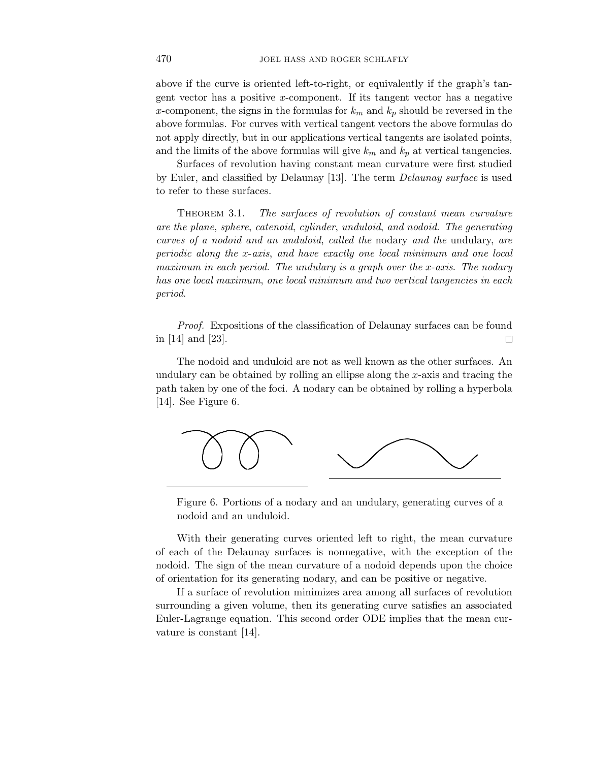above if the curve is oriented left-to-right, or equivalently if the graph's tangent vector has a positive $x$-component. If its tangent vector has a negative $x$-component, the signs in the formulas for $k_m$ and $k_p$ should be reversed in the above formulas. For curves with vertical tangent vectors the above formulas do not apply directly, but in our applications vertical tangents are isolated points, and the limits of the above formulas will give $k_m$ and $k_p$ at vertical tangencies.

Surfaces of revolution having constant mean curvature were first studied by Euler, and classified by Delaunay [13]. The term *Delaunay surface* is used to refer to these surfaces.

Theorem 3.1. *The surfaces of revolution of constant mean curvature are the plane, sphere, catenoid, cylinder, unduloid, and nodoid. The generating curves of a nodoid and an unduloid, called the* nodary *and the* undulary, *are periodic along the x-axis, and have exactly one local minimum and one local maximum in each period. The undulary is a graph over the x-axis. The nodary has one local maximum, one local minimum and two vertical tangencies in each period.*

*Proof.* Expositions of the classification of Delaunay surfaces can be found in [14] and [23]. □

The nodoid and unduloid are not as well known as the other surfaces. An undulary can be obtained by rolling an ellipse along the $x$-axis and tracing the path taken by one of the foci. A nodary can be obtained by rolling a hyperbola [14]. See Figure 6.

Figure 6. Portions of a nodary and an undulary, generating curves of a nodoid and an unduloid.

With their generating curves oriented left to right, the mean curvature of each of the Delaunay surfaces is nonnegative, with the exception of the nodoid. The sign of the mean curvature of a nodoid depends upon the choice of orientation for its generating nodary, and can be positive or negative.

If a surface of revolution minimizes area among all surfaces of revolution surrounding a given volume, then its generating curve satisfies an associated Euler-Lagrange equation. This second order ODE implies that the mean curvature is constant [14].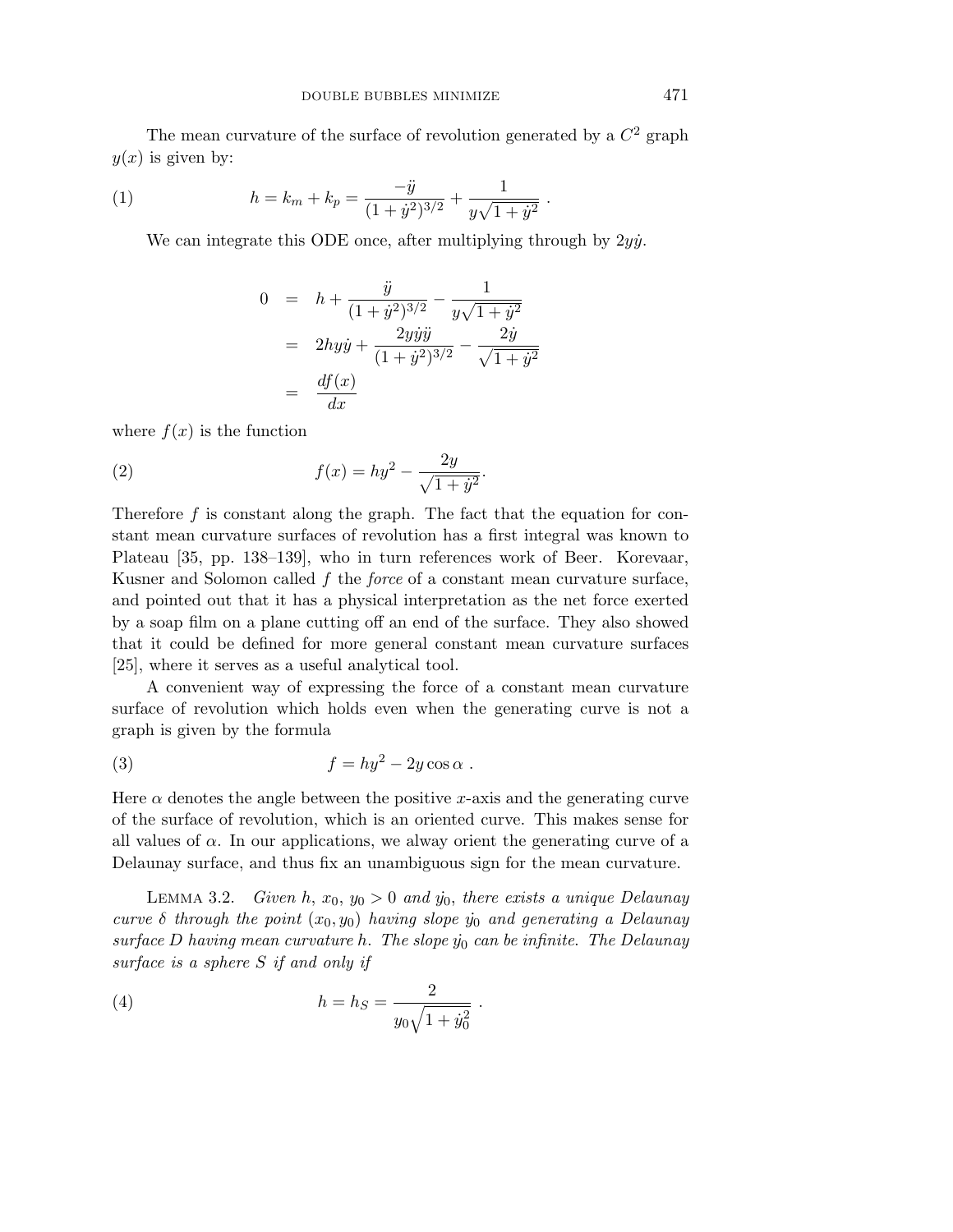The mean curvature of the surface of revolution generated by a $C^2$ graph $y(x)$ is given by:

$$h = k_m + k_p = \frac{-\ddot{y}}{(1+\dot{y}^2)^{3/2}} + \frac{1}{y\sqrt{1+\dot{y}^2}} \; . \tag{1}$$

We can integrate this ODE once, after multiplying through by $2y\dot{y}$.

$$\begin{aligned} 0 &= h + \frac{\ddot{y}}{(1+\dot{y}^2)^{3/2}} - \frac{1}{y\sqrt{1+\dot{y}^2}} \\ &= 2hy\dot{y} + \frac{2y\dot{y}\ddot{y}}{(1+\dot{y}^2)^{3/2}} - \frac{2\dot{y}}{\sqrt{1+\dot{y}^2}} \\ &= \frac{df(x)}{dx} \end{aligned}$$

where $f(x)$ is the function

$$f(x) = hy^2 - \frac{2y}{\sqrt{1+\dot{y}^2}}. \tag{2}$$

Therefore $f$ is constant along the graph. The fact that the equation for constant mean curvature surfaces of revolution has a first integral was known to Plateau [35, pp. 138–139], who in turn references work of Beer. Korevaar, Kusner and Solomon called $f$ the *force* of a constant mean curvature surface, and pointed out that it has a physical interpretation as the net force exerted by a soap film on a plane cutting off an end of the surface. They also showed that it could be defined for more general constant mean curvature surfaces [25], where it serves as a useful analytical tool.

A convenient way of expressing the force of a constant mean curvature surface of revolution which holds even when the generating curve is not a graph is given by the formula

$$f = hy^2 - 2y\cos\alpha \; . \tag{3}$$

Here $\alpha$ denotes the angle between the positive $x$-axis and the generating curve of the surface of revolution, which is an oriented curve. This makes sense for all values of $\alpha$. In our applications, we alway orient the generating curve of a Delaunay surface, and thus fix an unambiguous sign for the mean curvature.

Lemma 3.2. *Given $h$, $x_0$, $y_0 > 0$ and $\dot{y_0}$, there exists a unique Delaunay curve $\delta$ through the point $(x_0, y_0)$ having slope $\dot{y_0}$ and generating a Delaunay surface $D$ having mean curvature $h$. The slope $\dot{y_0}$ can be infinite. The Delaunay surface is a sphere $S$ if and only if*

$$h = h_S = \frac{2}{y_0\sqrt{1+\dot{y}_0^2}} \; . \tag{4}$$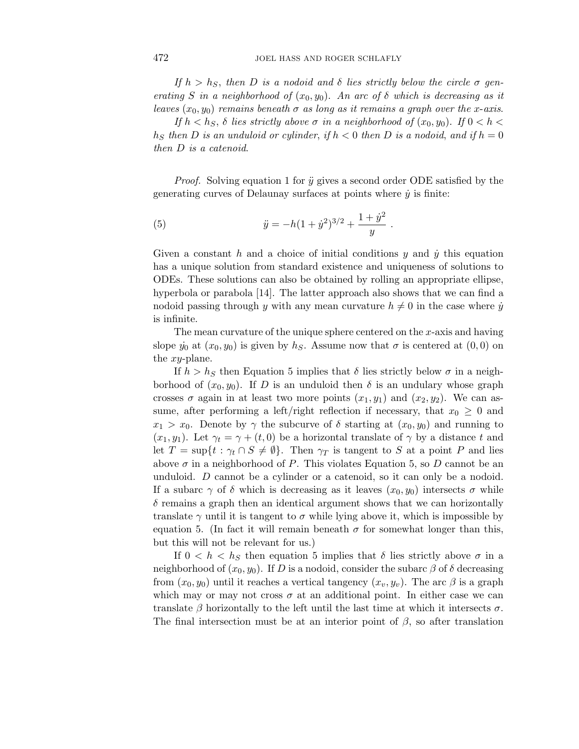*If $h > h_S$, then $D$ is a nodoid and $\delta$ lies strictly below the circle $\sigma$ generating $S$ in a neighborhood of $(x_0, y_0)$. An arc of $\delta$ which is decreasing as it leaves $(x_0, y_0)$ remains beneath $\sigma$ as long as it remains a graph over the $x$-axis.*

*If $h < h_S$, $\delta$ lies strictly above $\sigma$ in a neighborhood of $(x_0, y_0)$. If $0 < h < h_S$ then $D$ is an unduloid or cylinder, if $h < 0$ then $D$ is a nodoid, and if $h = 0$ then $D$ is a catenoid.*

*Proof.* Solving equation 1 for $\ddot{y}$ gives a second order ODE satisfied by the generating curves of Delaunay surfaces at points where $\dot{y}$ is finite:

$$\ddot{y} = -h(1+\dot{y}^2)^{3/2} + \frac{1+\dot{y}^2}{y} \ . \tag{5}$$

Given a constant $h$ and a choice of initial conditions $y$ and $\dot{y}$ this equation has a unique solution from standard existence and uniqueness of solutions to ODEs. These solutions can also be obtained by rolling an appropriate ellipse, hyperbola or parabola [14]. The latter approach also shows that we can find a nodoid passing through $y$ with any mean curvature $h \neq 0$ in the case where $\dot{y}$ is infinite.

The mean curvature of the unique sphere centered on the $x$-axis and having slope $\dot{y_0}$ at $(x_0, y_0)$ is given by $h_S$. Assume now that $\sigma$ is centered at $(0,0)$ on the $xy$-plane.

If $h > h_S$ then Equation 5 implies that $\delta$ lies strictly below $\sigma$ in a neighborhood of $(x_0, y_0)$. If $D$ is an unduloid then $\delta$ is an undulary whose graph crosses $\sigma$ again in at least two more points $(x_1, y_1)$ and $(x_2, y_2)$. We can assume, after performing a left/right reflection if necessary, that $x_0 \geq 0$ and $x_1 > x_0$. Denote by $\gamma$ the subcurve of $\delta$ starting at $(x_0, y_0)$ and running to $(x_1, y_1)$. Let $\gamma_t = \gamma + (t, 0)$ be a horizontal translate of $\gamma$ by a distance $t$ and let $T = \sup\{t : \gamma_t \cap S \neq \emptyset\}$. Then $\gamma_T$ is tangent to $S$ at a point $P$ and lies above $\sigma$ in a neighborhood of $P$. This violates Equation 5, so $D$ cannot be an unduloid. $D$ cannot be a cylinder or a catenoid, so it can only be a nodoid. If a subarc $\gamma$ of $\delta$ which is decreasing as it leaves $(x_0, y_0)$ intersects $\sigma$ while $\delta$ remains a graph then an identical argument shows that we can horizontally translate $\gamma$ until it is tangent to $\sigma$ while lying above it, which is impossible by equation 5. (In fact it will remain beneath $\sigma$ for somewhat longer than this, but this will not be relevant for us.)

If $0 < h < h_S$ then equation 5 implies that $\delta$ lies strictly above $\sigma$ in a neighborhood of $(x_0, y_0)$. If $D$ is a nodoid, consider the subarc $\beta$ of $\delta$ decreasing from $(x_0, y_0)$ until it reaches a vertical tangency $(x_v, y_v)$. The arc $\beta$ is a graph which may or may not cross $\sigma$ at an additional point. In either case we can translate $\beta$ horizontally to the left until the last time at which it intersects $\sigma$. The final intersection must be at an interior point of $\beta$, so after translation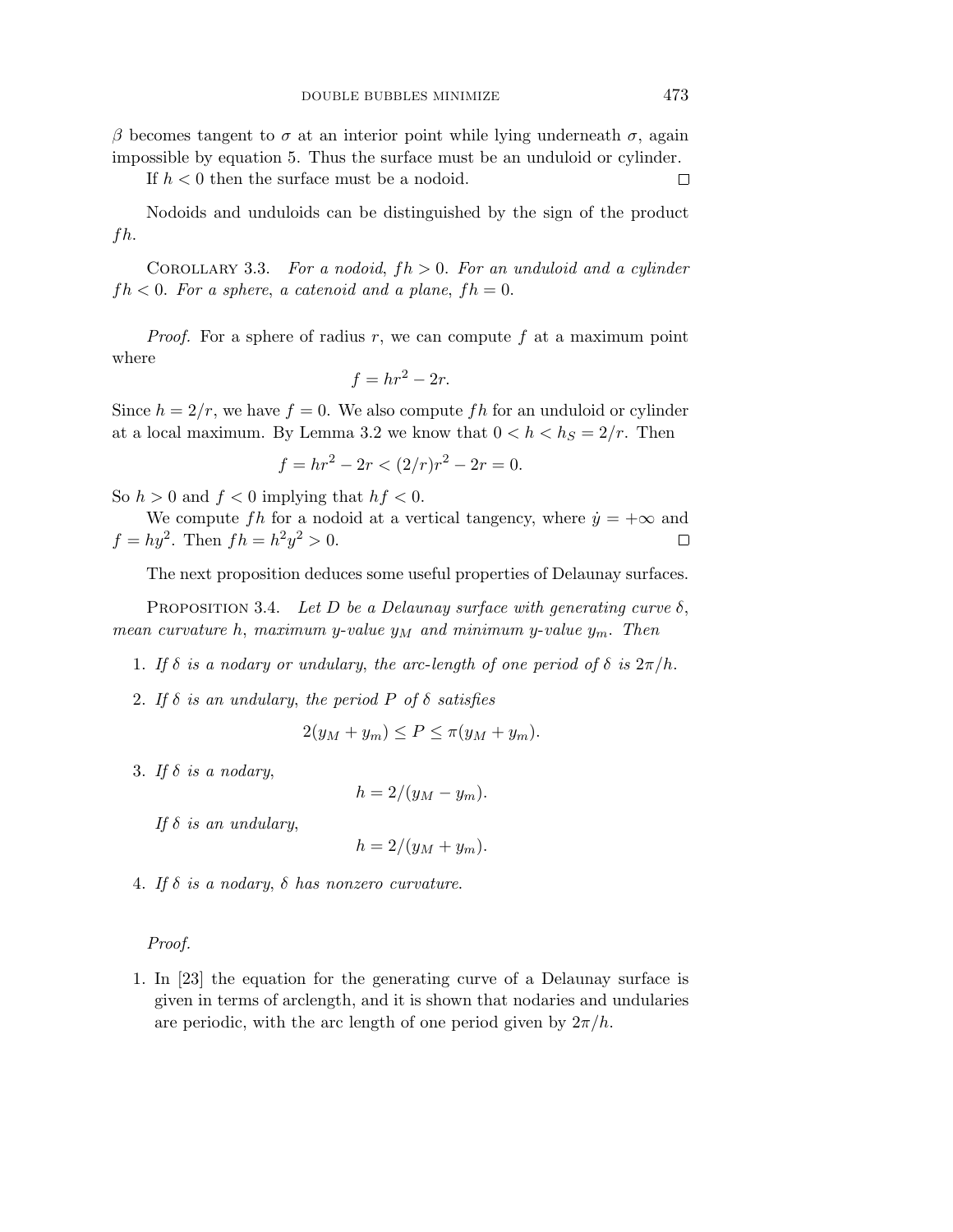$\beta$ becomes tangent to $\sigma$ at an interior point while lying underneath $\sigma$, again impossible by equation 5. Thus the surface must be an unduloid or cylinder.

If $h < 0$ then the surface must be a nodoid. □

Nodoids and unduloids can be distinguished by the sign of the product $fh$.

Corollary 3.3. *For a nodoid, $fh > 0$. For an unduloid and a cylinder $fh < 0$. For a sphere, a catenoid and a plane, $fh = 0$.*

*Proof.* For a sphere of radius $r$, we can compute $f$ at a maximum point where

$$f = hr^2 - 2r.$$

Since $h = 2/r$, we have $f = 0$. We also compute $fh$ for an unduloid or cylinder at a local maximum. By Lemma 3.2 we know that $0 < h < h_S = 2/r$. Then

$$f = hr^2 - 2r < (2/r)r^2 - 2r = 0.$$

So $h > 0$ and $f < 0$ implying that $hf < 0$.

We compute $fh$ for a nodoid at a vertical tangency, where $\dot{y} = +\infty$ and $f = hy^2$. Then $fh = h^2y^2 > 0$. □

The next proposition deduces some useful properties of Delaunay surfaces.

Proposition 3.4. *Let $D$ be a Delaunay surface with generating curve $\delta$, mean curvature $h$, maximum $y$-value $y_M$ and minimum $y$-value $y_m$. Then*

1. *If $\delta$ is a nodary or undulary, the arc-length of one period of $\delta$ is $2\pi/h$.*
2. *If $\delta$ is an undulary, the period $P$ of $\delta$ satisfies*

$$2(y_M + y_m) \leq P \leq \pi(y_M + y_m).$$

3. *If $\delta$ is a nodary,*

$$h = 2/(y_M - y_m).$$

   *If $\delta$ is an undulary,*

$$h = 2/(y_M + y_m).$$

4. *If $\delta$ is a nodary, $\delta$ has nonzero curvature.*

*Proof.*

1. In [23] the equation for the generating curve of a Delaunay surface is given in terms of arclength, and it is shown that nodaries and undularies are periodic, with the arc length of one period given by $2\pi/h$.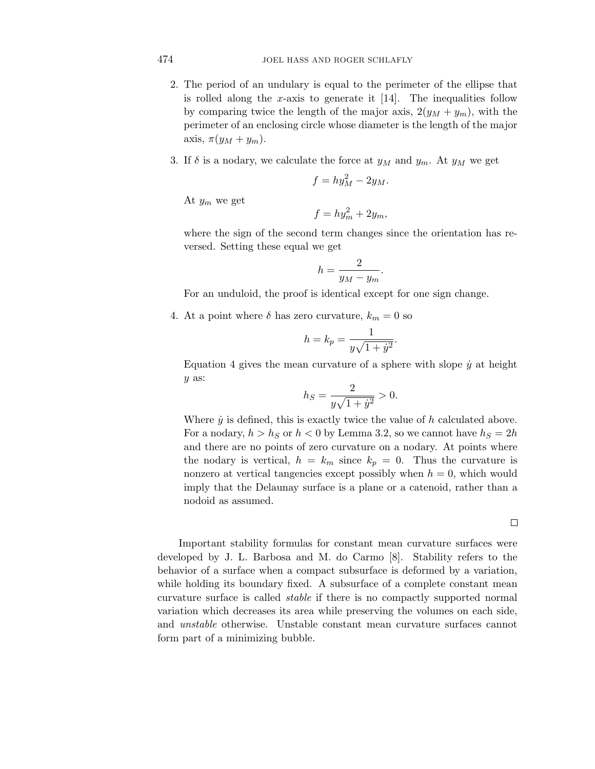2. The period of an undulary is equal to the perimeter of the ellipse that is rolled along the $x$-axis to generate it [14]. The inequalities follow by comparing twice the length of the major axis, $2(y_M + y_m)$, with the perimeter of an enclosing circle whose diameter is the length of the major axis, $\pi(y_M + y_m)$.

3. If $\delta$ is a nodary, we calculate the force at $y_M$ and $y_m$. At $y_M$ we get

$$f = hy_M^2 - 2y_M.$$

At $y_m$ we get

$$f = hy_m^2 + 2y_m,$$

where the sign of the second term changes since the orientation has reversed. Setting these equal we get

$$h = \frac{2}{y_M - y_m}.$$

For an unduloid, the proof is identical except for one sign change.

4. At a point where $\delta$ has zero curvature, $k_m = 0$ so

$$h = k_p = \frac{1}{y\sqrt{1 + \dot{y}^2}}.$$

Equation 4 gives the mean curvature of a sphere with slope $\dot{y}$ at height $y$ as:

$$h_S = \frac{2}{y\sqrt{1 + \dot{y}^2}} > 0.$$

Where $\dot{y}$ is defined, this is exactly twice the value of $h$ calculated above. For a nodary, $h > h_S$ or $h < 0$ by Lemma 3.2, so we cannot have $h_S = 2h$ and there are no points of zero curvature on a nodary. At points where the nodary is vertical, $h = k_m$ since $k_p = 0$. Thus the curvature is nonzero at vertical tangencies except possibly when $h = 0$, which would imply that the Delaunay surface is a plane or a catenoid, rather than a nodoid as assumed.

□

Important stability formulas for constant mean curvature surfaces were developed by J. L. Barbosa and M. do Carmo [8]. Stability refers to the behavior of a surface when a compact subsurface is deformed by a variation, while holding its boundary fixed. A subsurface of a complete constant mean curvature surface is called *stable* if there is no compactly supported normal variation which decreases its area while preserving the volumes on each side, and *unstable* otherwise. Unstable constant mean curvature surfaces cannot form part of a minimizing bubble.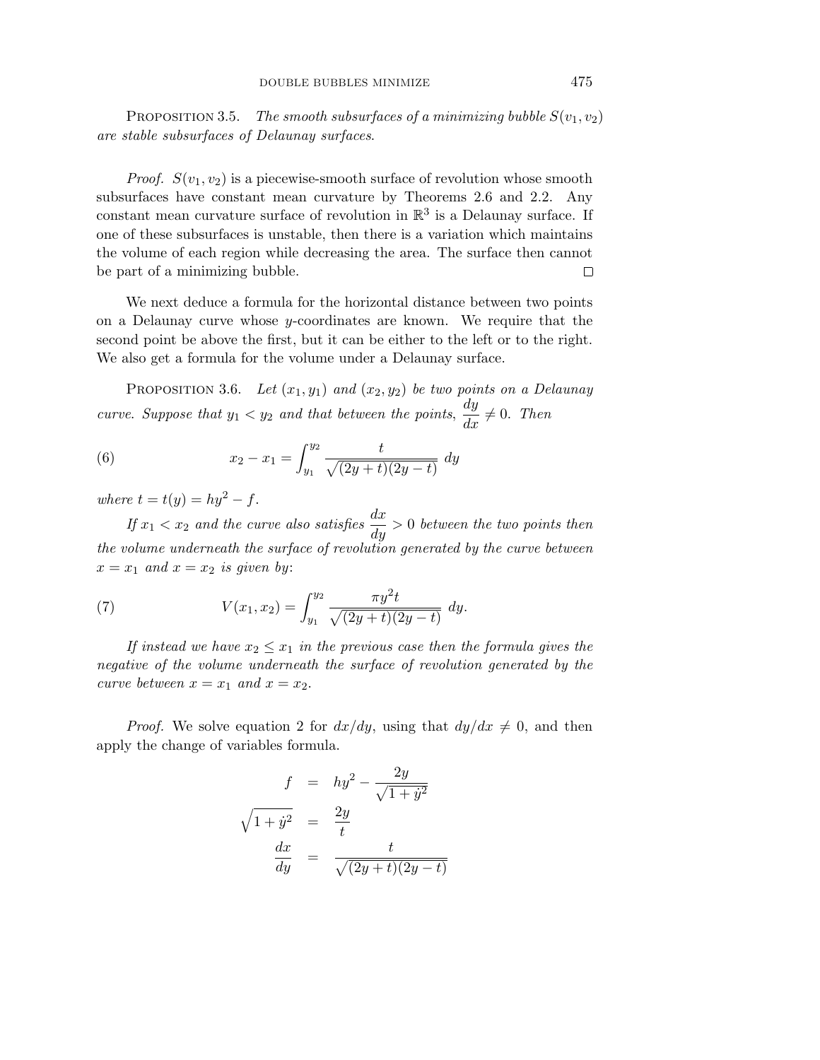Proposition 3.5. *The smooth subsurfaces of a minimizing bubble $S(v_1, v_2)$ are stable subsurfaces of Delaunay surfaces.*

*Proof.* $S(v_1, v_2)$ is a piecewise-smooth surface of revolution whose smooth subsurfaces have constant mean curvature by Theorems 2.6 and 2.2. Any constant mean curvature surface of revolution in $\mathbb{R}^3$ is a Delaunay surface. If one of these subsurfaces is unstable, then there is a variation which maintains the volume of each region while decreasing the area. The surface then cannot be part of a minimizing bubble. □

We next deduce a formula for the horizontal distance between two points on a Delaunay curve whose $y$-coordinates are known. We require that the second point be above the first, but it can be either to the left or to the right. We also get a formula for the volume under a Delaunay surface.

Proposition 3.6. *Let $(x_1, y_1)$ and $(x_2, y_2)$ be two points on a Delaunay curve. Suppose that $y_1 < y_2$ and that between the points, $\dfrac{dy}{dx} \neq 0$. Then*

$$x_2 - x_1 = \int_{y_1}^{y_2} \frac{t}{\sqrt{(2y+t)(2y-t)}}\, dy \tag{6}$$

*where $t = t(y) = hy^2 - f$.*

*If $x_1 < x_2$ and the curve also satisfies $\dfrac{dx}{dy} > 0$ between the two points then the volume underneath the surface of revolution generated by the curve between $x = x_1$ and $x = x_2$ is given by:*

$$V(x_1, x_2) = \int_{y_1}^{y_2} \frac{\pi y^2 t}{\sqrt{(2y+t)(2y-t)}}\, dy. \tag{7}$$

*If instead we have $x_2 \leq x_1$ in the previous case then the formula gives the negative of the volume underneath the surface of revolution generated by the curve between $x = x_1$ and $x = x_2$.*

*Proof.* We solve equation 2 for $dx/dy$, using that $dy/dx \neq 0$, and then apply the change of variables formula.

$$\begin{aligned}
f &= hy^2 - \frac{2y}{\sqrt{1+\dot{y}^2}} \\
\sqrt{1+\dot{y}^2} &= \frac{2y}{t} \\
\frac{dx}{dy} &= \frac{t}{\sqrt{(2y+t)(2y-t)}}
\end{aligned}$$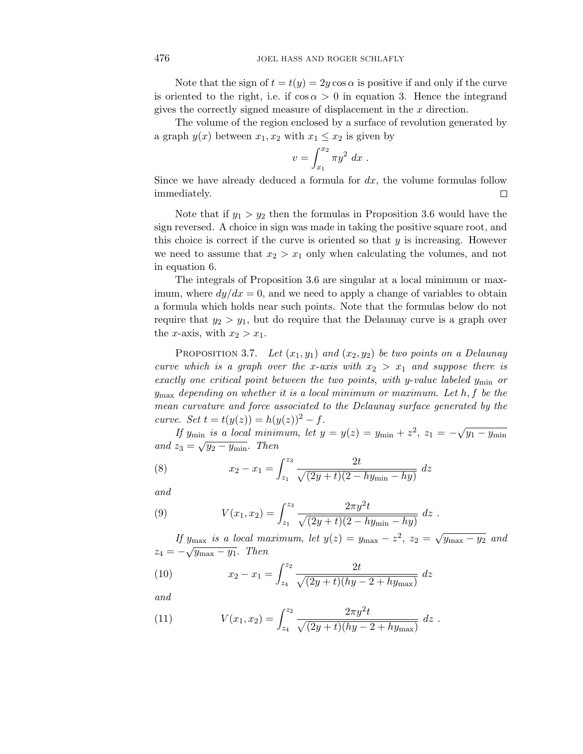Note that the sign of $t = t(y) = 2y\cos\alpha$ is positive if and only if the curve is oriented to the right, i.e. if $\cos\alpha > 0$ in equation 3. Hence the integrand gives the correctly signed measure of displacement in the $x$ direction.

The volume of the region enclosed by a surface of revolution generated by a graph $y(x)$ between $x_1, x_2$ with $x_1 \le x_2$ is given by

$$v = \int_{x_1}^{x_2} \pi y^2 \; dx \; .$$

Since we have already deduced a formula for $dx$, the volume formulas follow immediately. $\square$

Note that if $y_1 > y_2$ then the formulas in Proposition 3.6 would have the sign reversed. A choice in sign was made in taking the positive square root, and this choice is correct if the curve is oriented so that $y$ is increasing. However we need to assume that $x_2 > x_1$ only when calculating the volumes, and not in equation 6.

The integrals of Proposition 3.6 are singular at a local minimum or maximum, where $dy/dx = 0$, and we need to apply a change of variables to obtain a formula which holds near such points. Note that the formulas below do not require that $y_2 > y_1$, but do require that the Delaunay curve is a graph over the $x$-axis, with $x_2 > x_1$.

Proposition 3.7. *Let $(x_1, y_1)$ and $(x_2, y_2)$ be two points on a Delaunay curve which is a graph over the $x$-axis with $x_2 > x_1$ and suppose there is exactly one critical point between the two points, with $y$-value labeled $y_{\min}$ or $y_{\max}$ depending on whether it is a local minimum or maximum. Let $h, f$ be the mean curvature and force associated to the Delaunay surface generated by the curve. Set $t = t(y(z)) = h(y(z))^2 - f$.*

*If $y_{\min}$ is a local minimum, let $y = y(z) = y_{\min} + z^2$, $z_1 = -\sqrt{y_1 - y_{\min}}$ and $z_3 = \sqrt{y_2 - y_{\min}}$. Then*

$$x_2 - x_1 = \int_{z_1}^{z_3} \frac{2t}{\sqrt{(2y+t)(2 - hy_{\min} - hy)}} \; dz \tag{8}$$

*and*

$$V(x_1, x_2) = \int_{z_1}^{z_3} \frac{2\pi y^2 t}{\sqrt{(2y+t)(2 - hy_{\min} - hy)}} \; dz \; . \tag{9}$$

*If $y_{\max}$ is a local maximum, let $y(z) = y_{\max} - z^2$, $z_2 = \sqrt{y_{\max} - y_2}$ and $z_4 = -\sqrt{y_{\max} - y_1}$. Then*

$$x_2 - x_1 = \int_{z_4}^{z_2} \frac{2t}{\sqrt{(2y+t)(hy - 2 + hy_{\max})}} \; dz \tag{10}$$

*and*

$$V(x_1, x_2) = \int_{z_4}^{z_2} \frac{2\pi y^2 t}{\sqrt{(2y+t)(hy - 2 + hy_{\max})}} \; dz \; . \tag{11}$$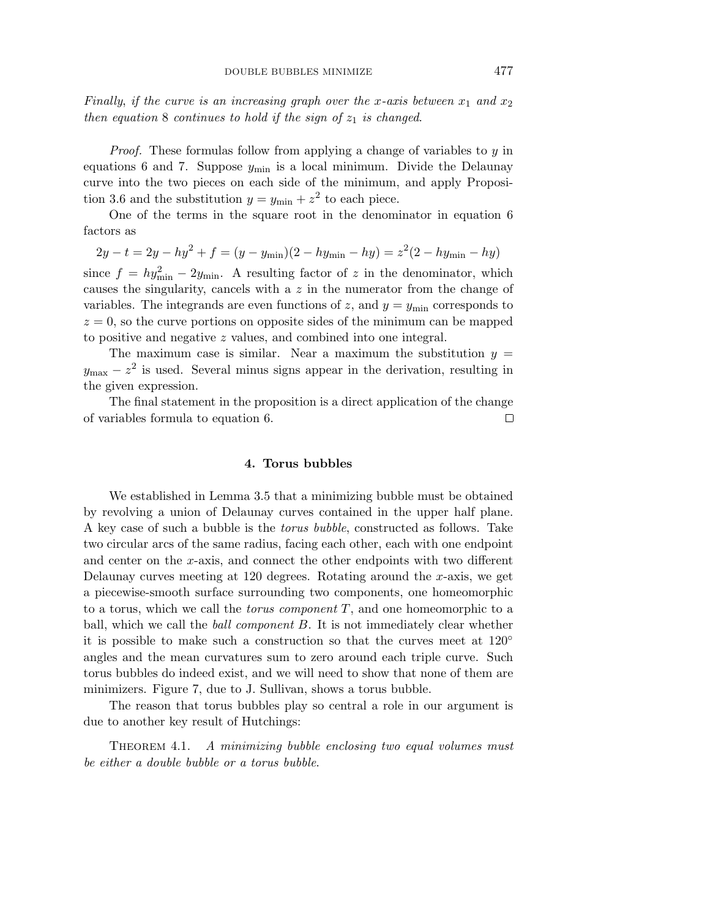*Finally, if the curve is an increasing graph over the $x$-axis between $x_1$ and $x_2$ then equation 8 continues to hold if the sign of $z_1$ is changed.*

*Proof.* These formulas follow from applying a change of variables to $y$ in equations 6 and 7. Suppose $y_{\min}$ is a local minimum. Divide the Delaunay curve into the two pieces on each side of the minimum, and apply Proposition 3.6 and the substitution $y = y_{\min} + z^2$ to each piece.

One of the terms in the square root in the denominator in equation 6 factors as

$$2y - t = 2y - hy^2 + f = (y - y_{\min})(2 - hy_{\min} - hy) = z^2(2 - hy_{\min} - hy)$$

since $f = hy_{\min}^2 - 2y_{\min}$. A resulting factor of $z$ in the denominator, which causes the singularity, cancels with a $z$ in the numerator from the change of variables. The integrands are even functions of $z$, and $y = y_{\min}$ corresponds to $z = 0$, so the curve portions on opposite sides of the minimum can be mapped to positive and negative $z$ values, and combined into one integral.

The maximum case is similar. Near a maximum the substitution $y = y_{\max} - z^2$ is used. Several minus signs appear in the derivation, resulting in the given expression.

The final statement in the proposition is a direct application of the change of variables formula to equation 6. □

## 4. Torus bubbles

We established in Lemma 3.5 that a minimizing bubble must be obtained by revolving a union of Delaunay curves contained in the upper half plane. A key case of such a bubble is the *torus bubble*, constructed as follows. Take two circular arcs of the same radius, facing each other, each with one endpoint and center on the $x$-axis, and connect the other endpoints with two different Delaunay curves meeting at 120 degrees. Rotating around the $x$-axis, we get a piecewise-smooth surface surrounding two components, one homeomorphic to a torus, which we call the *torus component* $T$, and one homeomorphic to a ball, which we call the *ball component* $B$. It is not immediately clear whether it is possible to make such a construction so that the curves meet at $120^\circ$ angles and the mean curvatures sum to zero around each triple curve. Such torus bubbles do indeed exist, and we will need to show that none of them are minimizers. Figure 7, due to J. Sullivan, shows a torus bubble.

The reason that torus bubbles play so central a role in our argument is due to another key result of Hutchings:

Theorem 4.1. *A minimizing bubble enclosing two equal volumes must be either a double bubble or a torus bubble.*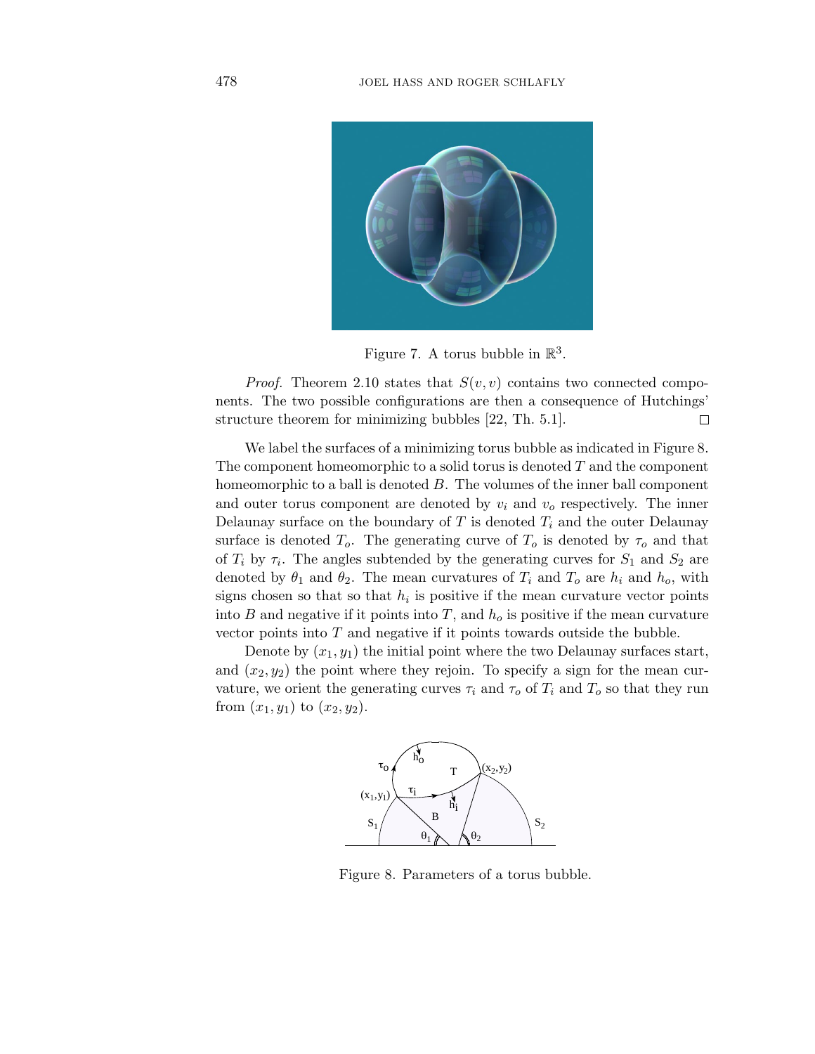Figure 7. A torus bubble in $\mathbb{R}^3$.

*Proof.* Theorem 2.10 states that $S(v, v)$ contains two connected components. The two possible configurations are then a consequence of Hutchings' structure theorem for minimizing bubbles [22, Th. 5.1]. □

We label the surfaces of a minimizing torus bubble as indicated in Figure 8. The component homeomorphic to a solid torus is denoted $T$ and the component homeomorphic to a ball is denoted $B$. The volumes of the inner ball component and outer torus component are denoted by $v_i$ and $v_o$ respectively. The inner Delaunay surface on the boundary of $T$ is denoted $T_i$ and the outer Delaunay surface is denoted $T_o$. The generating curve of $T_o$ is denoted by $\tau_o$ and that of $T_i$ by $\tau_i$. The angles subtended by the generating curves for $S_1$ and $S_2$ are denoted by $\theta_1$ and $\theta_2$. The mean curvatures of $T_i$ and $T_o$ are $h_i$ and $h_o$, with signs chosen so that so that $h_i$ is positive if the mean curvature vector points into $B$ and negative if it points into $T$, and $h_o$ is positive if the mean curvature vector points into $T$ and negative if it points towards outside the bubble.

Denote by $(x_1, y_1)$ the initial point where the two Delaunay surfaces start, and $(x_2, y_2)$ the point where they rejoin. To specify a sign for the mean curvature, we orient the generating curves $\tau_i$ and $\tau_o$ of $T_i$ and $T_o$ so that they run from $(x_1, y_1)$ to $(x_2, y_2)$.

Figure 8. Parameters of a torus bubble.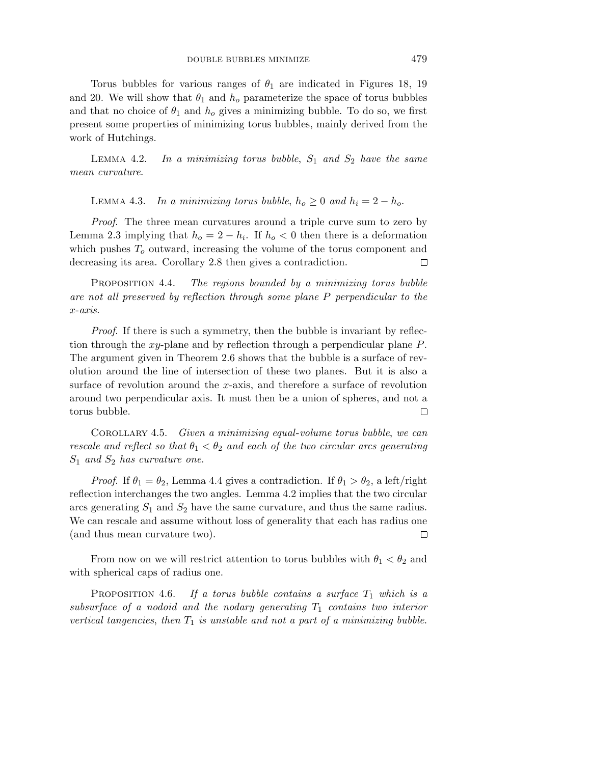Torus bubbles for various ranges of $\theta_1$ are indicated in Figures 18, 19 and 20. We will show that $\theta_1$ and $h_o$ parameterize the space of torus bubbles and that no choice of $\theta_1$ and $h_o$ gives a minimizing bubble. To do so, we first present some properties of minimizing torus bubbles, mainly derived from the work of Hutchings.

LEMMA 4.2. *In a minimizing torus bubble*, $S_1$ *and* $S_2$ *have the same mean curvature.*

LEMMA 4.3. *In a minimizing torus bubble*, $h_o \geq 0$ *and* $h_i = 2 - h_o$.

*Proof*. The three mean curvatures around a triple curve sum to zero by Lemma 2.3 implying that $h_o = 2 - h_i$. If $h_o < 0$ then there is a deformation which pushes $T_o$ outward, increasing the volume of the torus component and decreasing its area. Corollary 2.8 then gives a contradiction. □

PROPOSITION 4.4. *The regions bounded by a minimizing torus bubble are not all preserved by reflection through some plane* $P$ *perpendicular to the* $x$*-axis.*

*Proof*. If there is such a symmetry, then the bubble is invariant by reflection through the $xy$-plane and by reflection through a perpendicular plane $P$. The argument given in Theorem 2.6 shows that the bubble is a surface of revolution around the line of intersection of these two planes. But it is also a surface of revolution around the $x$-axis, and therefore a surface of revolution around two perpendicular axis. It must then be a union of spheres, and not a torus bubble. □

COROLLARY 4.5. *Given a minimizing equal-volume torus bubble*, *we can rescale and reflect so that* $\theta_1 < \theta_2$ *and each of the two circular arcs generating* $S_1$ *and* $S_2$ *has curvature one.*

*Proof*. If $\theta_1 = \theta_2$, Lemma 4.4 gives a contradiction. If $\theta_1 > \theta_2$, a left/right reflection interchanges the two angles. Lemma 4.2 implies that the two circular arcs generating $S_1$ and $S_2$ have the same curvature, and thus the same radius. We can rescale and assume without loss of generality that each has radius one (and thus mean curvature two). □

From now on we will restrict attention to torus bubbles with $\theta_1 < \theta_2$ and with spherical caps of radius one.

PROPOSITION 4.6. *If a torus bubble contains a surface* $T_1$ *which is a subsurface of a nodoid and the nodary generating* $T_1$ *contains two interior vertical tangencies*, *then* $T_1$ *is unstable and not a part of a minimizing bubble.*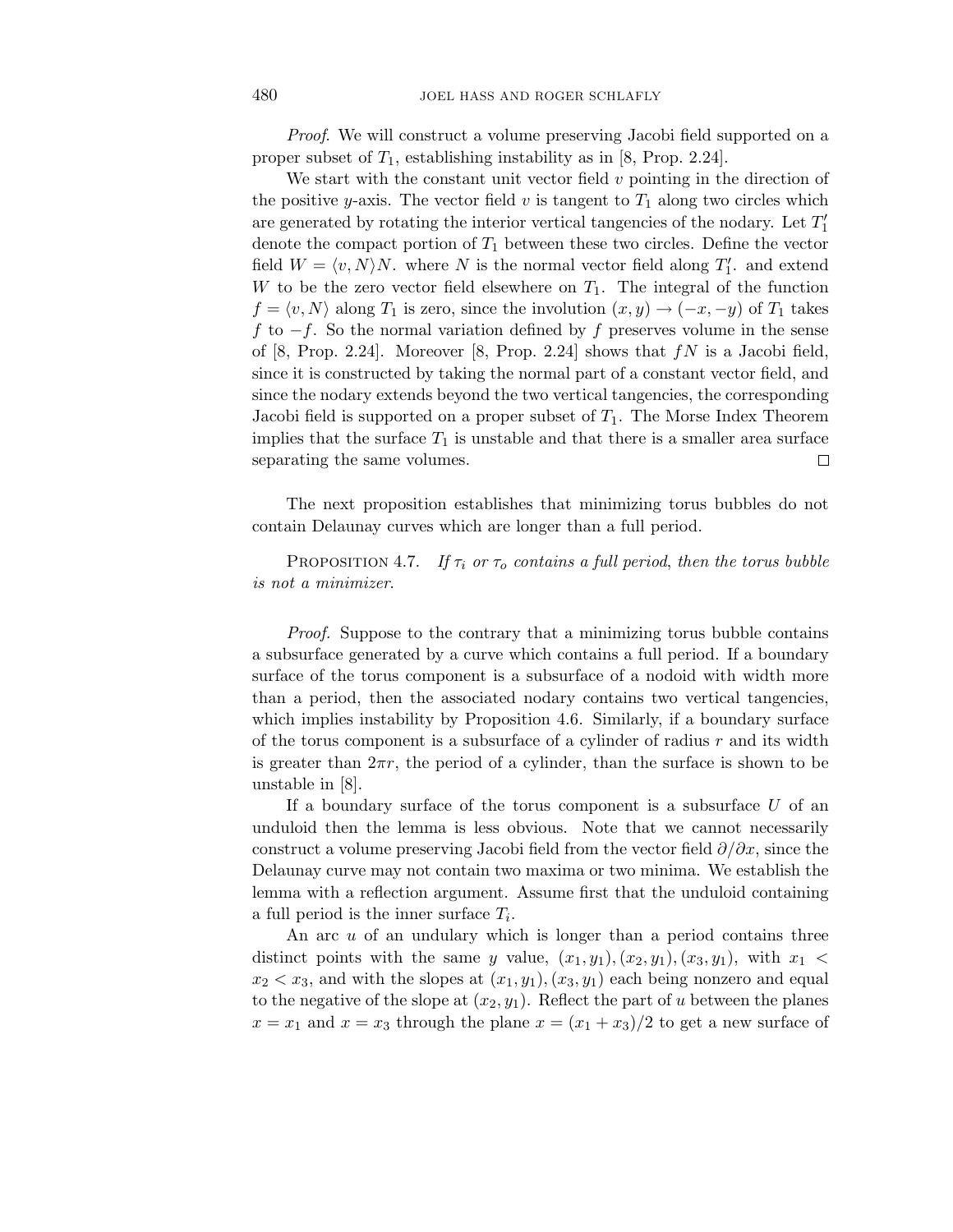*Proof.* We will construct a volume preserving Jacobi field supported on a proper subset of $T_1$, establishing instability as in [8, Prop. 2.24].

We start with the constant unit vector field $v$ pointing in the direction of the positive $y$-axis. The vector field $v$ is tangent to $T_1$ along two circles which are generated by rotating the interior vertical tangencies of the nodary. Let $T_1'$ denote the compact portion of $T_1$ between these two circles. Define the vector field $W = \langle v, N \rangle N$. where $N$ is the normal vector field along $T_1'$. and extend $W$ to be the zero vector field elsewhere on $T_1$. The integral of the function $f = \langle v, N \rangle$ along $T_1$ is zero, since the involution $(x, y) \to (-x, -y)$ of $T_1$ takes $f$ to $-f$. So the normal variation defined by $f$ preserves volume in the sense of [8, Prop. 2.24]. Moreover [8, Prop. 2.24] shows that $fN$ is a Jacobi field, since it is constructed by taking the normal part of a constant vector field, and since the nodary extends beyond the two vertical tangencies, the corresponding Jacobi field is supported on a proper subset of $T_1$. The Morse Index Theorem implies that the surface $T_1$ is unstable and that there is a smaller area surface separating the same volumes. □

The next proposition establishes that minimizing torus bubbles do not contain Delaunay curves which are longer than a full period.

Proposition 4.7. *If $\tau_i$ or $\tau_o$ contains a full period, then the torus bubble is not a minimizer.*

*Proof.* Suppose to the contrary that a minimizing torus bubble contains a subsurface generated by a curve which contains a full period. If a boundary surface of the torus component is a subsurface of a nodoid with width more than a period, then the associated nodary contains two vertical tangencies, which implies instability by Proposition 4.6. Similarly, if a boundary surface of the torus component is a subsurface of a cylinder of radius $r$ and its width is greater than $2\pi r$, the period of a cylinder, than the surface is shown to be unstable in [8].

If a boundary surface of the torus component is a subsurface $U$ of an unduloid then the lemma is less obvious. Note that we cannot necessarily construct a volume preserving Jacobi field from the vector field $\partial/\partial x$, since the Delaunay curve may not contain two maxima or two minima. We establish the lemma with a reflection argument. Assume first that the unduloid containing a full period is the inner surface $T_i$.

An arc $u$ of an undulary which is longer than a period contains three distinct points with the same $y$ value, $(x_1, y_1), (x_2, y_1), (x_3, y_1)$, with $x_1 < x_2 < x_3$, and with the slopes at $(x_1, y_1), (x_3, y_1)$ each being nonzero and equal to the negative of the slope at $(x_2, y_1)$. Reflect the part of $u$ between the planes $x = x_1$ and $x = x_3$ through the plane $x = (x_1 + x_3)/2$ to get a new surface of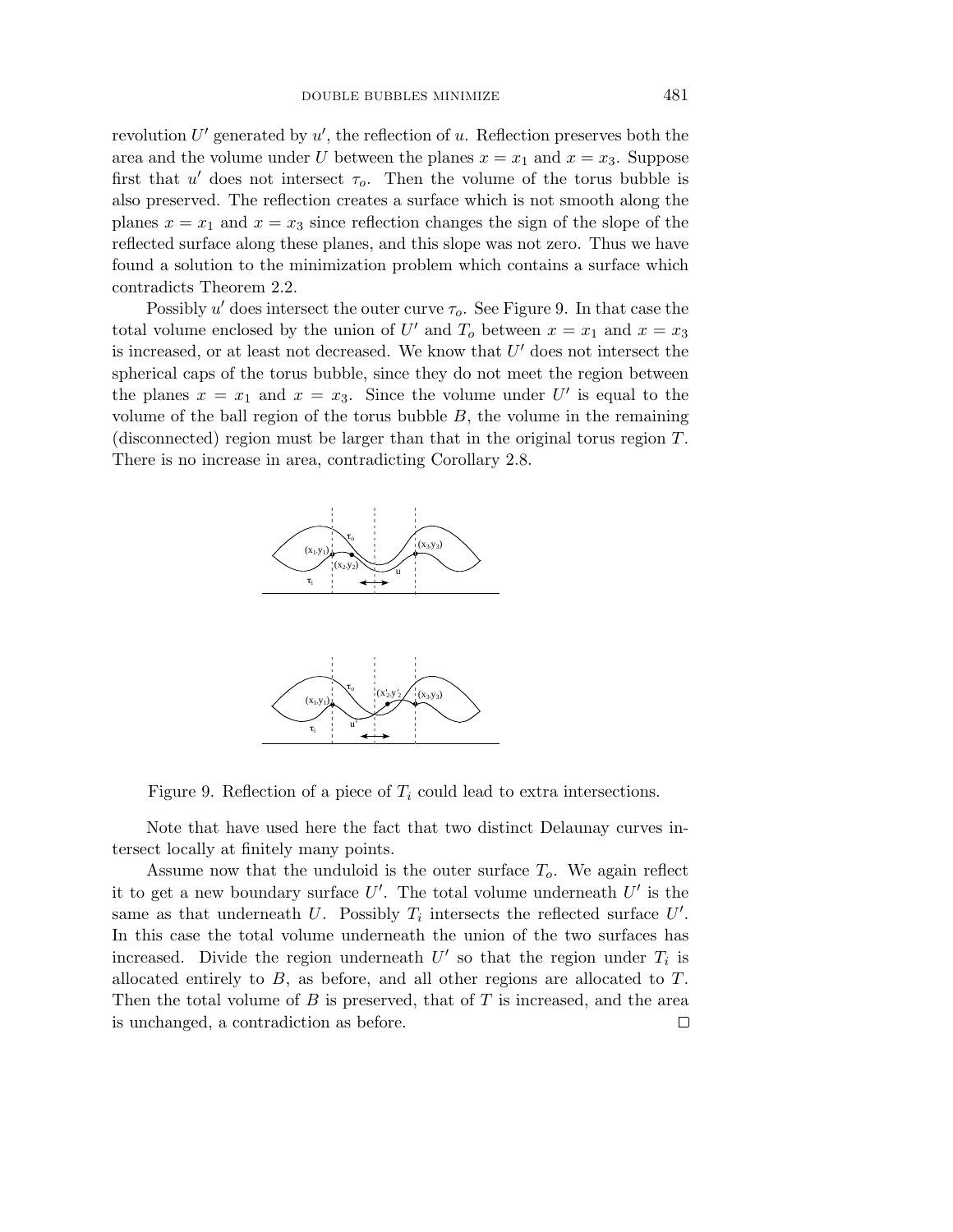revolution $U'$ generated by $u'$, the reflection of $u$. Reflection preserves both the area and the volume under $U$ between the planes $x = x_1$ and $x = x_3$. Suppose first that $u'$ does not intersect $\tau_o$. Then the volume of the torus bubble is also preserved. The reflection creates a surface which is not smooth along the planes $x = x_1$ and $x = x_3$ since reflection changes the sign of the slope of the reflected surface along these planes, and this slope was not zero. Thus we have found a solution to the minimization problem which contains a surface which contradicts Theorem 2.2.

Possibly $u'$ does intersect the outer curve $\tau_o$. See Figure 9. In that case the total volume enclosed by the union of $U'$ and $T_o$ between $x = x_1$ and $x = x_3$ is increased, or at least not decreased. We know that $U'$ does not intersect the spherical caps of the torus bubble, since they do not meet the region between the planes $x = x_1$ and $x = x_3$. Since the volume under $U'$ is equal to the volume of the ball region of the torus bubble $B$, the volume in the remaining (disconnected) region must be larger than that in the original torus region $T$. There is no increase in area, contradicting Corollary 2.8.

Figure 9. Reflection of a piece of $T_i$ could lead to extra intersections.

Note that have used here the fact that two distinct Delaunay curves intersect locally at finitely many points.

Assume now that the unduloid is the outer surface $T_o$. We again reflect it to get a new boundary surface $U'$. The total volume underneath $U'$ is the same as that underneath $U$. Possibly $T_i$ intersects the reflected surface $U'$. In this case the total volume underneath the union of the two surfaces has increased. Divide the region underneath $U'$ so that the region under $T_i$ is allocated entirely to $B$, as before, and all other regions are allocated to $T$. Then the total volume of $B$ is preserved, that of $T$ is increased, and the area is unchanged, a contradiction as before. $\square$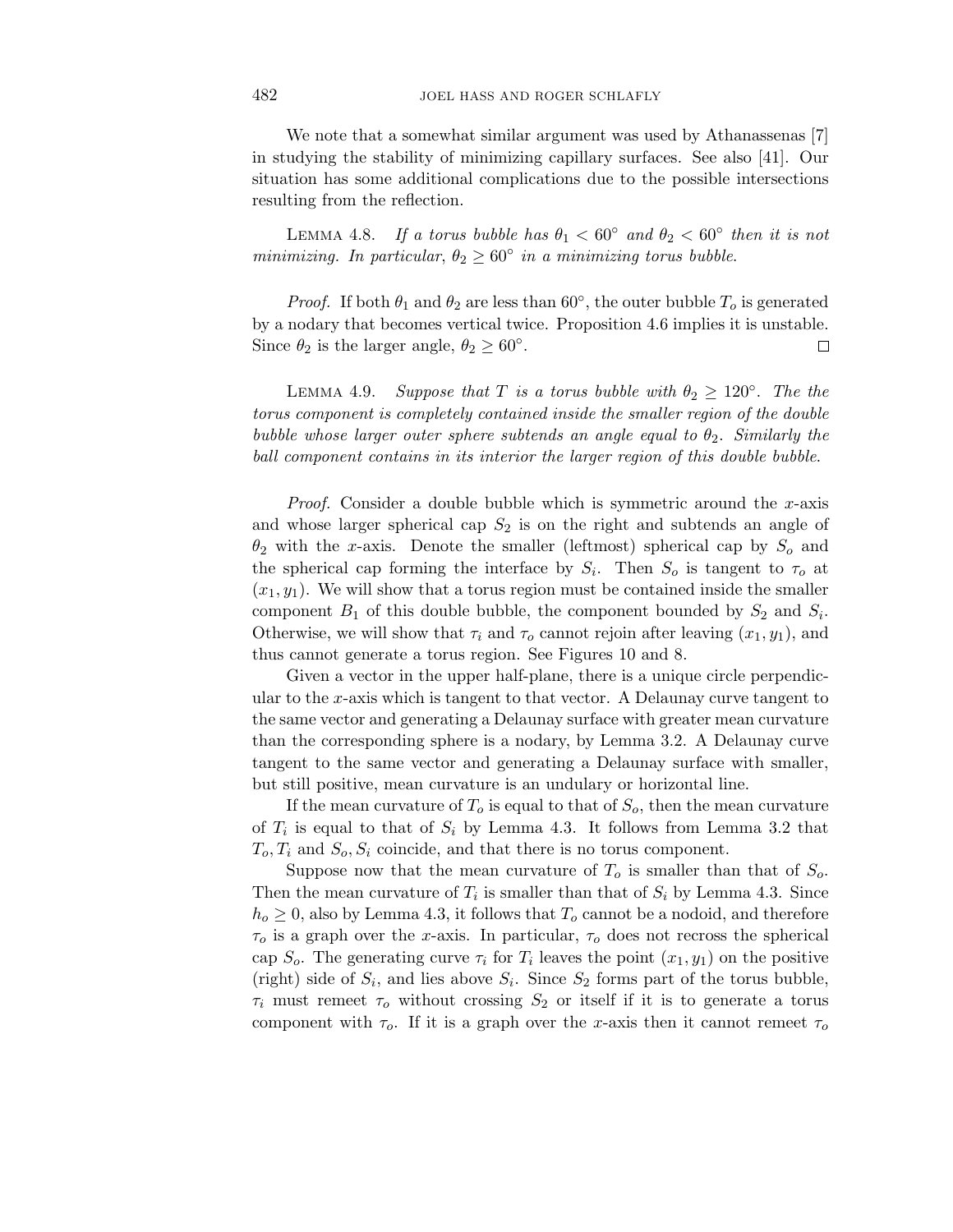We note that a somewhat similar argument was used by Athanassenas [7] in studying the stability of minimizing capillary surfaces. See also [41]. Our situation has some additional complications due to the possible intersections resulting from the reflection.

Lemma 4.8. *If a torus bubble has $\theta_1 < 60^\circ$ and $\theta_2 < 60^\circ$ then it is not minimizing. In particular, $\theta_2 \geq 60^\circ$ in a minimizing torus bubble.*

*Proof.* If both $\theta_1$ and $\theta_2$ are less than $60^\circ$, the outer bubble $T_o$ is generated by a nodary that becomes vertical twice. Proposition 4.6 implies it is unstable. Since $\theta_2$ is the larger angle, $\theta_2 \geq 60^\circ$. □

Lemma 4.9. *Suppose that $T$ is a torus bubble with $\theta_2 \geq 120^\circ$. The the torus component is completely contained inside the smaller region of the double bubble whose larger outer sphere subtends an angle equal to $\theta_2$. Similarly the ball component contains in its interior the larger region of this double bubble.*

*Proof.* Consider a double bubble which is symmetric around the $x$-axis and whose larger spherical cap $S_2$ is on the right and subtends an angle of $\theta_2$ with the $x$-axis. Denote the smaller (leftmost) spherical cap by $S_o$ and the spherical cap forming the interface by $S_i$. Then $S_o$ is tangent to $\tau_o$ at $(x_1, y_1)$. We will show that a torus region must be contained inside the smaller component $B_1$ of this double bubble, the component bounded by $S_2$ and $S_i$. Otherwise, we will show that $\tau_i$ and $\tau_o$ cannot rejoin after leaving $(x_1, y_1)$, and thus cannot generate a torus region. See Figures 10 and 8.

Given a vector in the upper half-plane, there is a unique circle perpendicular to the $x$-axis which is tangent to that vector. A Delaunay curve tangent to the same vector and generating a Delaunay surface with greater mean curvature than the corresponding sphere is a nodary, by Lemma 3.2. A Delaunay curve tangent to the same vector and generating a Delaunay surface with smaller, but still positive, mean curvature is an undulary or horizontal line.

If the mean curvature of $T_o$ is equal to that of $S_o$, then the mean curvature of $T_i$ is equal to that of $S_i$ by Lemma 4.3. It follows from Lemma 3.2 that $T_o, T_i$ and $S_o, S_i$ coincide, and that there is no torus component.

Suppose now that the mean curvature of $T_o$ is smaller than that of $S_o$. Then the mean curvature of $T_i$ is smaller than that of $S_i$ by Lemma 4.3. Since $h_o \geq 0$, also by Lemma 4.3, it follows that $T_o$ cannot be a nodoid, and therefore $\tau_o$ is a graph over the $x$-axis. In particular, $\tau_o$ does not recross the spherical cap $S_o$. The generating curve $\tau_i$ for $T_i$ leaves the point $(x_1, y_1)$ on the positive (right) side of $S_i$, and lies above $S_i$. Since $S_2$ forms part of the torus bubble, $\tau_i$ must remeet $\tau_o$ without crossing $S_2$ or itself if it is to generate a torus component with $\tau_o$. If it is a graph over the $x$-axis then it cannot remeet $\tau_o$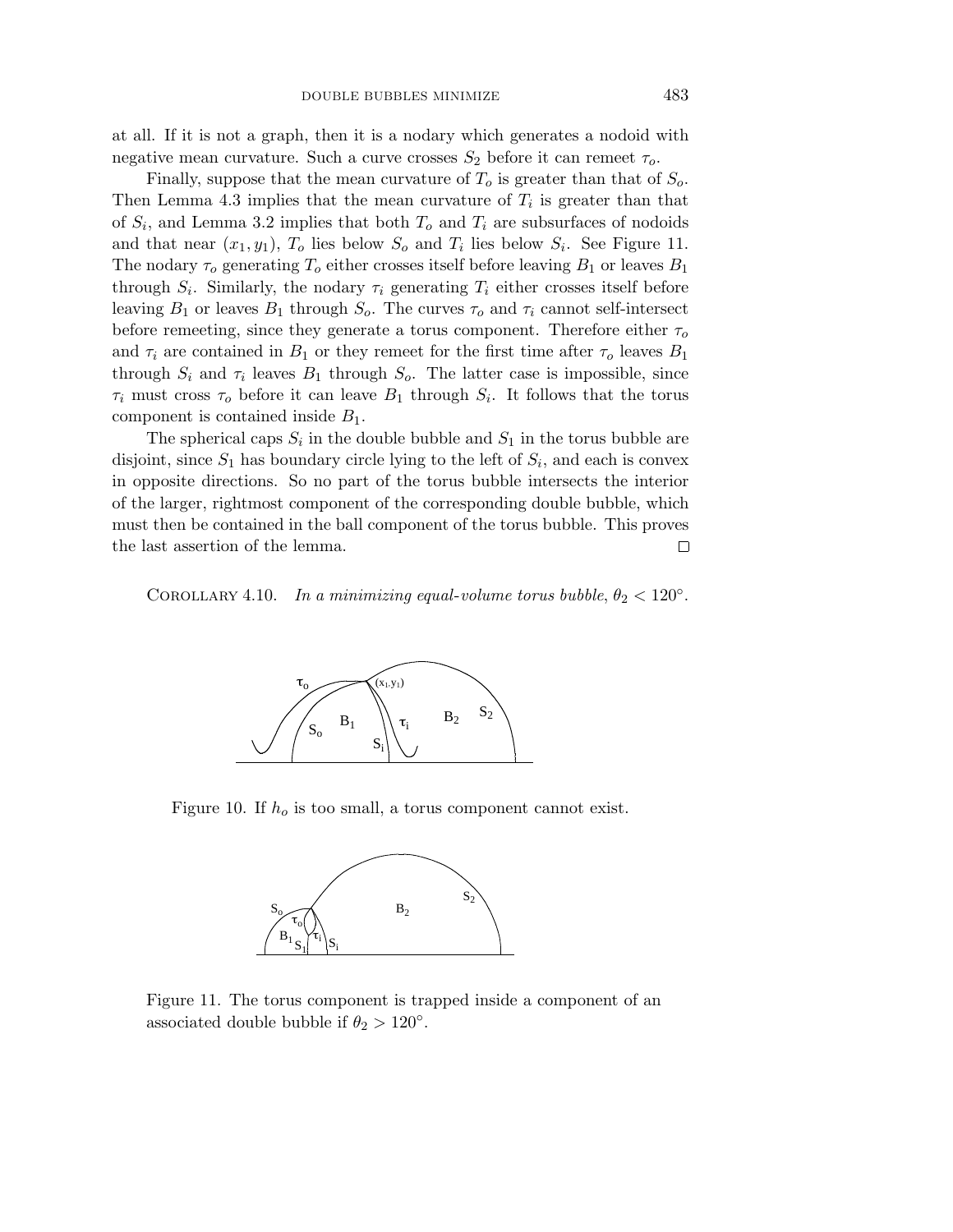at all. If it is not a graph, then it is a nodary which generates a nodoid with negative mean curvature. Such a curve crosses $S_2$ before it can remeet $\tau_o$.

Finally, suppose that the mean curvature of $T_o$ is greater than that of $S_o$. Then Lemma 4.3 implies that the mean curvature of $T_i$ is greater than that of $S_i$, and Lemma 3.2 implies that both $T_o$ and $T_i$ are subsurfaces of nodoids and that near $(x_1, y_1)$, $T_o$ lies below $S_o$ and $T_i$ lies below $S_i$. See Figure 11. The nodary $\tau_o$ generating $T_o$ either crosses itself before leaving $B_1$ or leaves $B_1$ through $S_i$. Similarly, the nodary $\tau_i$ generating $T_i$ either crosses itself before leaving $B_1$ or leaves $B_1$ through $S_o$. The curves $\tau_o$ and $\tau_i$ cannot self-intersect before remeeting, since they generate a torus component. Therefore either $\tau_o$ and $\tau_i$ are contained in $B_1$ or they remeet for the first time after $\tau_o$ leaves $B_1$ through $S_i$ and $\tau_i$ leaves $B_1$ through $S_o$. The latter case is impossible, since $\tau_i$ must cross $\tau_o$ before it can leave $B_1$ through $S_i$. It follows that the torus component is contained inside $B_1$.

The spherical caps $S_i$ in the double bubble and $S_1$ in the torus bubble are disjoint, since $S_1$ has boundary circle lying to the left of $S_i$, and each is convex in opposite directions. So no part of the torus bubble intersects the interior of the larger, rightmost component of the corresponding double bubble, which must then be contained in the ball component of the torus bubble. This proves the last assertion of the lemma. □

Corollary 4.10. *In a minimizing equal-volume torus bubble, $\theta_2 < 120°$.*

Figure 10. If $h_o$ is too small, a torus component cannot exist.

Figure 11. The torus component is trapped inside a component of an associated double bubble if $\theta_2 > 120°$.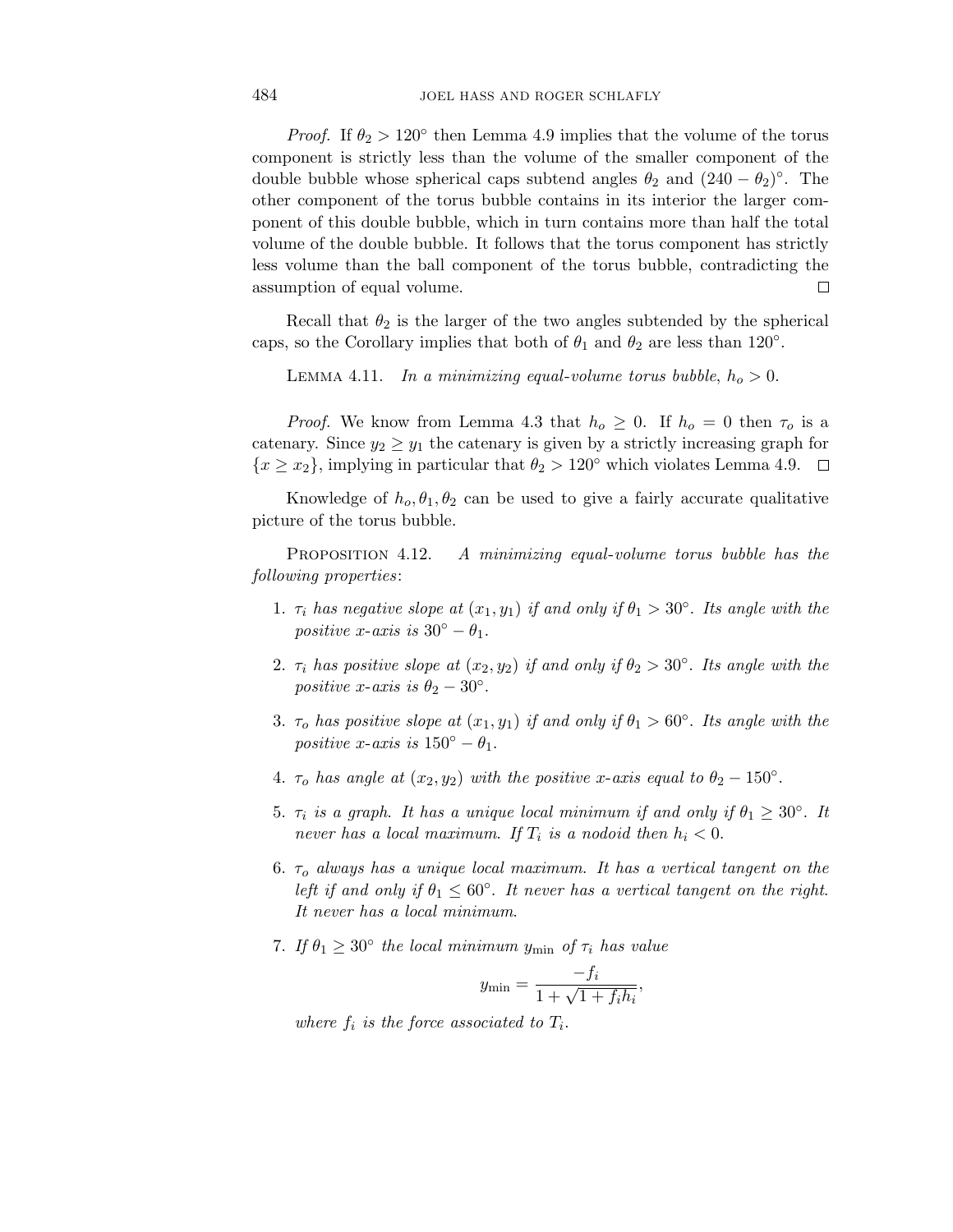*Proof.* If $\theta_2 > 120^\circ$ then Lemma 4.9 implies that the volume of the torus component is strictly less than the volume of the smaller component of the double bubble whose spherical caps subtend angles $\theta_2$ and $(240 - \theta_2)^\circ$. The other component of the torus bubble contains in its interior the larger component of this double bubble, which in turn contains more than half the total volume of the double bubble. It follows that the torus component has strictly less volume than the ball component of the torus bubble, contradicting the assumption of equal volume. $\square$

Recall that $\theta_2$ is the larger of the two angles subtended by the spherical caps, so the Corollary implies that both of $\theta_1$ and $\theta_2$ are less than $120^\circ$.

Lemma 4.11. *In a minimizing equal-volume torus bubble, $h_o > 0$.*

*Proof.* We know from Lemma 4.3 that $h_o \geq 0$. If $h_o = 0$ then $\tau_o$ is a catenary. Since $y_2 \geq y_1$ the catenary is given by a strictly increasing graph for $\{x \geq x_2\}$, implying in particular that $\theta_2 > 120^\circ$ which violates Lemma 4.9. $\square$

Knowledge of $h_o, \theta_1, \theta_2$ can be used to give a fairly accurate qualitative picture of the torus bubble.

Proposition 4.12. *A minimizing equal-volume torus bubble has the following properties*:

1. *$\tau_i$ has negative slope at $(x_1, y_1)$ if and only if $\theta_1 > 30^\circ$. Its angle with the positive x-axis is $30^\circ - \theta_1$.*
2. *$\tau_i$ has positive slope at $(x_2, y_2)$ if and only if $\theta_2 > 30^\circ$. Its angle with the positive x-axis is $\theta_2 - 30^\circ$.*
3. *$\tau_o$ has positive slope at $(x_1, y_1)$ if and only if $\theta_1 > 60^\circ$. Its angle with the positive x-axis is $150^\circ - \theta_1$.*
4. *$\tau_o$ has angle at $(x_2, y_2)$ with the positive x-axis equal to $\theta_2 - 150^\circ$.*
5. *$\tau_i$ is a graph. It has a unique local minimum if and only if $\theta_1 \geq 30^\circ$. It never has a local maximum. If $T_i$ is a nodoid then $h_i < 0$.*
6. *$\tau_o$ always has a unique local maximum. It has a vertical tangent on the left if and only if $\theta_1 \leq 60^\circ$. It never has a vertical tangent on the right. It never has a local minimum.*
7. *If $\theta_1 \geq 30^\circ$ the local minimum $y_{\min}$ of $\tau_i$ has value*

$$y_{\min} = \frac{-f_i}{1 + \sqrt{1 + f_i h_i}},$$

*where $f_i$ is the force associated to $T_i$.*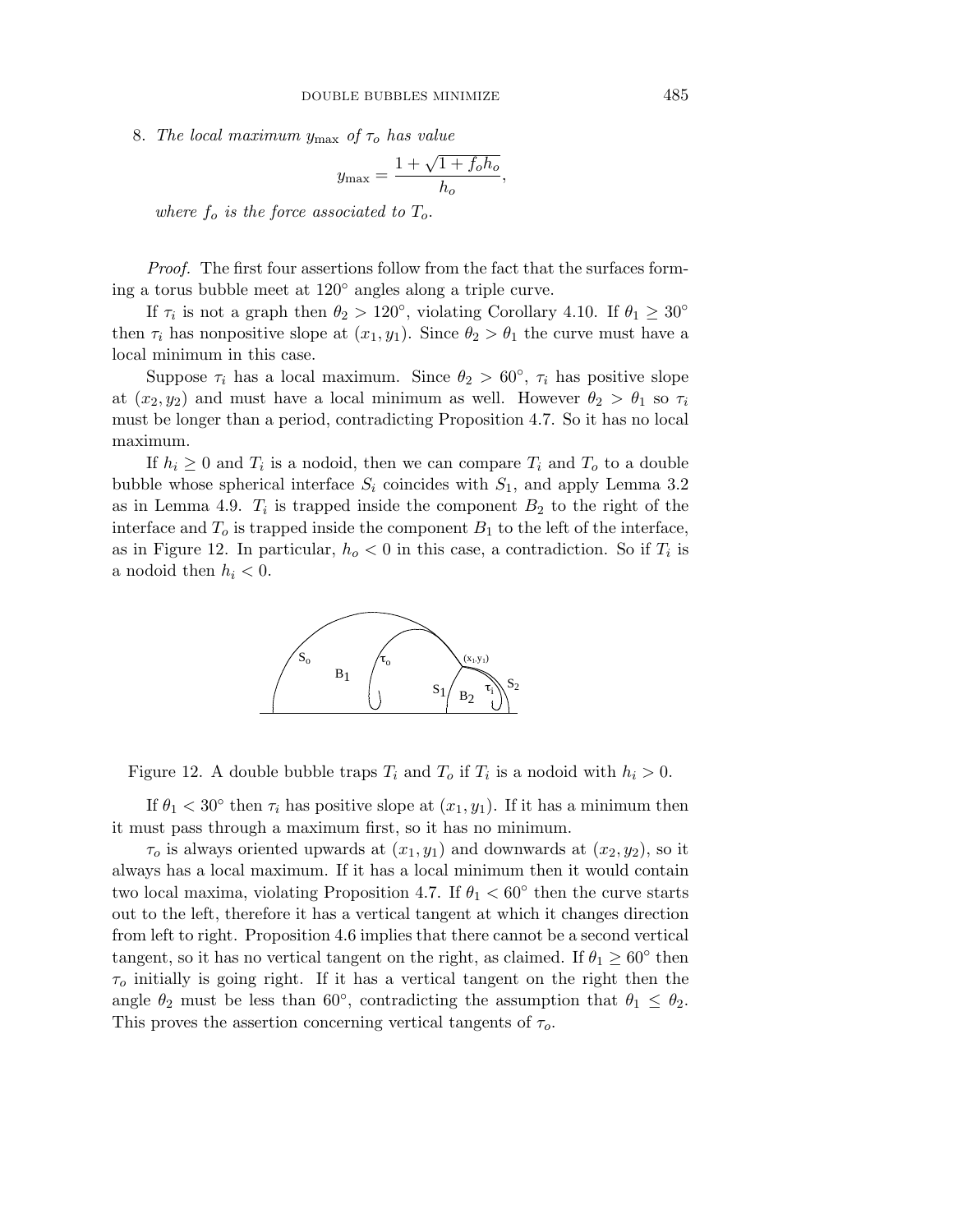8. *The local maximum* $y_{\max}$ *of* $\tau_o$ *has value*

$$y_{\max} = \frac{1 + \sqrt{1 + f_o h_o}}{h_o},$$

*where* $f_o$ *is the force associated to* $T_o$.

*Proof.* The first four assertions follow from the fact that the surfaces forming a torus bubble meet at $120^\circ$ angles along a triple curve.

If $\tau_i$ is not a graph then $\theta_2 > 120^\circ$, violating Corollary 4.10. If $\theta_1 \geq 30^\circ$ then $\tau_i$ has nonpositive slope at $(x_1, y_1)$. Since $\theta_2 > \theta_1$ the curve must have a local minimum in this case.

Suppose $\tau_i$ has a local maximum. Since $\theta_2 > 60^\circ$, $\tau_i$ has positive slope at $(x_2, y_2)$ and must have a local minimum as well. However $\theta_2 > \theta_1$ so $\tau_i$ must be longer than a period, contradicting Proposition 4.7. So it has no local maximum.

If $h_i \geq 0$ and $T_i$ is a nodoid, then we can compare $T_i$ and $T_o$ to a double bubble whose spherical interface $S_i$ coincides with $S_1$, and apply Lemma 3.2 as in Lemma 4.9. $T_i$ is trapped inside the component $B_2$ to the right of the interface and $T_o$ is trapped inside the component $B_1$ to the left of the interface, as in Figure 12. In particular, $h_o < 0$ in this case, a contradiction. So if $T_i$ is a nodoid then $h_i < 0$.

Figure 12. A double bubble traps $T_i$ and $T_o$ if $T_i$ is a nodoid with $h_i > 0$.

If $\theta_1 < 30^\circ$ then $\tau_i$ has positive slope at $(x_1, y_1)$. If it has a minimum then it must pass through a maximum first, so it has no minimum.

$\tau_o$ is always oriented upwards at $(x_1, y_1)$ and downwards at $(x_2, y_2)$, so it always has a local maximum. If it has a local minimum then it would contain two local maxima, violating Proposition 4.7. If $\theta_1 < 60^\circ$ then the curve starts out to the left, therefore it has a vertical tangent at which it changes direction from left to right. Proposition 4.6 implies that there cannot be a second vertical tangent, so it has no vertical tangent on the right, as claimed. If $\theta_1 \geq 60^\circ$ then $\tau_o$ initially is going right. If it has a vertical tangent on the right then the angle $\theta_2$ must be less than $60^\circ$, contradicting the assumption that $\theta_1 \leq \theta_2$. This proves the assertion concerning vertical tangents of $\tau_o$.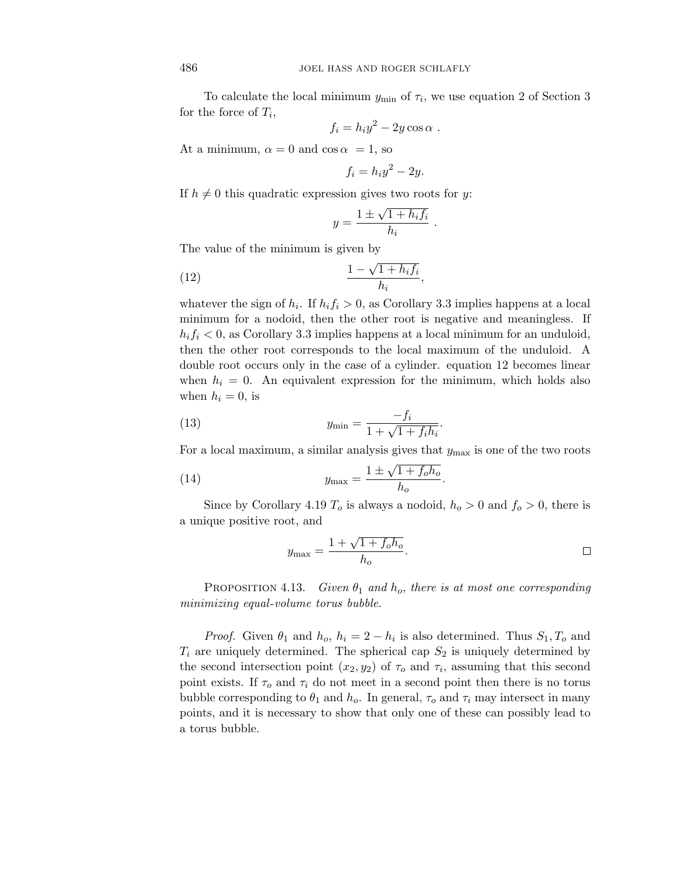To calculate the local minimum $y_{\min}$ of $\tau_i$, we use equation 2 of Section 3 for the force of $T_i$,

$$f_i = h_i y^2 - 2y \cos\alpha \ .$$

At a minimum, $\alpha = 0$ and $\cos\alpha \ = 1$, so

$$f_i = h_i y^2 - 2y.$$

If $h \neq 0$ this quadratic expression gives two roots for $y$:

$$y = \frac{1 \pm \sqrt{1 + h_i f_i}}{h_i} \ .$$

The value of the minimum is given by

$$\frac{1 - \sqrt{1 + h_i f_i}}{h_i}, \tag{12}$$

whatever the sign of $h_i$. If $h_i f_i > 0$, as Corollary 3.3 implies happens at a local minimum for a nodoid, then the other root is negative and meaningless. If $h_i f_i < 0$, as Corollary 3.3 implies happens at a local minimum for an unduloid, then the other root corresponds to the local maximum of the unduloid. A double root occurs only in the case of a cylinder. equation 12 becomes linear when $h_i = 0$. An equivalent expression for the minimum, which holds also when $h_i = 0$, is

$$y_{\min} = \frac{-f_i}{1 + \sqrt{1 + f_i h_i}}. \tag{13}$$

For a local maximum, a similar analysis gives that $y_{\max}$ is one of the two roots

$$y_{\max} = \frac{1 \pm \sqrt{1 + f_o h_o}}{h_o}. \tag{14}$$

Since by Corollary 4.19 $T_o$ is always a nodoid, $h_o > 0$ and $f_o > 0$, there is a unique positive root, and

$$y_{\max} = \frac{1 + \sqrt{1 + f_o h_o}}{h_o}.$$

□

Proposition 4.13. *Given $\theta_1$ and $h_o$, there is at most one corresponding minimizing equal-volume torus bubble.*

*Proof.* Given $\theta_1$ and $h_o$, $h_i = 2 - h_i$ is also determined. Thus $S_1, T_o$ and $T_i$ are uniquely determined. The spherical cap $S_2$ is uniquely determined by the second intersection point $(x_2, y_2)$ of $\tau_o$ and $\tau_i$, assuming that this second point exists. If $\tau_o$ and $\tau_i$ do not meet in a second point then there is no torus bubble corresponding to $\theta_1$ and $h_o$. In general, $\tau_o$ and $\tau_i$ may intersect in many points, and it is necessary to show that only one of these can possibly lead to a torus bubble.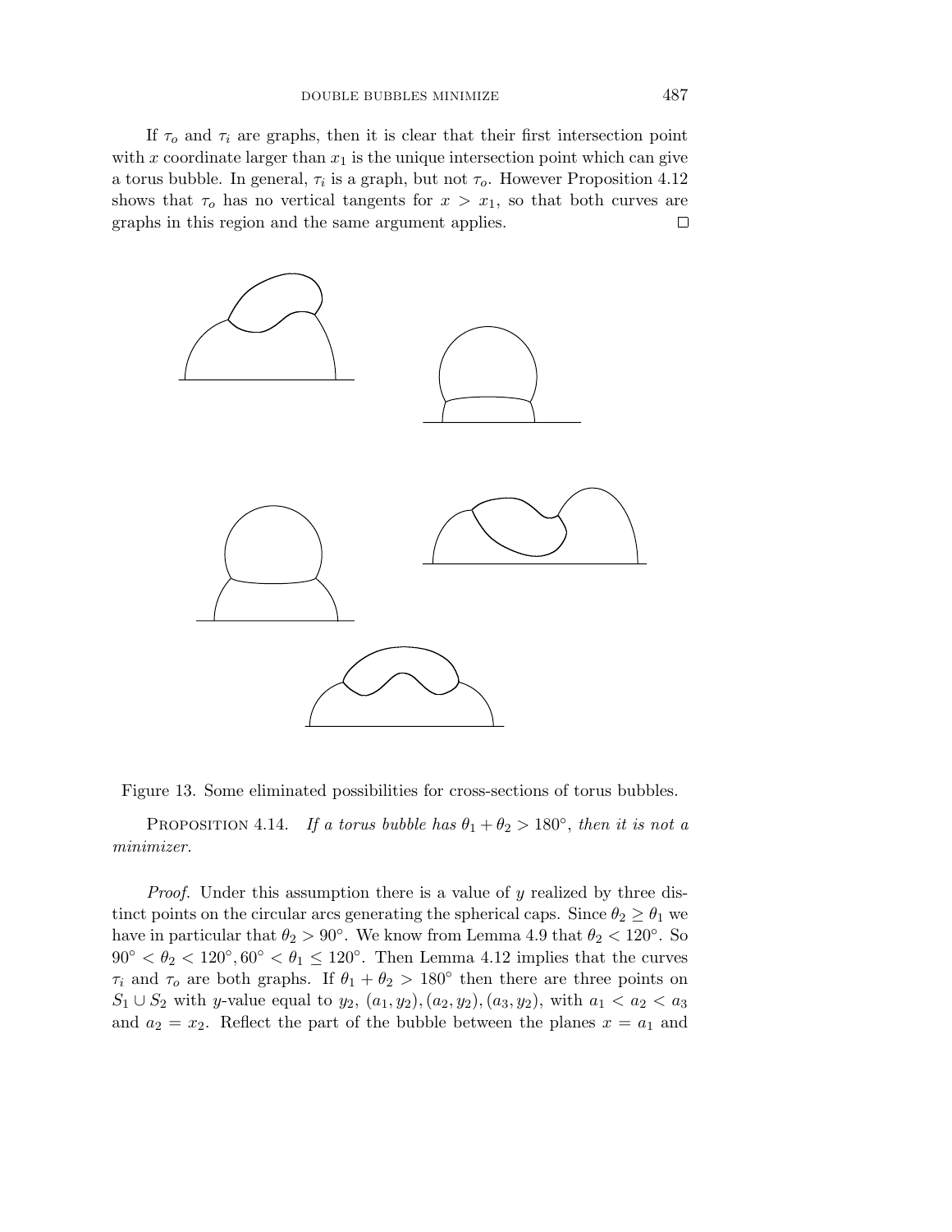If $\tau_o$ and $\tau_i$ are graphs, then it is clear that their first intersection point with $x$ coordinate larger than $x_1$ is the unique intersection point which can give a torus bubble. In general, $\tau_i$ is a graph, but not $\tau_o$. However Proposition 4.12 shows that $\tau_o$ has no vertical tangents for $x > x_1$, so that both curves are graphs in this region and the same argument applies. □

Figure 13. Some eliminated possibilities for cross-sections of torus bubbles.

PROPOSITION 4.14. *If a torus bubble has $\theta_1 + \theta_2 > 180^\circ$, then it is not a minimizer.*

*Proof.* Under this assumption there is a value of $y$ realized by three distinct points on the circular arcs generating the spherical caps. Since $\theta_2 \geq \theta_1$ we have in particular that $\theta_2 > 90^\circ$. We know from Lemma 4.9 that $\theta_2 < 120^\circ$. So $90^\circ < \theta_2 < 120^\circ, 60^\circ < \theta_1 \leq 120^\circ$. Then Lemma 4.12 implies that the curves $\tau_i$ and $\tau_o$ are both graphs. If $\theta_1 + \theta_2 > 180^\circ$ then there are three points on $S_1 \cup S_2$ with $y$-value equal to $y_2$, $(a_1, y_2), (a_2, y_2), (a_3, y_2)$, with $a_1 < a_2 < a_3$ and $a_2 = x_2$. Reflect the part of the bubble between the planes $x = a_1$ and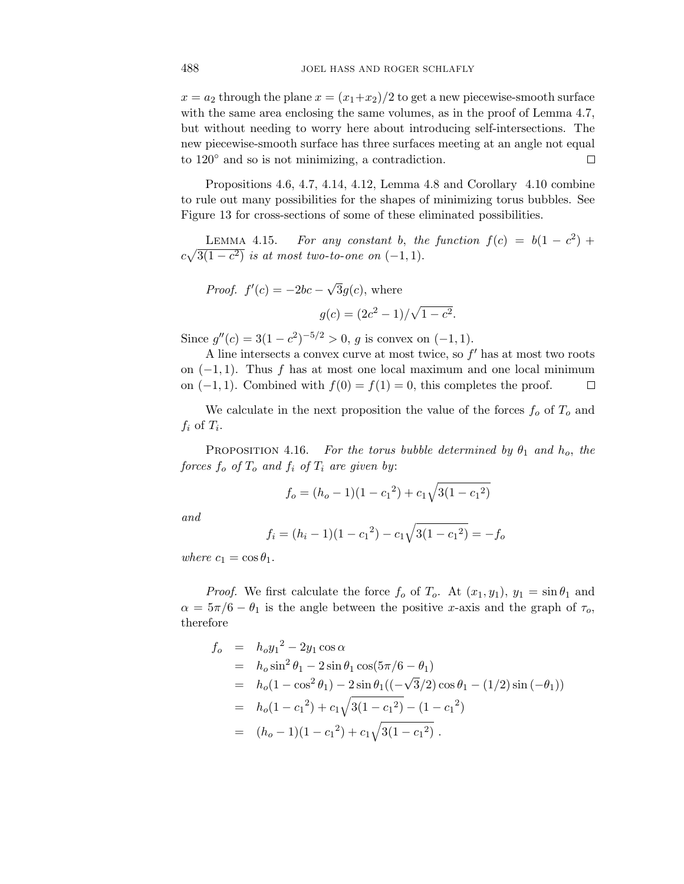$x = a_2$ through the plane $x = (x_1+x_2)/2$ to get a new piecewise-smooth surface with the same area enclosing the same volumes, as in the proof of Lemma 4.7, but without needing to worry here about introducing self-intersections. The new piecewise-smooth surface has three surfaces meeting at an angle not equal to $120^\circ$ and so is not minimizing, a contradiction. $\square$

Propositions 4.6, 4.7, 4.14, 4.12, Lemma 4.8 and Corollary 4.10 combine to rule out many possibilities for the shapes of minimizing torus bubbles. See Figure 13 for cross-sections of some of these eliminated possibilities.

Lemma 4.15. *For any constant $b$, the function $f(c) = b(1-c^2) + c\sqrt{3(1-c^2)}$ is at most two-to-one on $(-1,1)$.*

*Proof.* $f'(c) = -2bc - \sqrt{3}g(c)$, where

$$g(c) = (2c^2-1)/\sqrt{1-c^2}.$$

Since $g''(c) = 3(1-c^2)^{-5/2} > 0$, $g$ is convex on $(-1,1)$.

A line intersects a convex curve at most twice, so $f'$ has at most two roots on $(-1,1)$. Thus $f$ has at most one local maximum and one local minimum on $(-1,1)$. Combined with $f(0) = f(1) = 0$, this completes the proof. $\square$

We calculate in the next proposition the value of the forces $f_o$ of $T_o$ and $f_i$ of $T_i$.

Proposition 4.16. *For the torus bubble determined by $\theta_1$ and $h_o$, the forces $f_o$ of $T_o$ and $f_i$ of $T_i$ are given by:*

$$f_o = (h_o-1)(1-{c_1}^2) + c_1\sqrt{3(1-{c_1}^2)}$$

*and*

$$f_i = (h_i-1)(1-{c_1}^2) - c_1\sqrt{3(1-{c_1}^2)} = -f_o$$

*where $c_1 = \cos\theta_1$.*

*Proof.* We first calculate the force $f_o$ of $T_o$. At $(x_1, y_1)$, $y_1 = \sin\theta_1$ and $\alpha = 5\pi/6 - \theta_1$ is the angle between the positive $x$-axis and the graph of $\tau_o$, therefore

$$\begin{aligned}
f_o &= h_o{y_1}^2 - 2y_1\cos\alpha \\
&= h_o\sin^2\theta_1 - 2\sin\theta_1\cos(5\pi/6-\theta_1) \\
&= h_o(1-\cos^2\theta_1) - 2\sin\theta_1((-\sqrt{3}/2)\cos\theta_1 - (1/2)\sin(-\theta_1)) \\
&= h_o(1-{c_1}^2) + c_1\sqrt{3(1-{c_1}^2)} - (1-{c_1}^2) \\
&= (h_o-1)(1-{c_1}^2) + c_1\sqrt{3(1-{c_1}^2)}\ .
\end{aligned}$$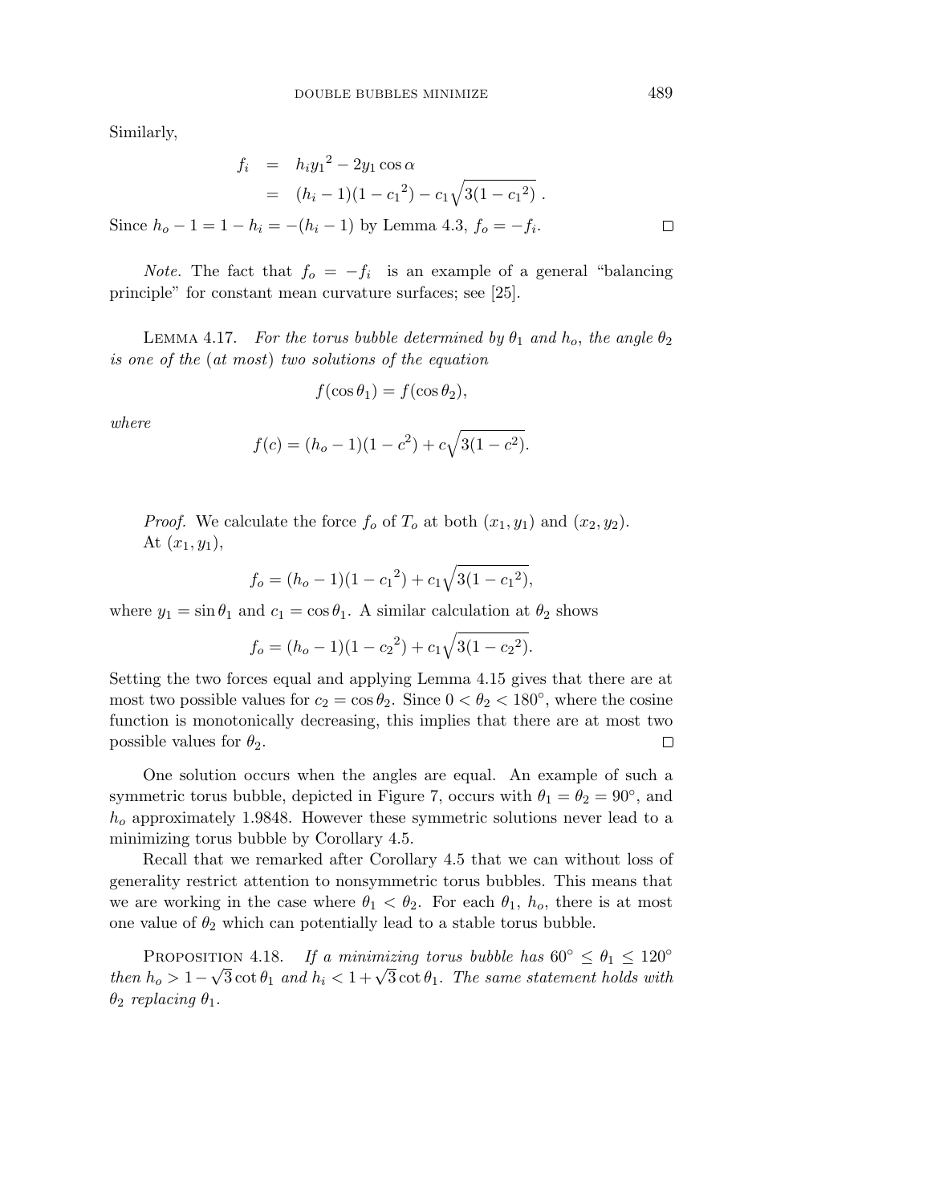Similarly,

$$
\begin{aligned}
f_i &= h_i {y_1}^2 - 2y_1 \cos\alpha \\
&= (h_i - 1)(1 - {c_1}^2) - c_1\sqrt{3(1 - {c_1}^2)}\ .
\end{aligned}
$$

Since $h_o - 1 = 1 - h_i = -(h_i - 1)$ by Lemma 4.3, $f_o = -f_i$. $\square$

*Note.* The fact that $f_o = -f_i$ is an example of a general "balancing principle" for constant mean curvature surfaces; see [25].

LEMMA 4.17. *For the torus bubble determined by* $\theta_1$ *and* $h_o$, *the angle* $\theta_2$ *is one of the* (*at most*) *two solutions of the equation*

$$f(\cos\theta_1) = f(\cos\theta_2),$$

*where*

$$f(c) = (h_o - 1)(1 - c^2) + c\sqrt{3(1 - c^2)}.$$

*Proof.* We calculate the force $f_o$ of $T_o$ at both $(x_1, y_1)$ and $(x_2, y_2)$.
At $(x_1, y_1)$,

$$f_o = (h_o - 1)(1 - {c_1}^2) + c_1\sqrt{3(1 - {c_1}^2)},$$

where $y_1 = \sin\theta_1$ and $c_1 = \cos\theta_1$. A similar calculation at $\theta_2$ shows

$$f_o = (h_o - 1)(1 - {c_2}^2) + c_1\sqrt{3(1 - {c_2}^2)}.$$

Setting the two forces equal and applying Lemma 4.15 gives that there are at most two possible values for $c_2 = \cos\theta_2$. Since $0 < \theta_2 < 180^\circ$, where the cosine function is monotonically decreasing, this implies that there are at most two possible values for $\theta_2$. $\square$

One solution occurs when the angles are equal. An example of such a symmetric torus bubble, depicted in Figure 7, occurs with $\theta_1 = \theta_2 = 90^\circ$, and $h_o$ approximately 1.9848. However these symmetric solutions never lead to a minimizing torus bubble by Corollary 4.5.

Recall that we remarked after Corollary 4.5 that we can without loss of generality restrict attention to nonsymmetric torus bubbles. This means that we are working in the case where $\theta_1 < \theta_2$. For each $\theta_1$, $h_o$, there is at most one value of $\theta_2$ which can potentially lead to a stable torus bubble.

PROPOSITION 4.18. *If a minimizing torus bubble has* $60^\circ \leq \theta_1 \leq 120^\circ$ *then* $h_o > 1 - \sqrt{3}\cot\theta_1$ *and* $h_i < 1 + \sqrt{3}\cot\theta_1$. *The same statement holds with* $\theta_2$ *replacing* $\theta_1$.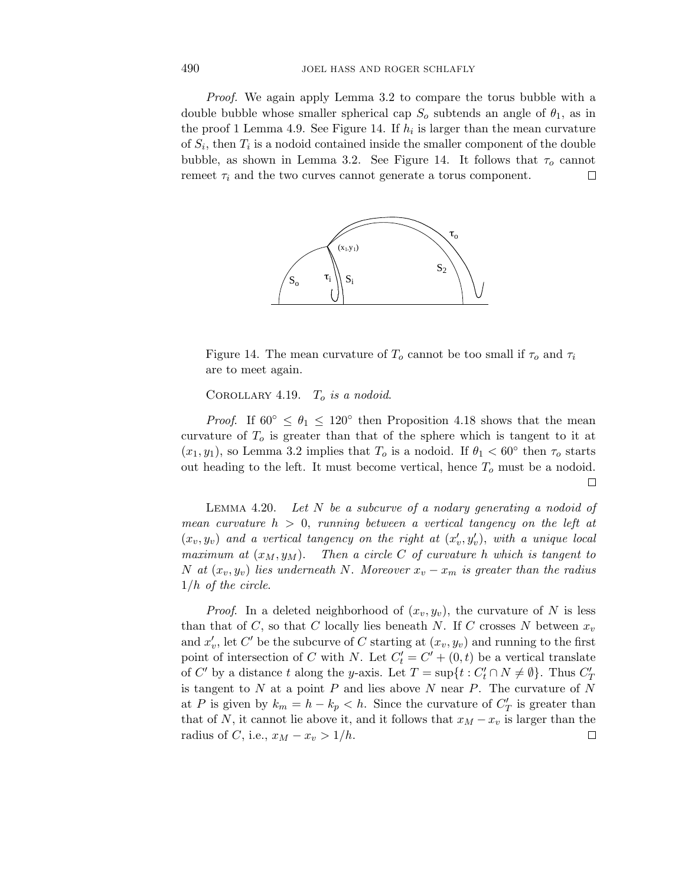*Proof.* We again apply Lemma 3.2 to compare the torus bubble with a double bubble whose smaller spherical cap $S_o$ subtends an angle of $\theta_1$, as in the proof 1 Lemma 4.9. See Figure 14. If $h_i$ is larger than the mean curvature of $S_i$, then $T_i$ is a nodoid contained inside the smaller component of the double bubble, as shown in Lemma 3.2. See Figure 14. It follows that $\tau_o$ cannot remeet $\tau_i$ and the two curves cannot generate a torus component. □

Figure 14. The mean curvature of $T_o$ cannot be too small if $\tau_o$ and $\tau_i$ are to meet again.

Corollary 4.19. *$T_o$ is a nodoid.*

*Proof.* If $60^\circ \leq \theta_1 \leq 120^\circ$ then Proposition 4.18 shows that the mean curvature of $T_o$ is greater than that of the sphere which is tangent to it at $(x_1, y_1)$, so Lemma 3.2 implies that $T_o$ is a nodoid. If $\theta_1 < 60^\circ$ then $\tau_o$ starts out heading to the left. It must become vertical, hence $T_o$ must be a nodoid. □

Lemma 4.20. *Let $N$ be a subcurve of a nodary generating a nodoid of mean curvature $h > 0$, running between a vertical tangency on the left at $(x_v, y_v)$ and a vertical tangency on the right at $(x'_v, y'_v)$, with a unique local maximum at $(x_M, y_M)$. Then a circle $C$ of curvature $h$ which is tangent to $N$ at $(x_v, y_v)$ lies underneath $N$. Moreover $x_v - x_m$ is greater than the radius $1/h$ of the circle.*

*Proof.* In a deleted neighborhood of $(x_v, y_v)$, the curvature of $N$ is less than that of $C$, so that $C$ locally lies beneath $N$. If $C$ crosses $N$ between $x_v$ and $x'_v$, let $C'$ be the subcurve of $C$ starting at $(x_v, y_v)$ and running to the first point of intersection of $C$ with $N$. Let $C'_t = C' + (0, t)$ be a vertical translate of $C'$ by a distance $t$ along the $y$-axis. Let $T = \sup\{t : C'_t \cap N \neq \emptyset\}$. Thus $C'_T$ is tangent to $N$ at a point $P$ and lies above $N$ near $P$. The curvature of $N$ at $P$ is given by $k_m = h - k_p < h$. Since the curvature of $C'_T$ is greater than that of $N$, it cannot lie above it, and it follows that $x_M - x_v$ is larger than the radius of $C$, i.e., $x_M - x_v > 1/h$. □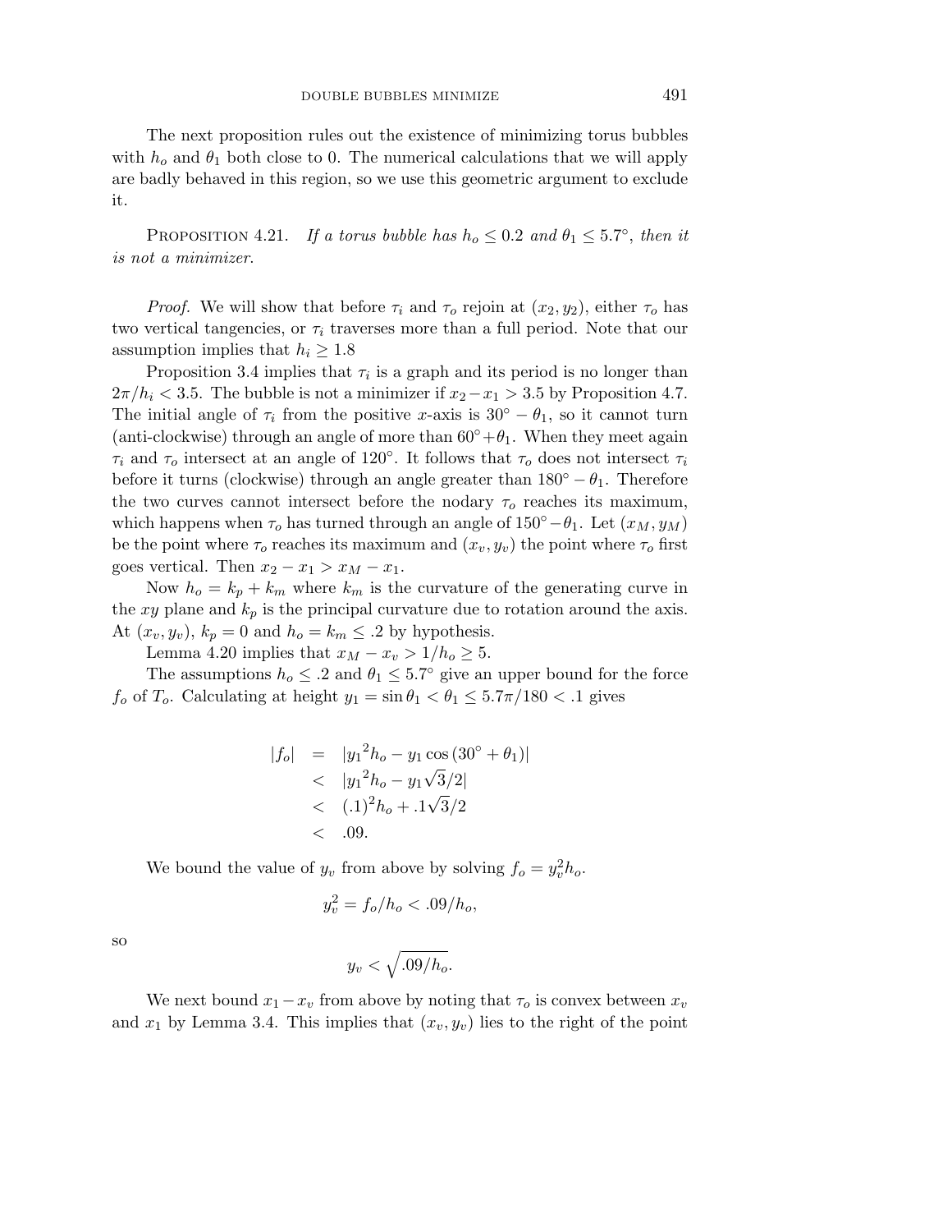The next proposition rules out the existence of minimizing torus bubbles with $h_o$ and $\theta_1$ both close to 0. The numerical calculations that we will apply are badly behaved in this region, so we use this geometric argument to exclude it.

Proposition 4.21. *If a torus bubble has $h_o \leq 0.2$ and $\theta_1 \leq 5.7^\circ$, then it is not a minimizer.*

*Proof.* We will show that before $\tau_i$ and $\tau_o$ rejoin at $(x_2, y_2)$, either $\tau_o$ has two vertical tangencies, or $\tau_i$ traverses more than a full period. Note that our assumption implies that $h_i \geq 1.8$

Proposition 3.4 implies that $\tau_i$ is a graph and its period is no longer than $2\pi/h_i < 3.5$. The bubble is not a minimizer if $x_2 - x_1 > 3.5$ by Proposition 4.7. The initial angle of $\tau_i$ from the positive $x$-axis is $30^\circ - \theta_1$, so it cannot turn (anti-clockwise) through an angle of more than $60^\circ + \theta_1$. When they meet again $\tau_i$ and $\tau_o$ intersect at an angle of $120^\circ$. It follows that $\tau_o$ does not intersect $\tau_i$ before it turns (clockwise) through an angle greater than $180^\circ - \theta_1$. Therefore the two curves cannot intersect before the nodary $\tau_o$ reaches its maximum, which happens when $\tau_o$ has turned through an angle of $150^\circ - \theta_1$. Let $(x_M, y_M)$ be the point where $\tau_o$ reaches its maximum and $(x_v, y_v)$ the point where $\tau_o$ first goes vertical. Then $x_2 - x_1 > x_M - x_1$.

Now $h_o = k_p + k_m$ where $k_m$ is the curvature of the generating curve in the $xy$ plane and $k_p$ is the principal curvature due to rotation around the axis. At $(x_v, y_v)$, $k_p = 0$ and $h_o = k_m \leq .2$ by hypothesis.

Lemma 4.20 implies that $x_M - x_v > 1/h_o \geq 5$.

The assumptions $h_o \leq .2$ and $\theta_1 \leq 5.7^\circ$ give an upper bound for the force $f_o$ of $T_o$. Calculating at height $y_1 = \sin\theta_1 < \theta_1 \leq 5.7\pi/180 < .1$ gives

$$
\begin{aligned}
|f_o| &= |{y_1}^2 h_o - y_1 \cos(30^\circ + \theta_1)| \\
&< |{y_1}^2 h_o - y_1 \sqrt{3}/2| \\
&< (.1)^2 h_o + .1\sqrt{3}/2 \\
&< .09.
\end{aligned}
$$

We bound the value of $y_v$ from above by solving $f_o = y_v^2 h_o$.

$$
y_v^2 = f_o/h_o < .09/h_o,
$$

so

$$
y_v < \sqrt{.09/h_o}.
$$

We next bound $x_1 - x_v$ from above by noting that $\tau_o$ is convex between $x_v$ and $x_1$ by Lemma 3.4. This implies that $(x_v, y_v)$ lies to the right of the point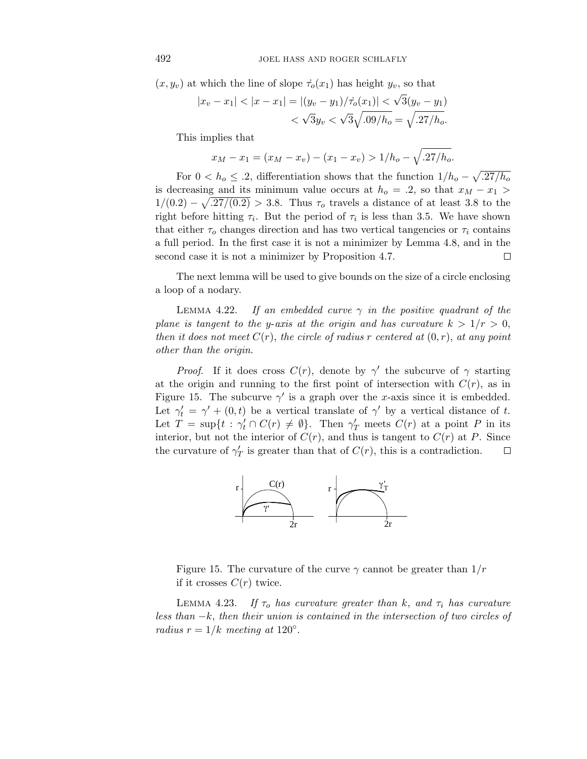$(x, y_v)$ at which the line of slope $\dot{\tau}_o(x_1)$ has height $y_v$, so that

$$|x_v - x_1| < |x - x_1| = |(y_v - y_1)/\dot{\tau}_o(x_1)| < \sqrt{3}(y_v - y_1)$$
$$< \sqrt{3}y_v < \sqrt{3}\sqrt{.09/h_o} = \sqrt{.27/h_o}.$$

This implies that

$$x_M - x_1 = (x_M - x_v) - (x_1 - x_v) > 1/h_o - \sqrt{.27/h_o}.$$

For $0 < h_o \leq .2$, differentiation shows that the function $1/h_o - \sqrt{.27/h_o}$ is decreasing and its minimum value occurs at $h_o = .2$, so that $x_M - x_1 > 1/(0.2) - \sqrt{.27/(0.2)} > 3.8$. Thus $\tau_o$ travels a distance of at least 3.8 to the right before hitting $\tau_i$. But the period of $\tau_i$ is less than 3.5. We have shown that either $\tau_o$ changes direction and has two vertical tangencies or $\tau_i$ contains a full period. In the first case it is not a minimizer by Lemma 4.8, and in the second case it is not a minimizer by Proposition 4.7. □

The next lemma will be used to give bounds on the size of a circle enclosing a loop of a nodary.

Lemma 4.22. *If an embedded curve $\gamma$ in the positive quadrant of the plane is tangent to the $y$-axis at the origin and has curvature $k > 1/r > 0$, then it does not meet $C(r)$, the circle of radius $r$ centered at $(0, r)$, at any point other than the origin.*

*Proof.* If it does cross $C(r)$, denote by $\gamma'$ the subcurve of $\gamma$ starting at the origin and running to the first point of intersection with $C(r)$, as in Figure 15. The subcurve $\gamma'$ is a graph over the $x$-axis since it is embedded. Let $\gamma'_t = \gamma' + (0, t)$ be a vertical translate of $\gamma'$ by a vertical distance of $t$. Let $T = \sup\{t : \gamma'_t \cap C(r) \neq \emptyset\}$. Then $\gamma'_T$ meets $C(r)$ at a point $P$ in its interior, but not the interior of $C(r)$, and thus is tangent to $C(r)$ at $P$. Since the curvature of $\gamma'_T$ is greater than that of $C(r)$, this is a contradiction. □

Figure 15. The curvature of the curve $\gamma$ cannot be greater than $1/r$ if it crosses $C(r)$ twice.

Lemma 4.23. *If $\tau_o$ has curvature greater than $k$, and $\tau_i$ has curvature less than $-k$, then their union is contained in the intersection of two circles of radius $r = 1/k$ meeting at $120°$.*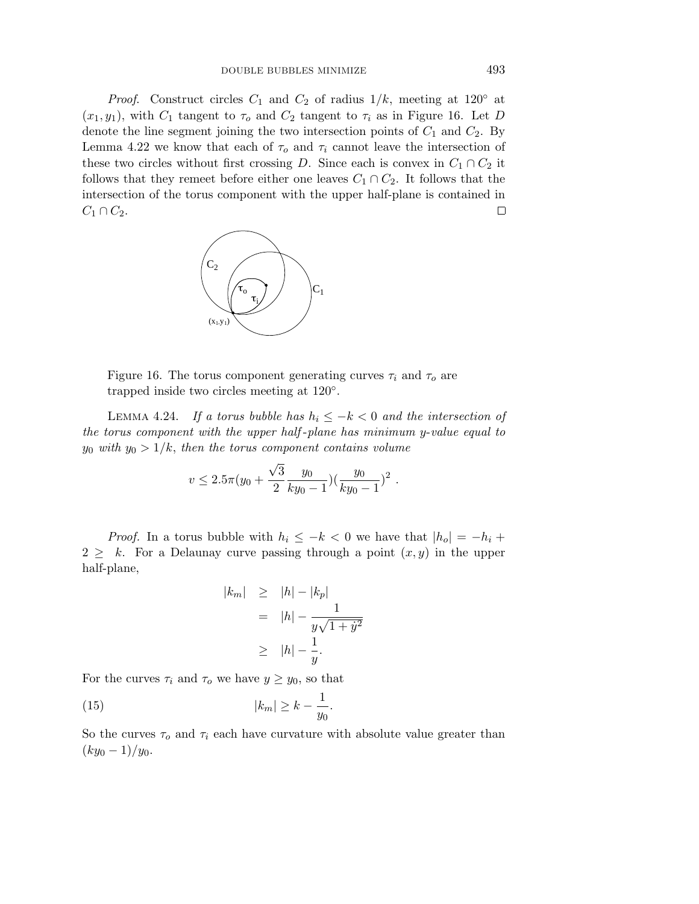*Proof.* Construct circles $C_1$ and $C_2$ of radius $1/k$, meeting at $120°$ at $(x_1, y_1)$, with $C_1$ tangent to $\tau_o$ and $C_2$ tangent to $\tau_i$ as in Figure 16. Let $D$ denote the line segment joining the two intersection points of $C_1$ and $C_2$. By Lemma 4.22 we know that each of $\tau_o$ and $\tau_i$ cannot leave the intersection of these two circles without first crossing $D$. Since each is convex in $C_1 \cap C_2$ it follows that they remeet before either one leaves $C_1 \cap C_2$. It follows that the intersection of the torus component with the upper half-plane is contained in $C_1 \cap C_2$. □

Figure 16. The torus component generating curves $\tau_i$ and $\tau_o$ are trapped inside two circles meeting at $120°$.

Lemma 4.24. *If a torus bubble has $h_i \leq -k < 0$ and the intersection of the torus component with the upper half-plane has minimum y-value equal to $y_0$ with $y_0 > 1/k$, then the torus component contains volume*

$$v \leq 2.5\pi(y_0 + \frac{\sqrt{3}}{2}\frac{y_0}{ky_0 - 1})(\frac{y_0}{ky_0 - 1})^2 .$$

*Proof.* In a torus bubble with $h_i \leq -k < 0$ we have that $|h_o| = -h_i + 2 \geq k$. For a Delaunay curve passing through a point $(x, y)$ in the upper half-plane,

$$\begin{aligned} |k_m| &\geq |h| - |k_p| \\ &= |h| - \frac{1}{y\sqrt{1+\dot{y}^2}} \\ &\geq |h| - \frac{1}{y}. \end{aligned}$$

For the curves $\tau_i$ and $\tau_o$ we have $y \geq y_0$, so that

$$|k_m| \geq k - \frac{1}{y_0}. \tag{15}$$

So the curves $\tau_o$ and $\tau_i$ each have curvature with absolute value greater than $(ky_0 - 1)/y_0$.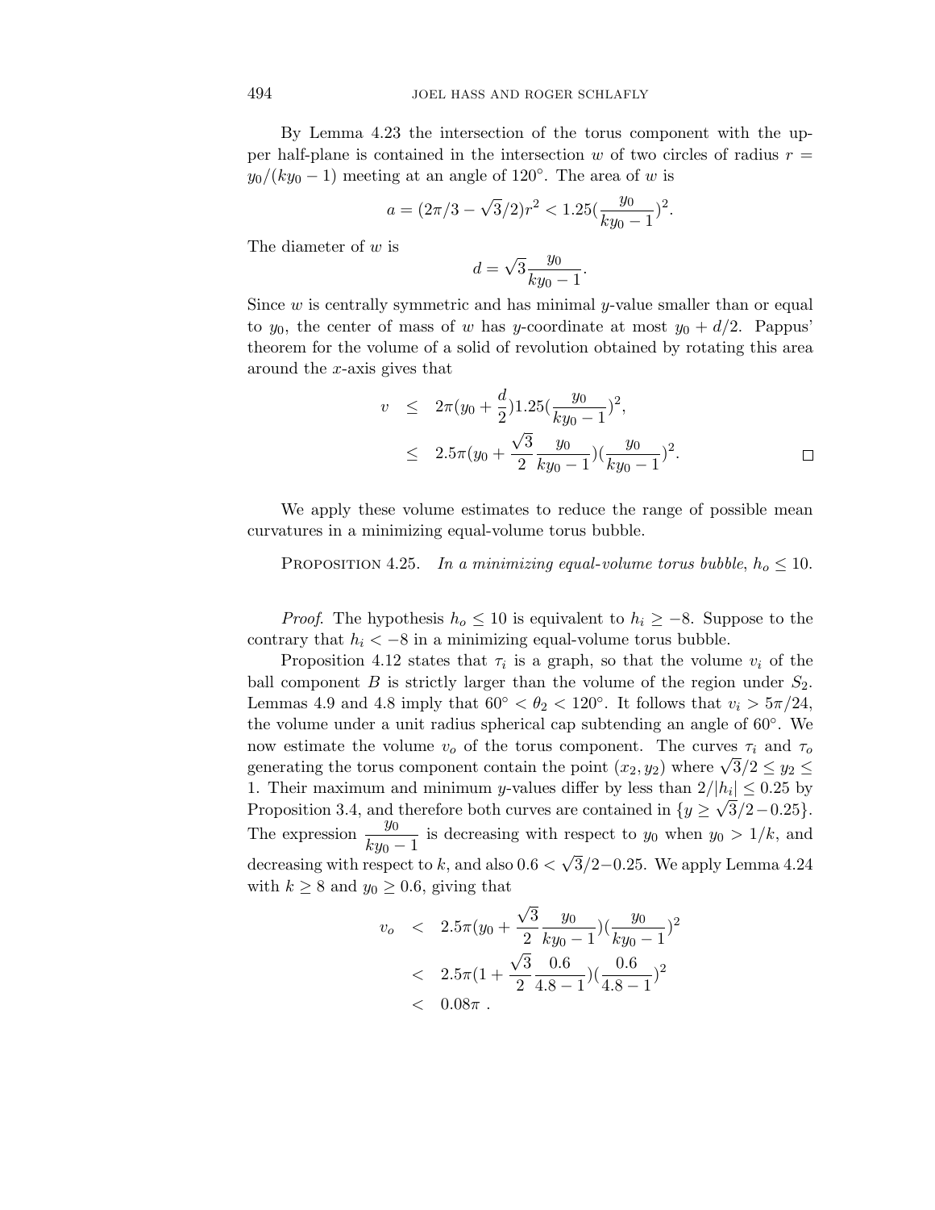By Lemma 4.23 the intersection of the torus component with the upper half-plane is contained in the intersection $w$ of two circles of radius $r = y_0/(ky_0 - 1)$ meeting at an angle of $120^\circ$. The area of $w$ is

$$a = (2\pi/3 - \sqrt{3}/2)r^2 < 1.25(\frac{y_0}{ky_0 - 1})^2.$$

The diameter of $w$ is

$$d = \sqrt{3}\frac{y_0}{ky_0 - 1}.$$

Since $w$ is centrally symmetric and has minimal $y$-value smaller than or equal to $y_0$, the center of mass of $w$ has $y$-coordinate at most $y_0 + d/2$. Pappus' theorem for the volume of a solid of revolution obtained by rotating this area around the $x$-axis gives that

$$\begin{aligned} v &\leq 2\pi(y_0 + \frac{d}{2})1.25(\frac{y_0}{ky_0 - 1})^2, \\ &\leq 2.5\pi(y_0 + \frac{\sqrt{3}}{2}\frac{y_0}{ky_0 - 1})(\frac{y_0}{ky_0 - 1})^2. \end{aligned}$$

□

We apply these volume estimates to reduce the range of possible mean curvatures in a minimizing equal-volume torus bubble.

Proposition 4.25. *In a minimizing equal-volume torus bubble, $h_o \leq 10$.*

*Proof.* The hypothesis $h_o \leq 10$ is equivalent to $h_i \geq -8$. Suppose to the contrary that $h_i < -8$ in a minimizing equal-volume torus bubble.

Proposition 4.12 states that $\tau_i$ is a graph, so that the volume $v_i$ of the ball component $B$ is strictly larger than the volume of the region under $S_2$. Lemmas 4.9 and 4.8 imply that $60^\circ < \theta_2 < 120^\circ$. It follows that $v_i > 5\pi/24$, the volume under a unit radius spherical cap subtending an angle of $60^\circ$. We now estimate the volume $v_o$ of the torus component. The curves $\tau_i$ and $\tau_o$ generating the torus component contain the point $(x_2, y_2)$ where $\sqrt{3}/2 \leq y_2 \leq 1$. Their maximum and minimum $y$-values differ by less than $2/|h_i| \leq 0.25$ by Proposition 3.4, and therefore both curves are contained in $\{y \geq \sqrt{3}/2 - 0.25\}$. The expression $\dfrac{y_0}{ky_0 - 1}$ is decreasing with respect to $y_0$ when $y_0 > 1/k$, and decreasing with respect to $k$, and also $0.6 < \sqrt{3}/2 - 0.25$. We apply Lemma 4.24 with $k \geq 8$ and $y_0 \geq 0.6$, giving that

$$\begin{aligned} v_o &< 2.5\pi(y_0 + \frac{\sqrt{3}}{2}\frac{y_0}{ky_0 - 1})(\frac{y_0}{ky_0 - 1})^2 \\ &< 2.5\pi(1 + \frac{\sqrt{3}}{2}\frac{0.6}{4.8 - 1})(\frac{0.6}{4.8 - 1})^2 \\ &< 0.08\pi\ . \end{aligned}$$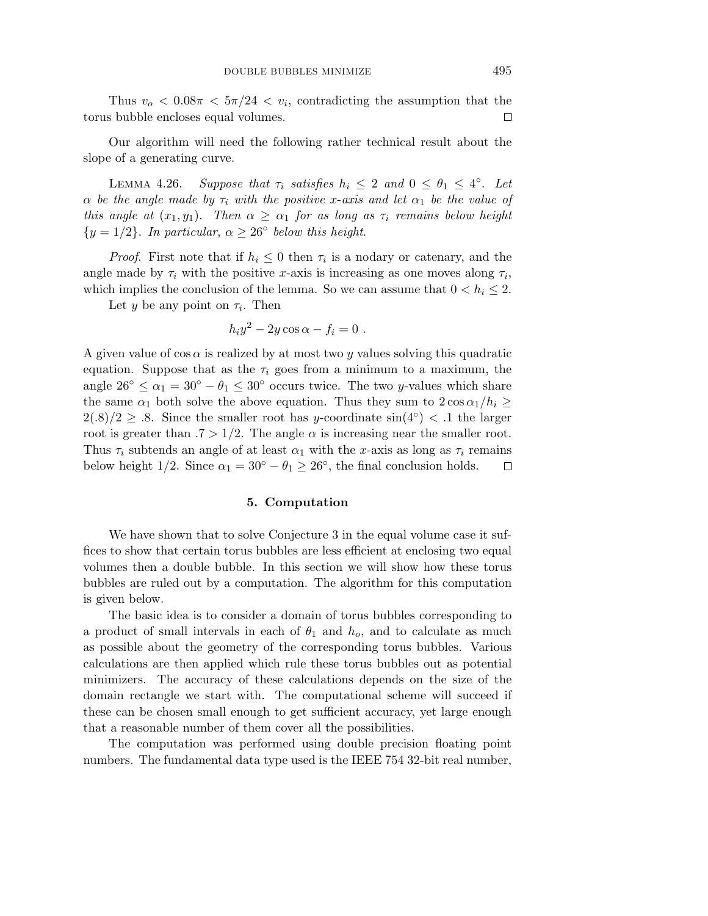Thus $v_o < 0.08\pi < 5\pi/24 < v_i$, contradicting the assumption that the torus bubble encloses equal volumes. □

Our algorithm will need the following rather technical result about the slope of a generating curve.

LEMMA 4.26. *Suppose that $\tau_i$ satisfies $h_i \leq 2$ and $0 \leq \theta_1 \leq 4^\circ$. Let $\alpha$ be the angle made by $\tau_i$ with the positive $x$-axis and let $\alpha_1$ be the value of this angle at $(x_1, y_1)$. Then $\alpha \geq \alpha_1$ for as long as $\tau_i$ remains below height $\{y = 1/2\}$. In particular, $\alpha \geq 26^\circ$ below this height.*

*Proof.* First note that if $h_i \leq 0$ then $\tau_i$ is a nodary or catenary, and the angle made by $\tau_i$ with the positive $x$-axis is increasing as one moves along $\tau_i$, which implies the conclusion of the lemma. So we can assume that $0 < h_i \leq 2$.

Let $y$ be any point on $\tau_i$. Then

$$h_i y^2 - 2y\cos\alpha - f_i = 0 \; .$$

A given value of $\cos\alpha$ is realized by at most two $y$ values solving this quadratic equation. Suppose that as the $\tau_i$ goes from a minimum to a maximum, the angle $26^\circ \leq \alpha_1 = 30^\circ - \theta_1 \leq 30^\circ$ occurs twice. The two $y$-values which share the same $\alpha_1$ both solve the above equation. Thus they sum to $2\cos\alpha_1/h_i \geq 2(.8)/2 \geq .8$. Since the smaller root has $y$-coordinate $\sin(4^\circ) < .1$ the larger root is greater than $.7 > 1/2$. The angle $\alpha$ is increasing near the smaller root. Thus $\tau_i$ subtends an angle of at least $\alpha_1$ with the $x$-axis as long as $\tau_i$ remains below height $1/2$. Since $\alpha_1 = 30^\circ - \theta_1 \geq 26^\circ$, the final conclusion holds. □

## 5. Computation

We have shown that to solve Conjecture 3 in the equal volume case it suffices to show that certain torus bubbles are less efficient at enclosing two equal volumes then a double bubble. In this section we will show how these torus bubbles are ruled out by a computation. The algorithm for this computation is given below.

The basic idea is to consider a domain of torus bubbles corresponding to a product of small intervals in each of $\theta_1$ and $h_o$, and to calculate as much as possible about the geometry of the corresponding torus bubbles. Various calculations are then applied which rule these torus bubbles out as potential minimizers. The accuracy of these calculations depends on the size of the domain rectangle we start with. The computational scheme will succeed if these can be chosen small enough to get sufficient accuracy, yet large enough that a reasonable number of them cover all the possibilities.

The computation was performed using double precision floating point numbers. The fundamental data type used is the IEEE 754 32-bit real number,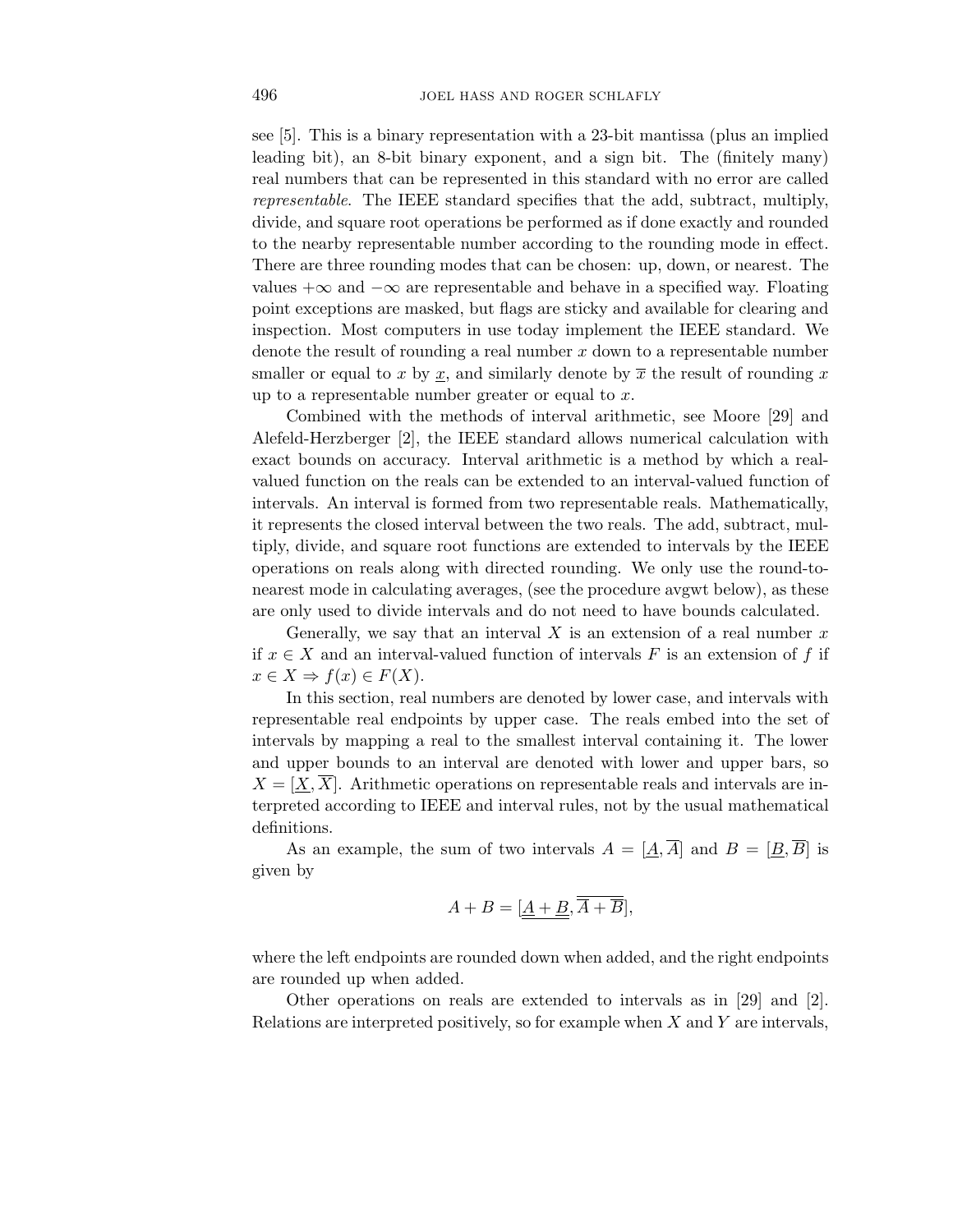see [5]. This is a binary representation with a 23-bit mantissa (plus an implied leading bit), an 8-bit binary exponent, and a sign bit. The (finitely many) real numbers that can be represented in this standard with no error are called *representable*. The IEEE standard specifies that the add, subtract, multiply, divide, and square root operations be performed as if done exactly and rounded to the nearby representable number according to the rounding mode in effect. There are three rounding modes that can be chosen: up, down, or nearest. The values $+\infty$ and $-\infty$ are representable and behave in a specified way. Floating point exceptions are masked, but flags are sticky and available for clearing and inspection. Most computers in use today implement the IEEE standard. We denote the result of rounding a real number $x$ down to a representable number smaller or equal to $x$ by $\underline{x}$, and similarly denote by $\overline{x}$ the result of rounding $x$ up to a representable number greater or equal to $x$.

Combined with the methods of interval arithmetic, see Moore [29] and Alefeld-Herzberger [2], the IEEE standard allows numerical calculation with exact bounds on accuracy. Interval arithmetic is a method by which a real-valued function on the reals can be extended to an interval-valued function of intervals. An interval is formed from two representable reals. Mathematically, it represents the closed interval between the two reals. The add, subtract, multiply, divide, and square root functions are extended to intervals by the IEEE operations on reals along with directed rounding. We only use the round-to-nearest mode in calculating averages, (see the procedure avgwt below), as these are only used to divide intervals and do not need to have bounds calculated.

Generally, we say that an interval $X$ is an extension of a real number $x$ if $x \in X$ and an interval-valued function of intervals $F$ is an extension of $f$ if $x \in X \Rightarrow f(x) \in F(X)$.

In this section, real numbers are denoted by lower case, and intervals with representable real endpoints by upper case. The reals embed into the set of intervals by mapping a real to the smallest interval containing it. The lower and upper bounds to an interval are denoted with lower and upper bars, so $X = [\underline{X}, \overline{X}]$. Arithmetic operations on representable reals and intervals are interpreted according to IEEE and interval rules, not by the usual mathematical definitions.

As an example, the sum of two intervals $A = [\underline{A}, \overline{A}]$ and $B = [\underline{B}, \overline{B}]$ is given by

$$A + B = [\underline{\underline{A} + \underline{B}}, \overline{\overline{A} + \overline{B}}],$$

where the left endpoints are rounded down when added, and the right endpoints are rounded up when added.

Other operations on reals are extended to intervals as in [29] and [2]. Relations are interpreted positively, so for example when $X$ and $Y$ are intervals,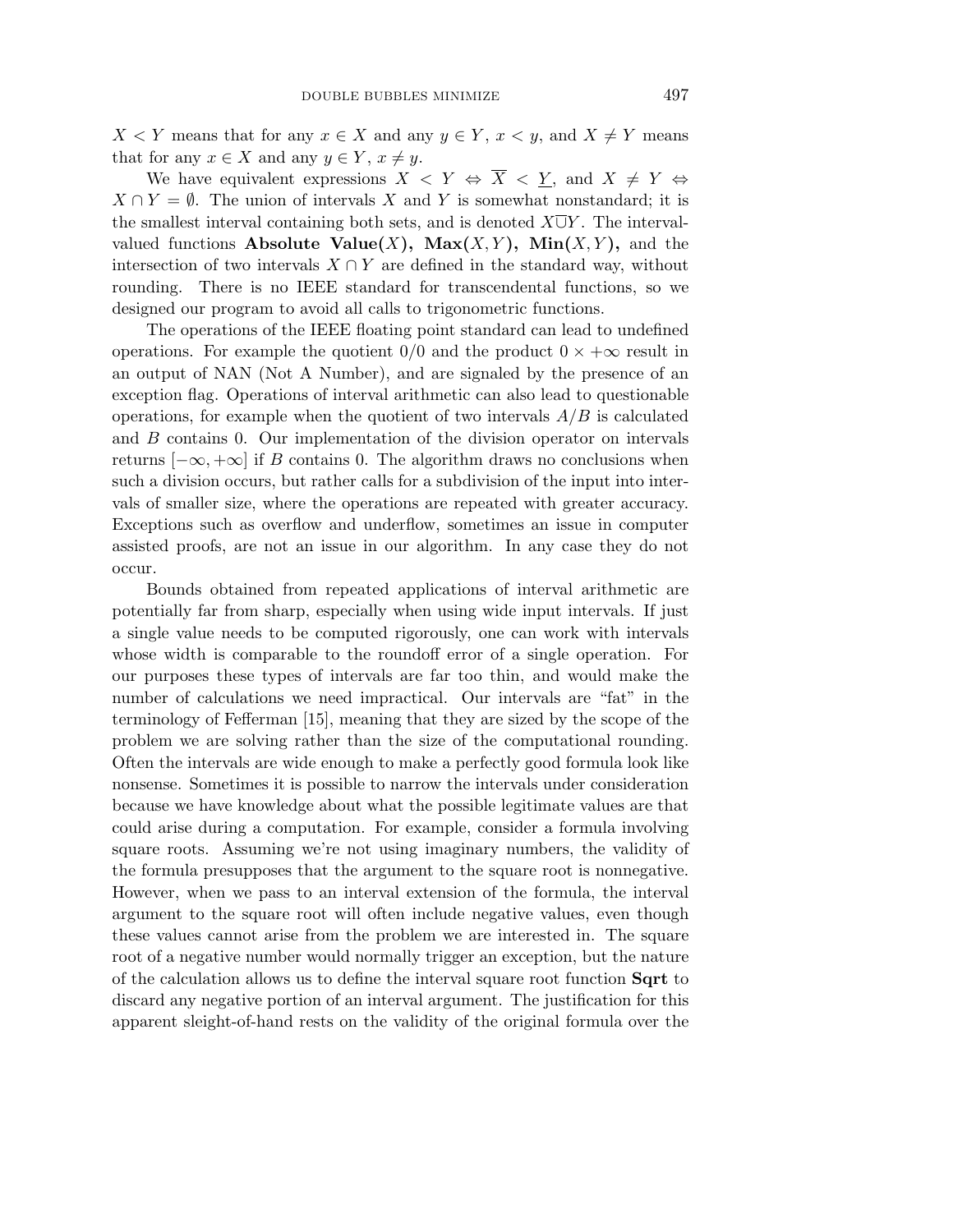$X < Y$ means that for any $x \in X$ and any $y \in Y$, $x < y$, and $X \neq Y$ means that for any $x \in X$ and any $y \in Y$, $x \neq y$.

We have equivalent expressions $X < Y \Leftrightarrow \overline{X} < \underline{Y}$, and $X \neq Y \Leftrightarrow X \cap Y = \emptyset$. The union of intervals $X$ and $Y$ is somewhat nonstandard; it is the smallest interval containing both sets, and is denoted $X \overline{\cup} Y$. The interval-valued functions **Absolute Value**$(X)$, **Max**$(X, Y)$, **Min**$(X, Y)$, and the intersection of two intervals $X \cap Y$ are defined in the standard way, without rounding. There is no IEEE standard for transcendental functions, so we designed our program to avoid all calls to trigonometric functions.

The operations of the IEEE floating point standard can lead to undefined operations. For example the quotient $0/0$ and the product $0 \times +\infty$ result in an output of NAN (Not A Number), and are signaled by the presence of an exception flag. Operations of interval arithmetic can also lead to questionable operations, for example when the quotient of two intervals $A/B$ is calculated and $B$ contains 0. Our implementation of the division operator on intervals returns $[-\infty, +\infty]$ if $B$ contains 0. The algorithm draws no conclusions when such a division occurs, but rather calls for a subdivision of the input into intervals of smaller size, where the operations are repeated with greater accuracy. Exceptions such as overflow and underflow, sometimes an issue in computer assisted proofs, are not an issue in our algorithm. In any case they do not occur.

Bounds obtained from repeated applications of interval arithmetic are potentially far from sharp, especially when using wide input intervals. If just a single value needs to be computed rigorously, one can work with intervals whose width is comparable to the roundoff error of a single operation. For our purposes these types of intervals are far too thin, and would make the number of calculations we need impractical. Our intervals are "fat" in the terminology of Fefferman [15], meaning that they are sized by the scope of the problem we are solving rather than the size of the computational rounding. Often the intervals are wide enough to make a perfectly good formula look like nonsense. Sometimes it is possible to narrow the intervals under consideration because we have knowledge about what the possible legitimate values are that could arise during a computation. For example, consider a formula involving square roots. Assuming we're not using imaginary numbers, the validity of the formula presupposes that the argument to the square root is nonnegative. However, when we pass to an interval extension of the formula, the interval argument to the square root will often include negative values, even though these values cannot arise from the problem we are interested in. The square root of a negative number would normally trigger an exception, but the nature of the calculation allows us to define the interval square root function **Sqrt** to discard any negative portion of an interval argument. The justification for this apparent sleight-of-hand rests on the validity of the original formula over the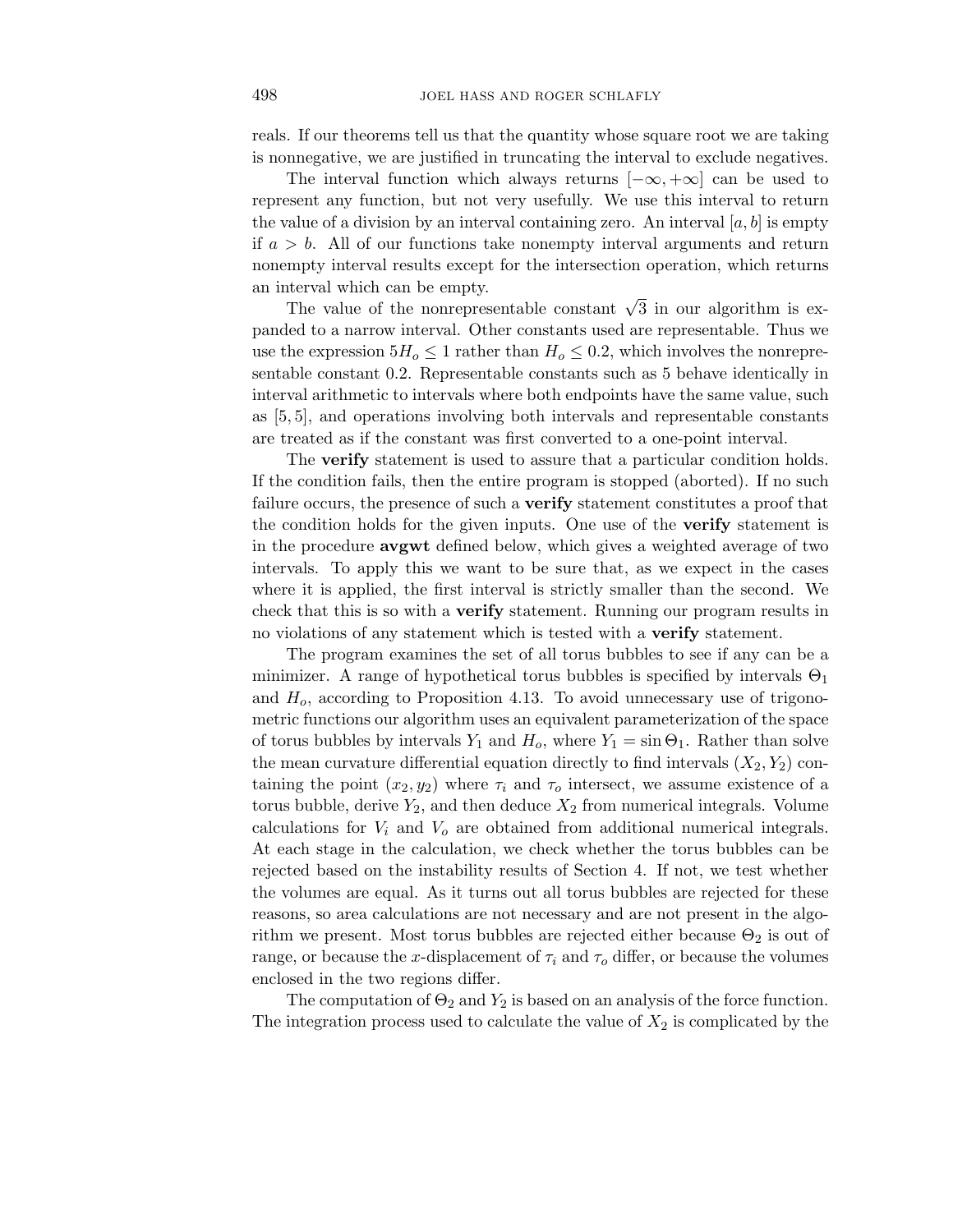reals. If our theorems tell us that the quantity whose square root we are taking is nonnegative, we are justified in truncating the interval to exclude negatives.

The interval function which always returns $[-\infty, +\infty]$ can be used to represent any function, but not very usefully. We use this interval to return the value of a division by an interval containing zero. An interval $[a, b]$ is empty if $a > b$. All of our functions take nonempty interval arguments and return nonempty interval results except for the intersection operation, which returns an interval which can be empty.

The value of the nonrepresentable constant $\sqrt{3}$ in our algorithm is expanded to a narrow interval. Other constants used are representable. Thus we use the expression $5H_o \leq 1$ rather than $H_o \leq 0.2$, which involves the nonrepresentable constant 0.2. Representable constants such as 5 behave identically in interval arithmetic to intervals where both endpoints have the same value, such as $[5, 5]$, and operations involving both intervals and representable constants are treated as if the constant was first converted to a one-point interval.

The **verify** statement is used to assure that a particular condition holds. If the condition fails, then the entire program is stopped (aborted). If no such failure occurs, the presence of such a **verify** statement constitutes a proof that the condition holds for the given inputs. One use of the **verify** statement is in the procedure **avgwt** defined below, which gives a weighted average of two intervals. To apply this we want to be sure that, as we expect in the cases where it is applied, the first interval is strictly smaller than the second. We check that this is so with a **verify** statement. Running our program results in no violations of any statement which is tested with a **verify** statement.

The program examines the set of all torus bubbles to see if any can be a minimizer. A range of hypothetical torus bubbles is specified by intervals $\Theta_1$ and $H_o$, according to Proposition 4.13. To avoid unnecessary use of trigonometric functions our algorithm uses an equivalent parameterization of the space of torus bubbles by intervals $Y_1$ and $H_o$, where $Y_1 = \sin \Theta_1$. Rather than solve the mean curvature differential equation directly to find intervals $(X_2, Y_2)$ containing the point $(x_2, y_2)$ where $\tau_i$ and $\tau_o$ intersect, we assume existence of a torus bubble, derive $Y_2$, and then deduce $X_2$ from numerical integrals. Volume calculations for $V_i$ and $V_o$ are obtained from additional numerical integrals. At each stage in the calculation, we check whether the torus bubbles can be rejected based on the instability results of Section 4. If not, we test whether the volumes are equal. As it turns out all torus bubbles are rejected for these reasons, so area calculations are not necessary and are not present in the algorithm we present. Most torus bubbles are rejected either because $\Theta_2$ is out of range, or because the $x$-displacement of $\tau_i$ and $\tau_o$ differ, or because the volumes enclosed in the two regions differ.

The computation of $\Theta_2$ and $Y_2$ is based on an analysis of the force function. The integration process used to calculate the value of $X_2$ is complicated by the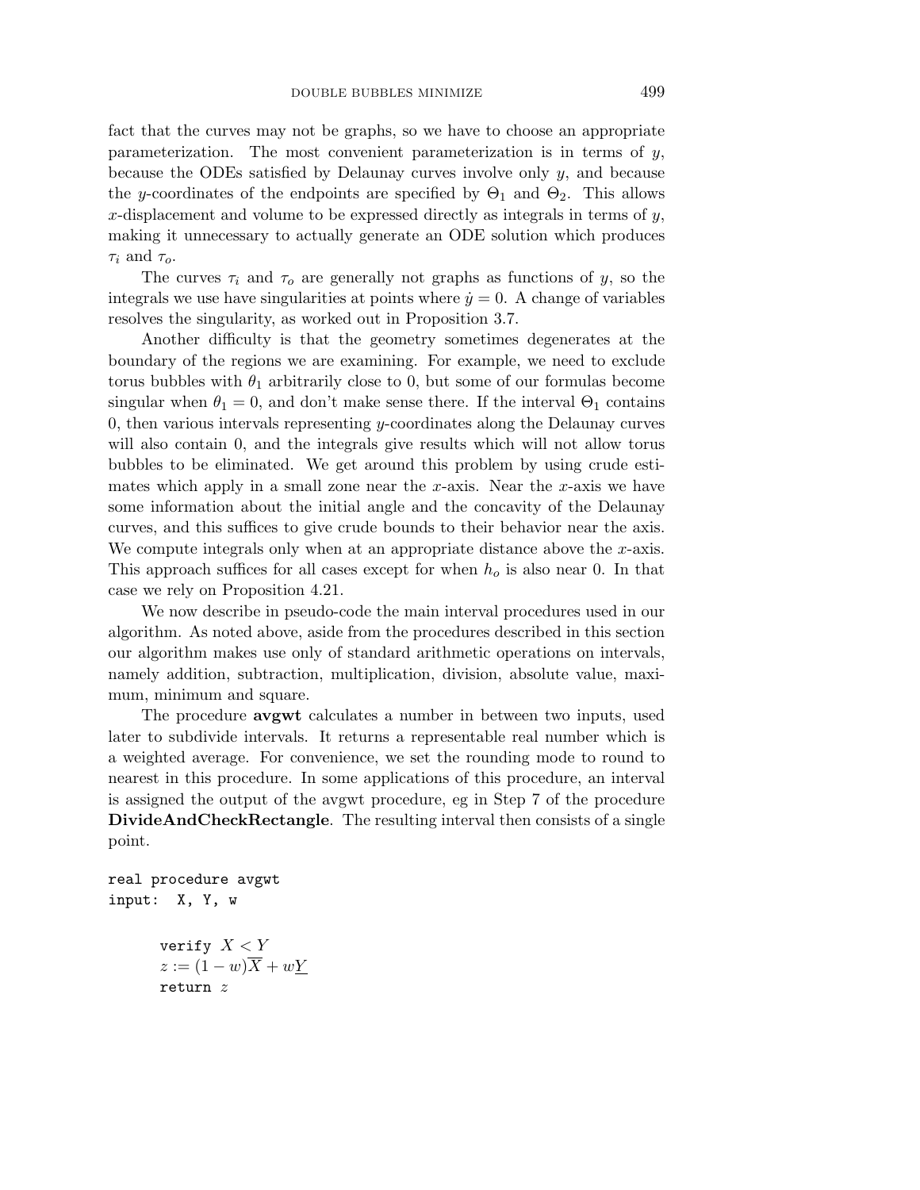fact that the curves may not be graphs, so we have to choose an appropriate parameterization. The most convenient parameterization is in terms of $y$, because the ODEs satisfied by Delaunay curves involve only $y$, and because the $y$-coordinates of the endpoints are specified by $\Theta_1$ and $\Theta_2$. This allows $x$-displacement and volume to be expressed directly as integrals in terms of $y$, making it unnecessary to actually generate an ODE solution which produces $\tau_i$ and $\tau_o$.

The curves $\tau_i$ and $\tau_o$ are generally not graphs as functions of $y$, so the integrals we use have singularities at points where $\dot{y} = 0$. A change of variables resolves the singularity, as worked out in Proposition 3.7.

Another difficulty is that the geometry sometimes degenerates at the boundary of the regions we are examining. For example, we need to exclude torus bubbles with $\theta_1$ arbitrarily close to 0, but some of our formulas become singular when $\theta_1 = 0$, and don't make sense there. If the interval $\Theta_1$ contains 0, then various intervals representing $y$-coordinates along the Delaunay curves will also contain 0, and the integrals give results which will not allow torus bubbles to be eliminated. We get around this problem by using crude estimates which apply in a small zone near the $x$-axis. Near the $x$-axis we have some information about the initial angle and the concavity of the Delaunay curves, and this suffices to give crude bounds to their behavior near the axis. We compute integrals only when at an appropriate distance above the $x$-axis. This approach suffices for all cases except for when $h_o$ is also near 0. In that case we rely on Proposition 4.21.

We now describe in pseudo-code the main interval procedures used in our algorithm. As noted above, aside from the procedures described in this section our algorithm makes use only of standard arithmetic operations on intervals, namely addition, subtraction, multiplication, division, absolute value, maximum, minimum and square.

The procedure **avgwt** calculates a number in between two inputs, used later to subdivide intervals. It returns a representable real number which is a weighted average. For convenience, we set the rounding mode to round to nearest in this procedure. In some applications of this procedure, an interval is assigned the output of the avgwt procedure, eg in Step 7 of the procedure **DivideAndCheckRectangle**. The resulting interval then consists of a single point.

```
real procedure avgwt
input:  X, Y, w

        verify X < Y
        z := (1 − w)X̄ + wY̲
        return z
```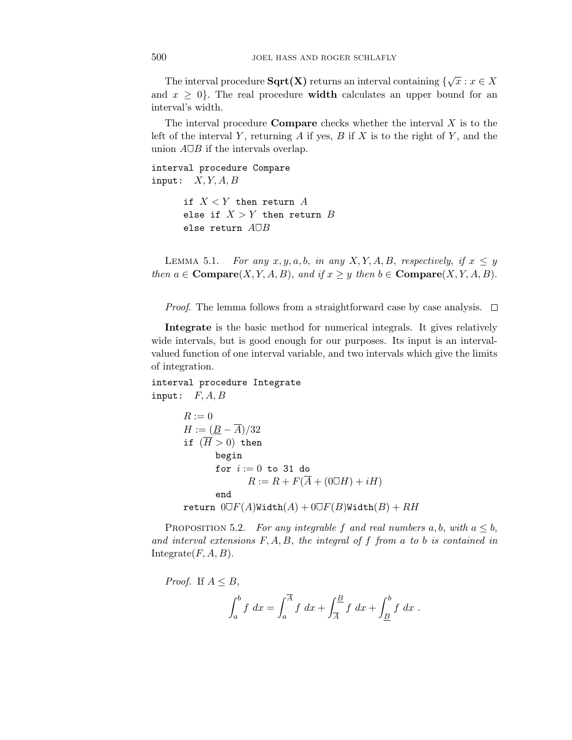The interval procedure **Sqrt(X)** returns an interval containing $\{\sqrt{x} : x \in X$ and $x \geq 0\}$. The real procedure **width** calculates an upper bound for an interval's width.

The interval procedure **Compare** checks whether the interval $X$ is to the left of the interval $Y$, returning $A$ if yes, $B$ if $X$ is to the right of $Y$, and the union $A \underline{\cup} B$ if the intervals overlap.

```
interval procedure Compare
input:   X, Y, A, B

      if X < Y then return A
      else if X > Y then return B
      else return A⊍B
```

Lemma 5.1. *For any $x, y, a, b$, in any $X, Y, A, B$, respectively, if $x \leq y$ then $a \in$ **Compare**$(X, Y, A, B)$, and if $x \geq y$ then $b \in$ **Compare**$(X, Y, A, B)$.*

*Proof.* The lemma follows from a straightforward case by case analysis. □

**Integrate** is the basic method for numerical integrals. It gives relatively wide intervals, but is good enough for our purposes. Its input is an interval-valued function of one interval variable, and two intervals which give the limits of integration.

```
interval procedure Integrate
input:   F, A, B

      R := 0
      H := (B_ − A¯)/32
      if (H¯ > 0) then
            begin
            for i := 0 to 31 do
                  R := R + F(A¯ + (0⊍H) + iH)
            end
      return 0⊍F(A)Width(A) + 0⊍F(B)Width(B) + RH
```

Proposition 5.2. *For any integrable $f$ and real numbers $a, b$, with $a \leq b$, and interval extensions $F, A, B$, the integral of $f$ from $a$ to $b$ is contained in* Integrate$(F, A, B)$.

*Proof.* If $A \leq B$,

$$\int_a^b f \; dx = \int_a^{\overline{A}} f \; dx + \int_{\overline{A}}^{\underline{B}} f \; dx + \int_{\underline{B}}^b f \; dx \; .$$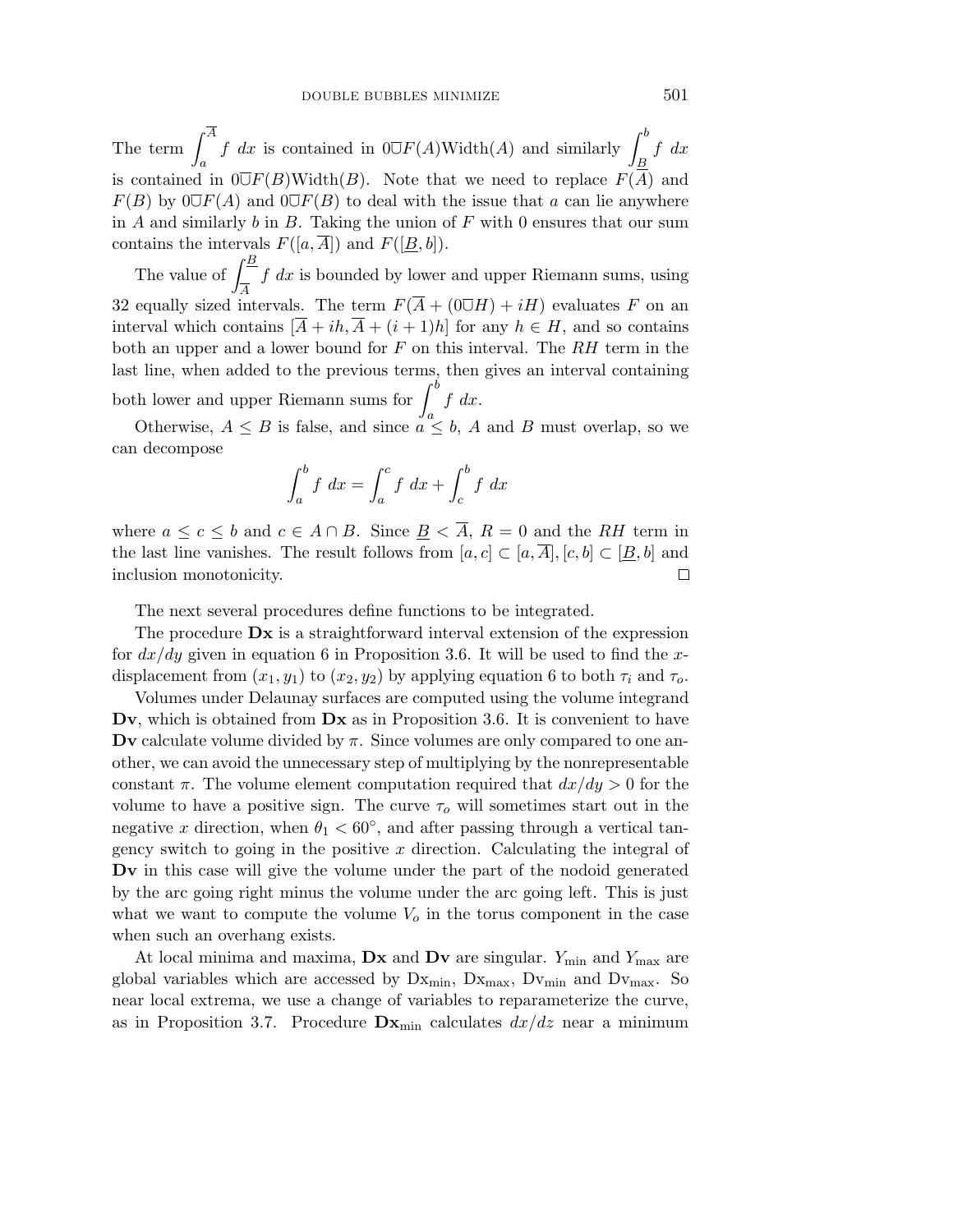The term $\int_a^{\overline{A}} f\ dx$ is contained in $0\overline{\cup}F(A)\text{Width}(A)$ and similarly $\int_{\underline{B}}^b f\ dx$ is contained in $0\overline{\cup}F(B)\text{Width}(B)$. Note that we need to replace $F(\overline{A})$ and $F(B)$ by $0\overline{\cup}F(A)$ and $0\overline{\cup}F(B)$ to deal with the issue that $a$ can lie anywhere in $A$ and similarly $b$ in $B$. Taking the union of $F$ with 0 ensures that our sum contains the intervals $F([a, \overline{A}])$ and $F([\underline{B}, b])$.

The value of $\int_{\overline{A}}^{\underline{B}} f\ dx$ is bounded by lower and upper Riemann sums, using 32 equally sized intervals. The term $F(\overline{A} + (0\overline{\cup}H) + iH)$ evaluates $F$ on an interval which contains $[\overline{A} + ih, \overline{A} + (i+1)h]$ for any $h \in H$, and so contains both an upper and a lower bound for $F$ on this interval. The $RH$ term in the last line, when added to the previous terms, then gives an interval containing both lower and upper Riemann sums for $\int_a^b f\ dx$.

Otherwise, $A \leq B$ is false, and since $a \leq b$, $A$ and $B$ must overlap, so we can decompose

$$\int_a^b f\ dx = \int_a^c f\ dx + \int_c^b f\ dx$$

where $a \leq c \leq b$ and $c \in A \cap B$. Since $\underline{B} < \overline{A}$, $R = 0$ and the $RH$ term in the last line vanishes. The result follows from $[a, c] \subset [a, \overline{A}], [c, b] \subset [\underline{B}, b]$ and inclusion monotonicity. □

The next several procedures define functions to be integrated.

The procedure **Dx** is a straightforward interval extension of the expression for $dx/dy$ given in equation 6 in Proposition 3.6. It will be used to find the $x$-displacement from $(x_1, y_1)$ to $(x_2, y_2)$ by applying equation 6 to both $\tau_i$ and $\tau_o$.

Volumes under Delaunay surfaces are computed using the volume integrand **Dv**, which is obtained from **Dx** as in Proposition 3.6. It is convenient to have **Dv** calculate volume divided by $\pi$. Since volumes are only compared to one another, we can avoid the unnecessary step of multiplying by the nonrepresentable constant $\pi$. The volume element computation required that $dx/dy > 0$ for the volume to have a positive sign. The curve $\tau_o$ will sometimes start out in the negative $x$ direction, when $\theta_1 < 60°$, and after passing through a vertical tangency switch to going in the positive $x$ direction. Calculating the integral of **Dv** in this case will give the volume under the part of the nodoid generated by the arc going right minus the volume under the arc going left. This is just what we want to compute the volume $V_o$ in the torus component in the case when such an overhang exists.

At local minima and maxima, **Dx** and **Dv** are singular. $Y_{\min}$ and $Y_{\max}$ are global variables which are accessed by $\text{Dx}_{\min}$, $\text{Dx}_{\max}$, $\text{Dv}_{\min}$ and $\text{Dv}_{\max}$. So near local extrema, we use a change of variables to reparameterize the curve, as in Proposition 3.7. Procedure $\mathbf{Dx}_{\min}$ calculates $dx/dz$ near a minimum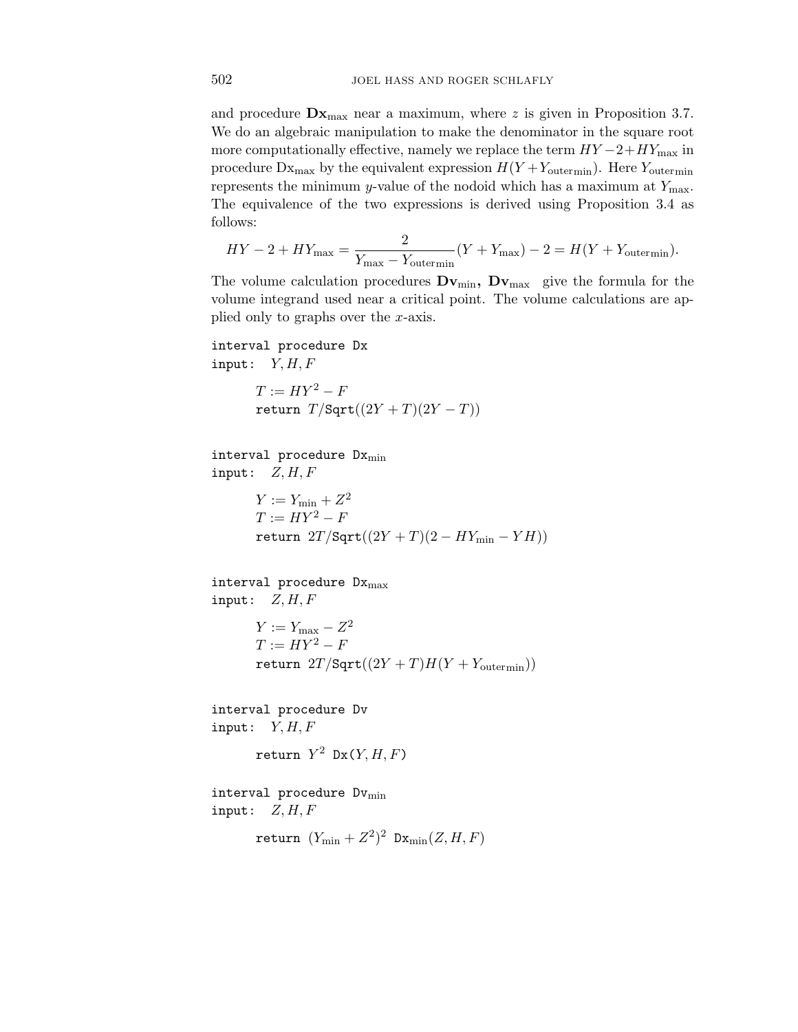and procedure $\mathbf{Dx}_{\max}$ near a maximum, where $z$ is given in Proposition 3.7. We do an algebraic manipulation to make the denominator in the square root more computationally effective, namely we replace the term $HY - 2 + HY_{\max}$ in procedure $\mathrm{Dx}_{\max}$ by the equivalent expression $H(Y + Y_{\mathrm{outermin}})$. Here $Y_{\mathrm{outermin}}$ represents the minimum $y$-value of the nodoid which has a maximum at $Y_{\max}$. The equivalence of the two expressions is derived using Proposition 3.4 as follows:

$$HY - 2 + HY_{\max} = \frac{2}{Y_{\max} - Y_{\mathrm{outermin}}}(Y + Y_{\max}) - 2 = H(Y + Y_{\mathrm{outermin}}).$$

The volume calculation procedures $\mathbf{Dv}_{\min}$, $\mathbf{Dv}_{\max}$ give the formula for the volume integrand used near a critical point. The volume calculations are applied only to graphs over the $x$-axis.

```
interval procedure Dx
input:  Y, H, F

      T := HY^2 − F
      return T/Sqrt((2Y + T)(2Y − T))
```

```
interval procedure Dx_min
input:  Z, H, F

      Y := Y_min + Z^2
      T := HY^2 − F
      return 2T/Sqrt((2Y + T)(2 − HY_min − YH))
```

```
interval procedure Dx_max
input:  Z, H, F

      Y := Y_max − Z^2
      T := HY^2 − F
      return 2T/Sqrt((2Y + T)H(Y + Y_outermin))
```

```
interval procedure Dv
input:  Y, H, F

      return Y^2 Dx(Y, H, F)
```

```
interval procedure Dv_min
input:  Z, H, F

      return (Y_min + Z^2)^2 Dx_min(Z, H, F)
```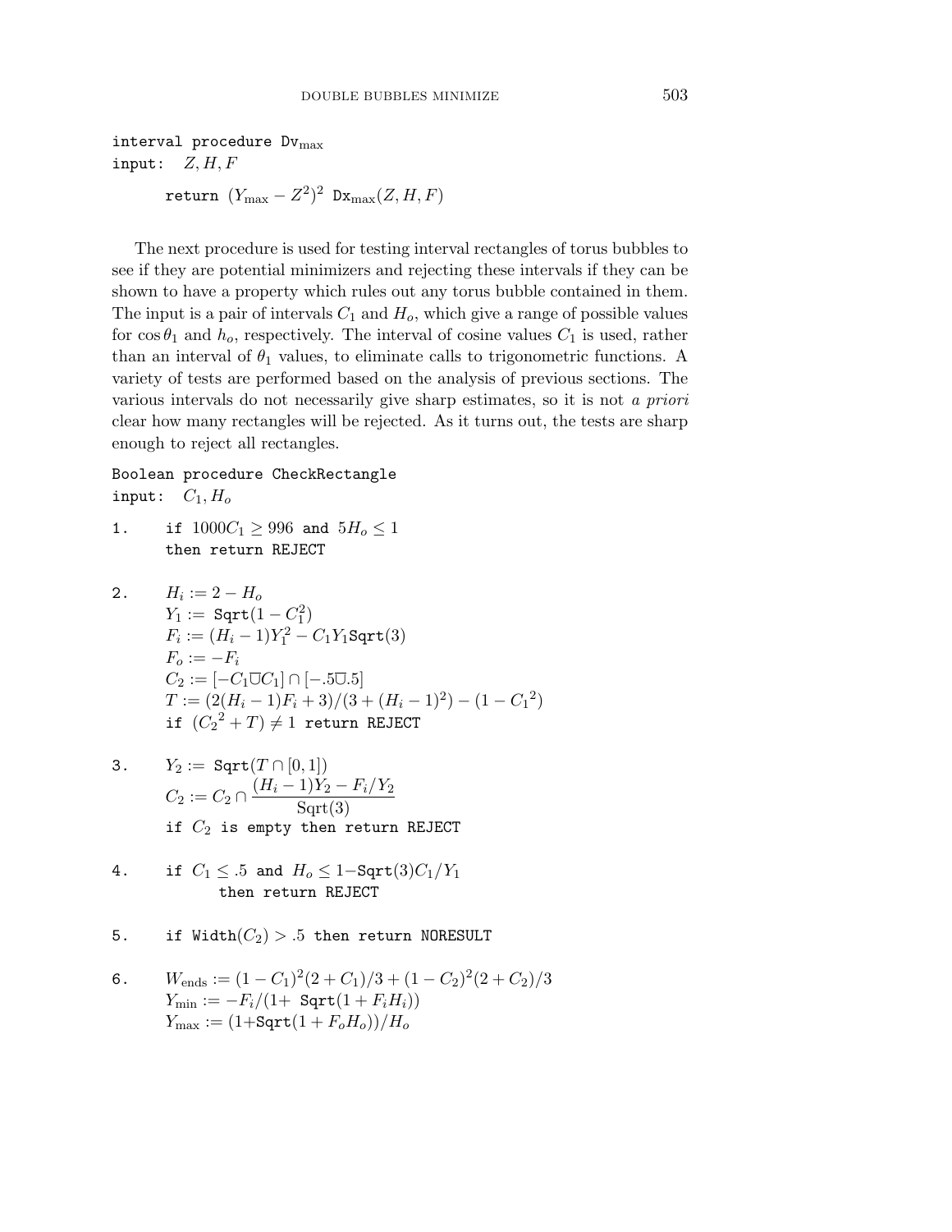```
interval procedure Dv_max
input:   Z, H, F

       return (Y_max − Z^2)^2  Dx_max(Z, H, F)
```

The next procedure is used for testing interval rectangles of torus bubbles to see if they are potential minimizers and rejecting these intervals if they can be shown to have a property which rules out any torus bubble contained in them. The input is a pair of intervals $C_1$ and $H_o$, which give a range of possible values for $\cos\theta_1$ and $h_o$, respectively. The interval of cosine values $C_1$ is used, rather than an interval of $\theta_1$ values, to eliminate calls to trigonometric functions. A variety of tests are performed based on the analysis of previous sections. The various intervals do not necessarily give sharp estimates, so it is not *a priori* clear how many rectangles will be rejected. As it turns out, the tests are sharp enough to reject all rectangles.

```
Boolean procedure CheckRectangle
input:   C_1, H_o

1.     if 1000C_1 ≥ 996 and 5H_o ≤ 1
       then return REJECT

2.     H_i := 2 − H_o
       Y_1 := Sqrt(1 − C_1^2)
       F_i := (H_i − 1)Y_1^2 − C_1 Y_1 Sqrt(3)
       F_o := −F_i
       C_2 := [−C_1 ⊍ C_1] ∩ [−.5 ⊍ .5]
       T := (2(H_i − 1)F_i + 3)/(3 + (H_i − 1)^2) − (1 − C_1^2)
       if (C_2^2 + T) ≠ 1 return REJECT

3.     Y_2 := Sqrt(T ∩ [0, 1])
       C_2 := C_2 ∩ ((H_i − 1)Y_2 − F_i/Y_2) / Sqrt(3)
       if C_2 is empty then return REJECT

4.     if C_1 ≤ .5 and H_o ≤ 1−Sqrt(3)C_1/Y_1
             then return REJECT

5.     if Width(C_2) > .5 then return NORESULT

6.     W_ends := (1 − C_1)^2(2 + C_1)/3 + (1 − C_2)^2(2 + C_2)/3
       Y_min := −F_i/(1+ Sqrt(1 + F_i H_i))
       Y_max := (1+Sqrt(1 + F_o H_o))/H_o
```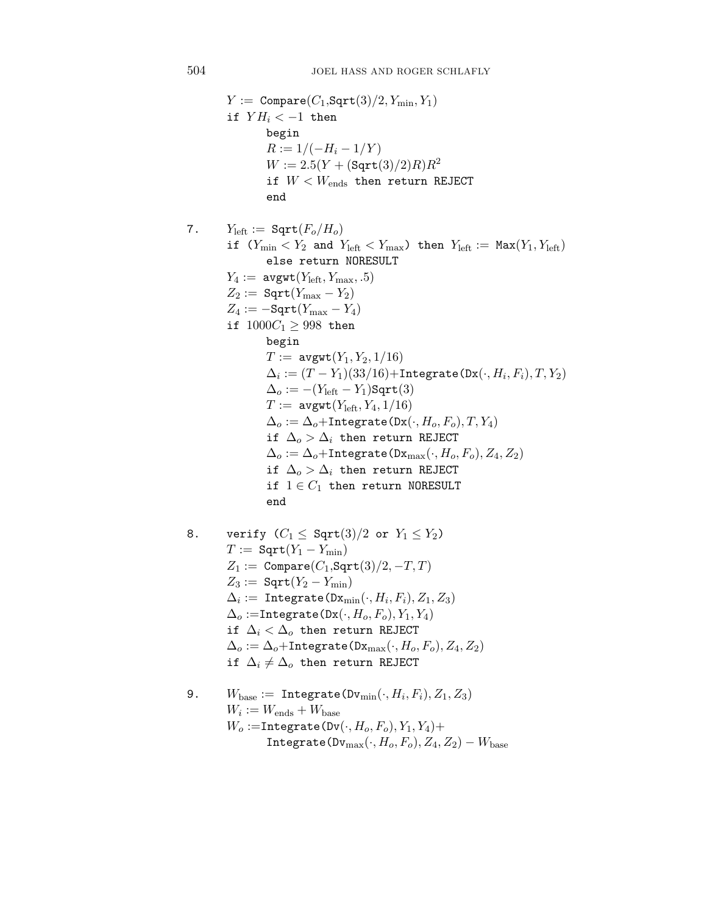```
        Y := Compare(C_1, Sqrt(3)/2, Y_min, Y_1)
        if Y H_i < -1 then
              begin
              R := 1/(-H_i - 1/Y)
              W := 2.5(Y + (Sqrt(3)/2)R)R^2
              if W < W_ends then return REJECT
              end

7.      Y_left := Sqrt(F_o/H_o)
        if (Y_min < Y_2 and Y_left < Y_max) then Y_left := Max(Y_1, Y_left)
              else return NORESULT
        Y_4 := avgwt(Y_left, Y_max, .5)
        Z_2 := Sqrt(Y_max - Y_2)
        Z_4 := -Sqrt(Y_max - Y_4)
        if 1000C_1 ≥ 998 then
              begin
              T := avgwt(Y_1, Y_2, 1/16)
              Δ_i := (T - Y_1)(33/16)+Integrate(Dx(·, H_i, F_i), T, Y_2)
              Δ_o := -(Y_left - Y_1)Sqrt(3)
              T := avgwt(Y_left, Y_4, 1/16)
              Δ_o := Δ_o+Integrate(Dx(·, H_o, F_o), T, Y_4)
              if Δ_o > Δ_i then return REJECT
              Δ_o := Δ_o+Integrate(Dx_max(·, H_o, F_o), Z_4, Z_2)
              if Δ_o > Δ_i then return REJECT
              if 1 ∈ C_1 then return NORESULT
              end

8.      verify (C_1 ≤ Sqrt(3)/2 or Y_1 ≤ Y_2)
        T := Sqrt(Y_1 - Y_min)
        Z_1 := Compare(C_1, Sqrt(3)/2, -T, T)
        Z_3 := Sqrt(Y_2 - Y_min)
        Δ_i := Integrate(Dx_min(·, H_i, F_i), Z_1, Z_3)
        Δ_o := Integrate(Dx(·, H_o, F_o), Y_1, Y_4)
        if Δ_i < Δ_o then return REJECT
        Δ_o := Δ_o+Integrate(Dx_max(·, H_o, F_o), Z_4, Z_2)
        if Δ_i ≠ Δ_o then return REJECT

9.      W_base := Integrate(Dv_min(·, H_i, F_i), Z_1, Z_3)
        W_i := W_ends + W_base
        W_o := Integrate(Dv(·, H_o, F_o), Y_1, Y_4)+
              Integrate(Dv_max(·, H_o, F_o), Z_4, Z_2) - W_base
```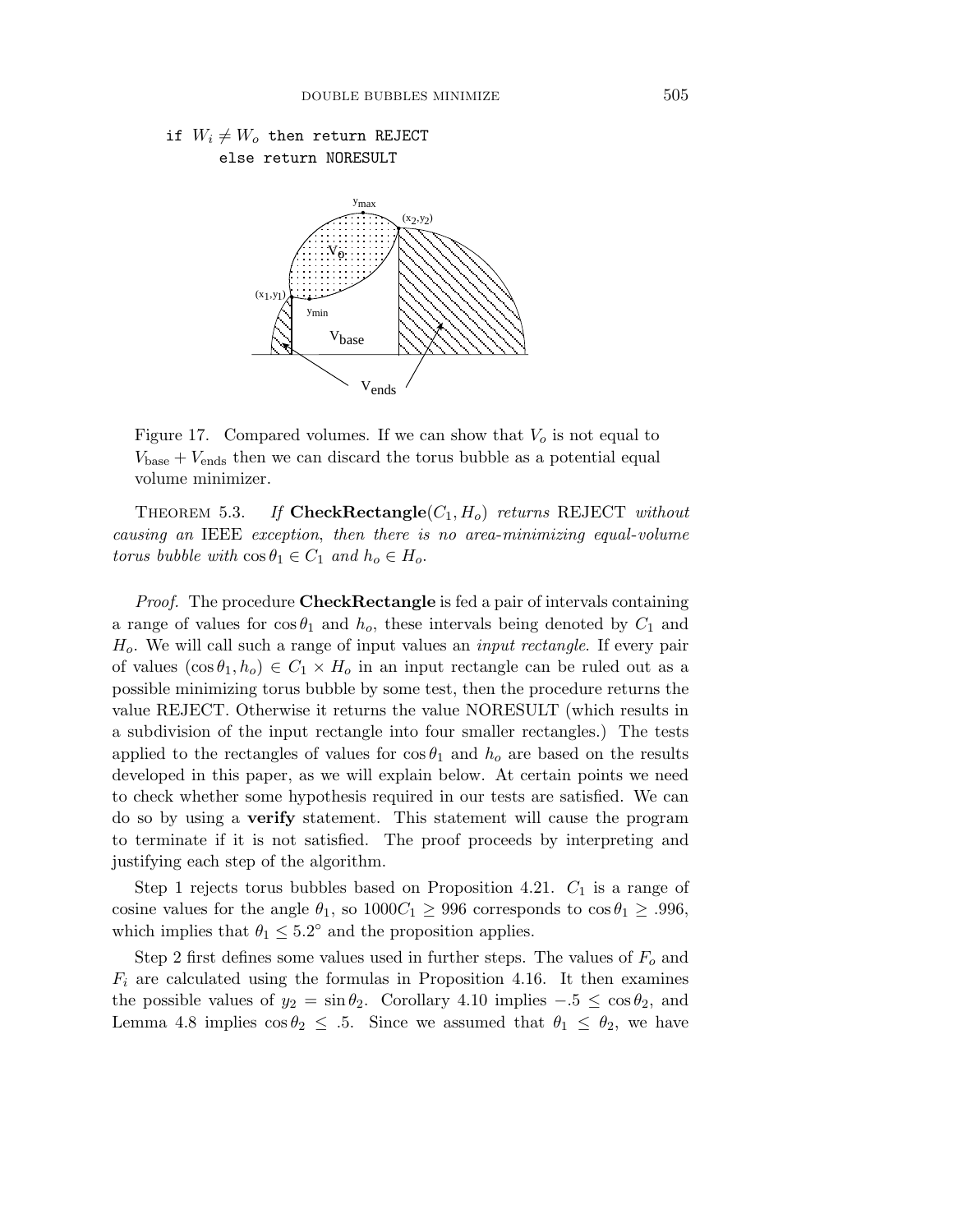```
if $W_i \neq W_o$ then return REJECT
      else return NORESULT
```

Figure 17. Compared volumes. If we can show that $V_o$ is not equal to $V_{\text{base}} + V_{\text{ends}}$ then we can discard the torus bubble as a potential equal volume minimizer.

THEOREM 5.3. *If* **CheckRectangle**$(C_1, H_o)$ *returns* REJECT *without causing an* IEEE *exception, then there is no area-minimizing equal-volume torus bubble with* $\cos\theta_1 \in C_1$ *and* $h_o \in H_o$.

*Proof.* The procedure **CheckRectangle** is fed a pair of intervals containing a range of values for $\cos\theta_1$ and $h_o$, these intervals being denoted by $C_1$ and $H_o$. We will call such a range of input values an *input rectangle*. If every pair of values $(\cos\theta_1, h_o) \in C_1 \times H_o$ in an input rectangle can be ruled out as a possible minimizing torus bubble by some test, then the procedure returns the value REJECT. Otherwise it returns the value NORESULT (which results in a subdivision of the input rectangle into four smaller rectangles.) The tests applied to the rectangles of values for $\cos\theta_1$ and $h_o$ are based on the results developed in this paper, as we will explain below. At certain points we need to check whether some hypothesis required in our tests are satisfied. We can do so by using a **verify** statement. This statement will cause the program to terminate if it is not satisfied. The proof proceeds by interpreting and justifying each step of the algorithm.

Step 1 rejects torus bubbles based on Proposition 4.21. $C_1$ is a range of cosine values for the angle $\theta_1$, so $1000C_1 \geq 996$ corresponds to $\cos\theta_1 \geq .996$, which implies that $\theta_1 \leq 5.2°$ and the proposition applies.

Step 2 first defines some values used in further steps. The values of $F_o$ and $F_i$ are calculated using the formulas in Proposition 4.16. It then examines the possible values of $y_2 = \sin\theta_2$. Corollary 4.10 implies $-.5 \leq \cos\theta_2$, and Lemma 4.8 implies $\cos\theta_2 \leq .5$. Since we assumed that $\theta_1 \leq \theta_2$, we have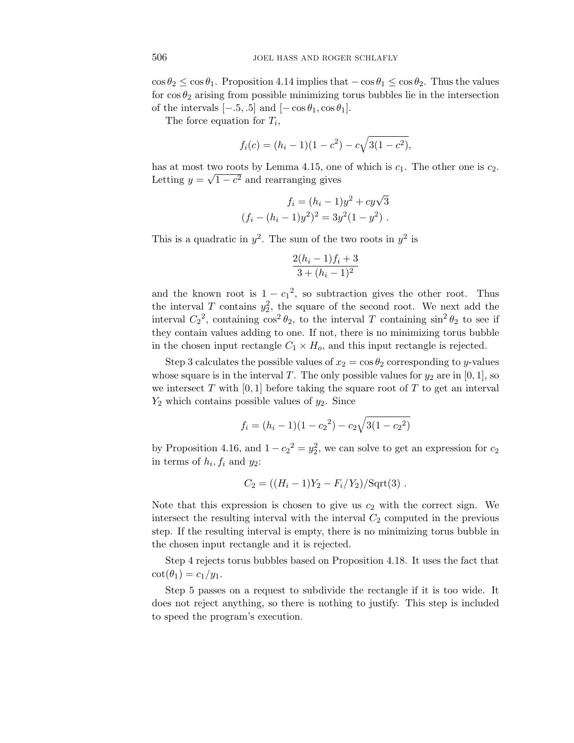$\cos\theta_2 \le \cos\theta_1$. Proposition 4.14 implies that $-\cos\theta_1 \le \cos\theta_2$. Thus the values for $\cos\theta_2$ arising from possible minimizing torus bubbles lie in the intersection of the intervals $[-.5, .5]$ and $[-\cos\theta_1, \cos\theta_1]$.

The force equation for $T_i$,

$$f_i(c) = (h_i - 1)(1 - c^2) - c\sqrt{3(1 - c^2)},$$

has at most two roots by Lemma 4.15, one of which is $c_1$. The other one is $c_2$. Letting $y = \sqrt{1 - c^2}$ and rearranging gives

$$f_i = (h_i - 1)y^2 + cy\sqrt{3}$$
$$(f_i - (h_i - 1)y^2)^2 = 3y^2(1 - y^2)\ .$$

This is a quadratic in $y^2$. The sum of the two roots in $y^2$ is

$$\frac{2(h_i - 1)f_i + 3}{3 + (h_i - 1)^2}$$

and the known root is $1 - {c_1}^2$, so subtraction gives the other root. Thus the interval $T$ contains $y_2^2$, the square of the second root. We next add the interval ${C_2}^2$, containing $\cos^2\theta_2$, to the interval $T$ containing $\sin^2\theta_2$ to see if they contain values adding to one. If not, there is no minimizing torus bubble in the chosen input rectangle $C_1 \times H_o$, and this input rectangle is rejected.

Step 3 calculates the possible values of $x_2 = \cos\theta_2$ corresponding to $y$-values whose square is in the interval $T$. The only possible values for $y_2$ are in $[0, 1]$, so we intersect $T$ with $[0, 1]$ before taking the square root of $T$ to get an interval $Y_2$ which contains possible values of $y_2$. Since

$$f_i = (h_i - 1)(1 - {c_2}^2) - c_2\sqrt{3(1 - {c_2}^2)}$$

by Proposition 4.16, and $1 - {c_2}^2 = y_2^2$, we can solve to get an expression for $c_2$ in terms of $h_i$, $f_i$ and $y_2$:

$$C_2 = ((H_i - 1)Y_2 - F_i/Y_2)/\mathrm{Sqrt}(3)\ .$$

Note that this expression is chosen to give us $c_2$ with the correct sign. We intersect the resulting interval with the interval $C_2$ computed in the previous step. If the resulting interval is empty, there is no minimizing torus bubble in the chosen input rectangle and it is rejected.

Step 4 rejects torus bubbles based on Proposition 4.18. It uses the fact that $\cot(\theta_1) = c_1/y_1$.

Step 5 passes on a request to subdivide the rectangle if it is too wide. It does not reject anything, so there is nothing to justify. This step is included to speed the program's execution.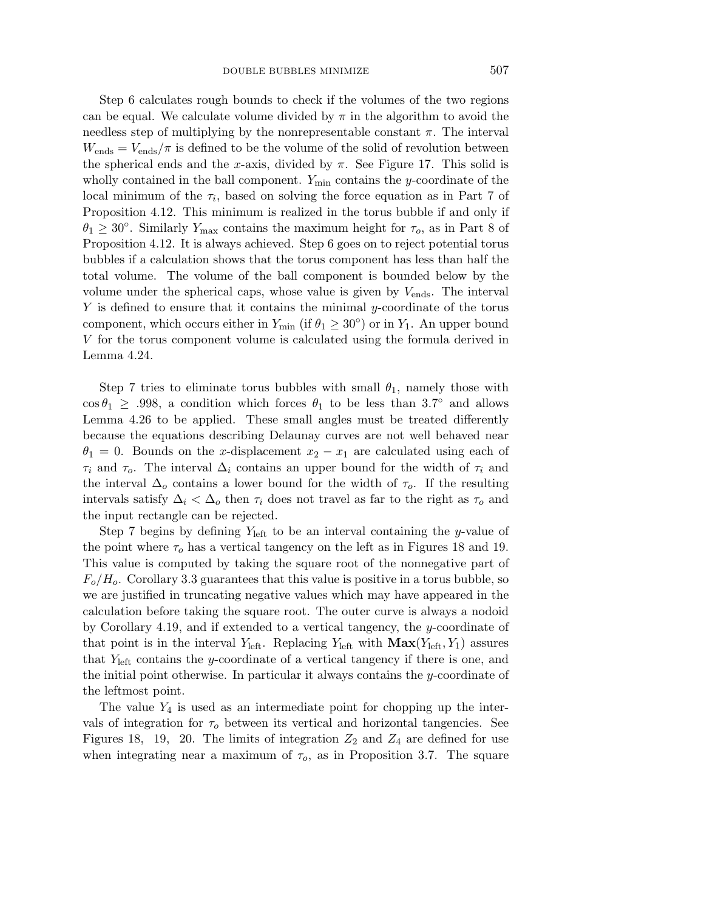Step 6 calculates rough bounds to check if the volumes of the two regions can be equal. We calculate volume divided by $\pi$ in the algorithm to avoid the needless step of multiplying by the nonrepresentable constant $\pi$. The interval $W_{\text{ends}} = V_{\text{ends}}/\pi$ is defined to be the volume of the solid of revolution between the spherical ends and the $x$-axis, divided by $\pi$. See Figure 17. This solid is wholly contained in the ball component. $Y_{\min}$ contains the $y$-coordinate of the local minimum of the $\tau_i$, based on solving the force equation as in Part 7 of Proposition 4.12. This minimum is realized in the torus bubble if and only if $\theta_1 \geq 30^\circ$. Similarly $Y_{\max}$ contains the maximum height for $\tau_o$, as in Part 8 of Proposition 4.12. It is always achieved. Step 6 goes on to reject potential torus bubbles if a calculation shows that the torus component has less than half the total volume. The volume of the ball component is bounded below by the volume under the spherical caps, whose value is given by $V_{\text{ends}}$. The interval $Y$ is defined to ensure that it contains the minimal $y$-coordinate of the torus component, which occurs either in $Y_{\min}$ (if $\theta_1 \geq 30^\circ$) or in $Y_1$. An upper bound $V$ for the torus component volume is calculated using the formula derived in Lemma 4.24.

Step 7 tries to eliminate torus bubbles with small $\theta_1$, namely those with $\cos\theta_1 \geq .998$, a condition which forces $\theta_1$ to be less than $3.7^\circ$ and allows Lemma 4.26 to be applied. These small angles must be treated differently because the equations describing Delaunay curves are not well behaved near $\theta_1 = 0$. Bounds on the $x$-displacement $x_2 - x_1$ are calculated using each of $\tau_i$ and $\tau_o$. The interval $\Delta_i$ contains an upper bound for the width of $\tau_i$ and the interval $\Delta_o$ contains a lower bound for the width of $\tau_o$. If the resulting intervals satisfy $\Delta_i < \Delta_o$ then $\tau_i$ does not travel as far to the right as $\tau_o$ and the input rectangle can be rejected.

Step 7 begins by defining $Y_{\text{left}}$ to be an interval containing the $y$-value of the point where $\tau_o$ has a vertical tangency on the left as in Figures 18 and 19. This value is computed by taking the square root of the nonnegative part of $F_o/H_o$. Corollary 3.3 guarantees that this value is positive in a torus bubble, so we are justified in truncating negative values which may have appeared in the calculation before taking the square root. The outer curve is always a nodoid by Corollary 4.19, and if extended to a vertical tangency, the $y$-coordinate of that point is in the interval $Y_{\text{left}}$. Replacing $Y_{\text{left}}$ with $\mathbf{Max}(Y_{\text{left}}, Y_1)$ assures that $Y_{\text{left}}$ contains the $y$-coordinate of a vertical tangency if there is one, and the initial point otherwise. In particular it always contains the $y$-coordinate of the leftmost point.

The value $Y_4$ is used as an intermediate point for chopping up the intervals of integration for $\tau_o$ between its vertical and horizontal tangencies. See Figures 18, 19, 20. The limits of integration $Z_2$ and $Z_4$ are defined for use when integrating near a maximum of $\tau_o$, as in Proposition 3.7. The square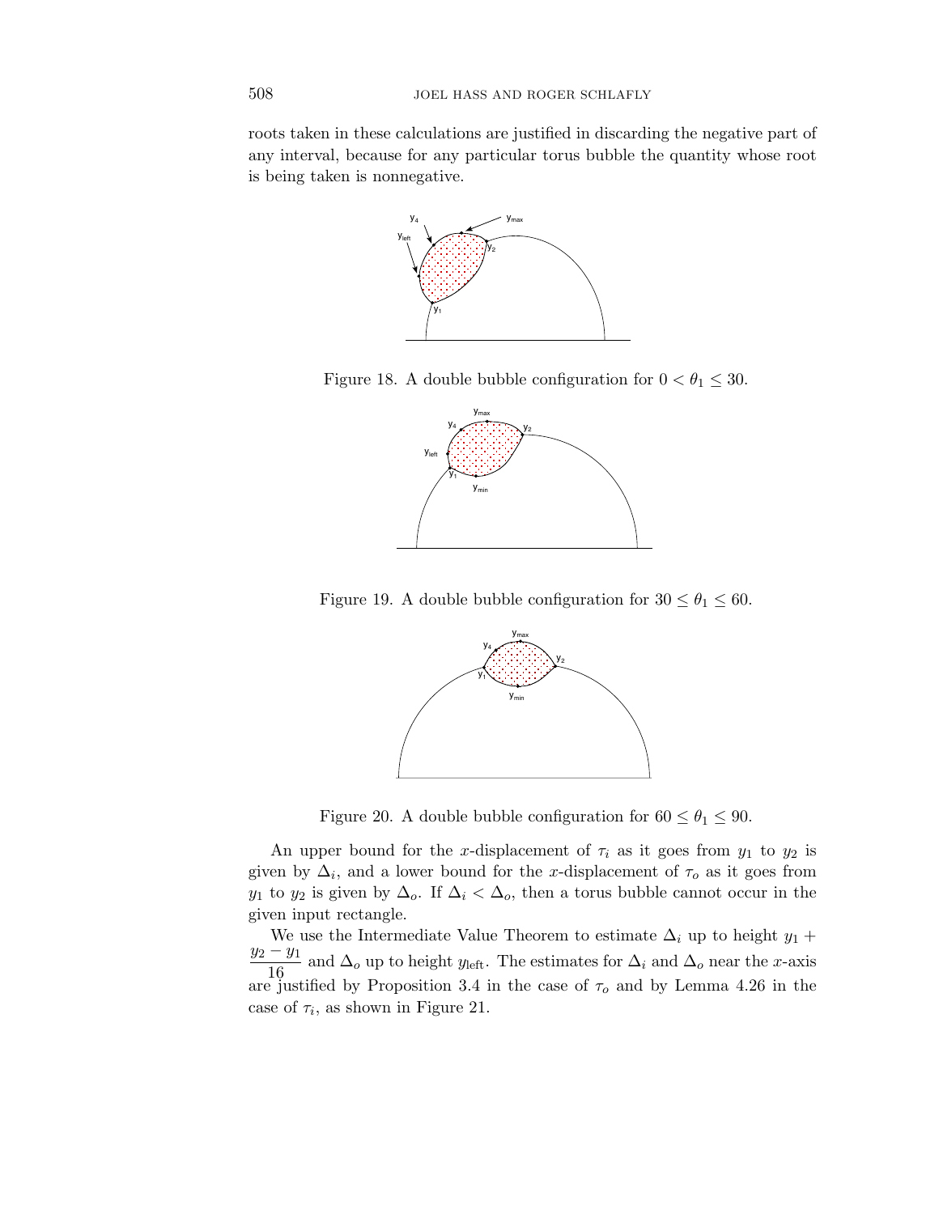roots taken in these calculations are justified in discarding the negative part of any interval, because for any particular torus bubble the quantity whose root is being taken is nonnegative.

Figure 18. A double bubble configuration for $0 < \theta_1 \leq 30$.

Figure 19. A double bubble configuration for $30 \leq \theta_1 \leq 60$.

Figure 20. A double bubble configuration for $60 \leq \theta_1 \leq 90$.

An upper bound for the $x$-displacement of $\tau_i$ as it goes from $y_1$ to $y_2$ is given by $\Delta_i$, and a lower bound for the $x$-displacement of $\tau_o$ as it goes from $y_1$ to $y_2$ is given by $\Delta_o$. If $\Delta_i < \Delta_o$, then a torus bubble cannot occur in the given input rectangle.

We use the Intermediate Value Theorem to estimate $\Delta_i$ up to height $y_1 + \dfrac{y_2 - y_1}{16}$ and $\Delta_o$ up to height $y_{\text{left}}$. The estimates for $\Delta_i$ and $\Delta_o$ near the $x$-axis are justified by Proposition 3.4 in the case of $\tau_o$ and by Lemma 4.26 in the case of $\tau_i$, as shown in Figure 21.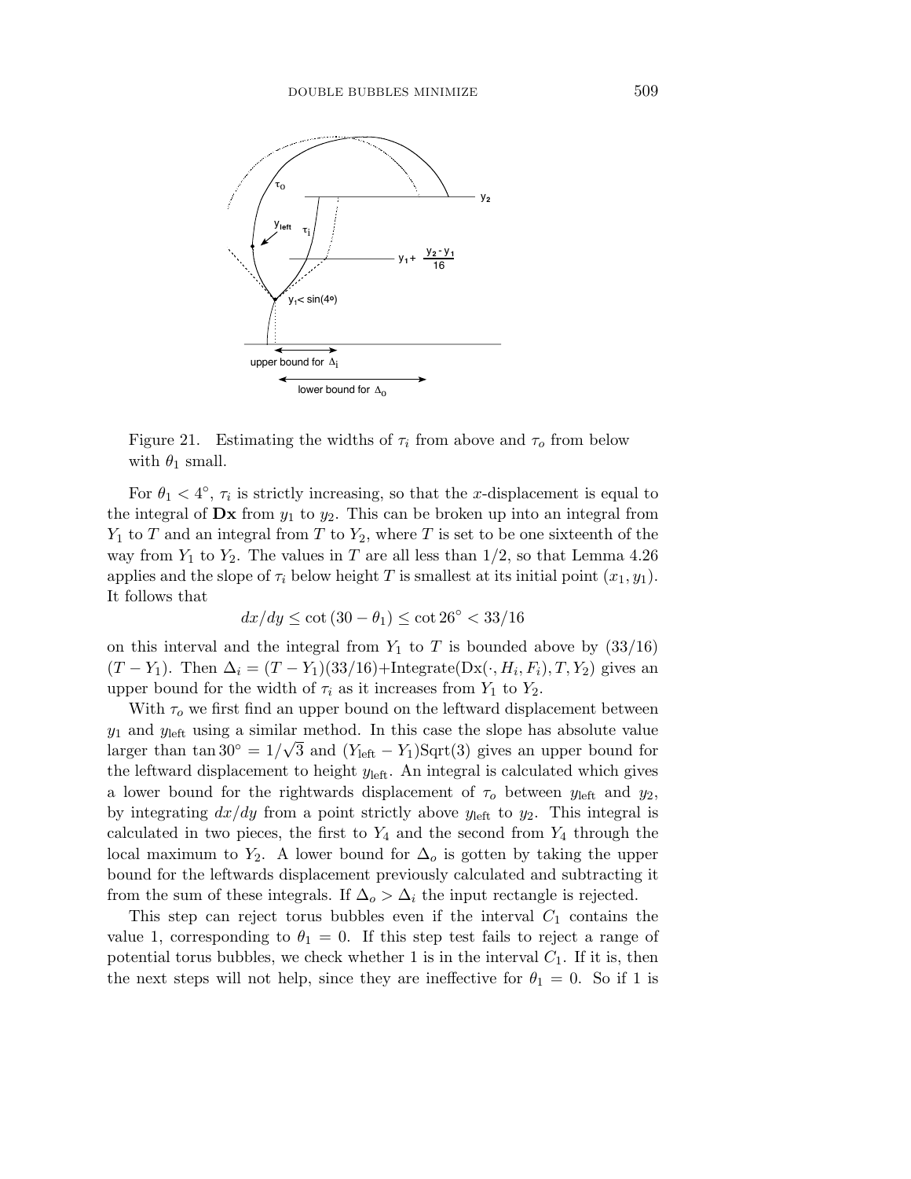Figure 21. Estimating the widths of $\tau_i$ from above and $\tau_o$ from below with $\theta_1$ small.

For $\theta_1 < 4^\circ$, $\tau_i$ is strictly increasing, so that the $x$-displacement is equal to the integral of $\mathbf{Dx}$ from $y_1$ to $y_2$. This can be broken up into an integral from $Y_1$ to $T$ and an integral from $T$ to $Y_2$, where $T$ is set to be one sixteenth of the way from $Y_1$ to $Y_2$. The values in $T$ are all less than $1/2$, so that Lemma 4.26 applies and the slope of $\tau_i$ below height $T$ is smallest at its initial point $(x_1, y_1)$. It follows that

$$dx/dy \leq \cot(30 - \theta_1) \leq \cot 26^\circ < 33/16$$

on this interval and the integral from $Y_1$ to $T$ is bounded above by $(33/16)$ $(T - Y_1)$. Then $\Delta_i = (T - Y_1)(33/16)+\text{Integrate}(\text{Dx}(\cdot, H_i, F_i), T, Y_2)$ gives an upper bound for the width of $\tau_i$ as it increases from $Y_1$ to $Y_2$.

With $\tau_o$ we first find an upper bound on the leftward displacement between $y_1$ and $y_{\text{left}}$ using a similar method. In this case the slope has absolute value larger than $\tan 30^\circ = 1/\sqrt{3}$ and $(Y_{\text{left}} - Y_1)\text{Sqrt}(3)$ gives an upper bound for the leftward displacement to height $y_{\text{left}}$. An integral is calculated which gives a lower bound for the rightwards displacement of $\tau_o$ between $y_{\text{left}}$ and $y_2$, by integrating $dx/dy$ from a point strictly above $y_{\text{left}}$ to $y_2$. This integral is calculated in two pieces, the first to $Y_4$ and the second from $Y_4$ through the local maximum to $Y_2$. A lower bound for $\Delta_o$ is gotten by taking the upper bound for the leftwards displacement previously calculated and subtracting it from the sum of these integrals. If $\Delta_o > \Delta_i$ the input rectangle is rejected.

This step can reject torus bubbles even if the interval $C_1$ contains the value 1, corresponding to $\theta_1 = 0$. If this step test fails to reject a range of potential torus bubbles, we check whether 1 is in the interval $C_1$. If it is, then the next steps will not help, since they are ineffective for $\theta_1 = 0$. So if 1 is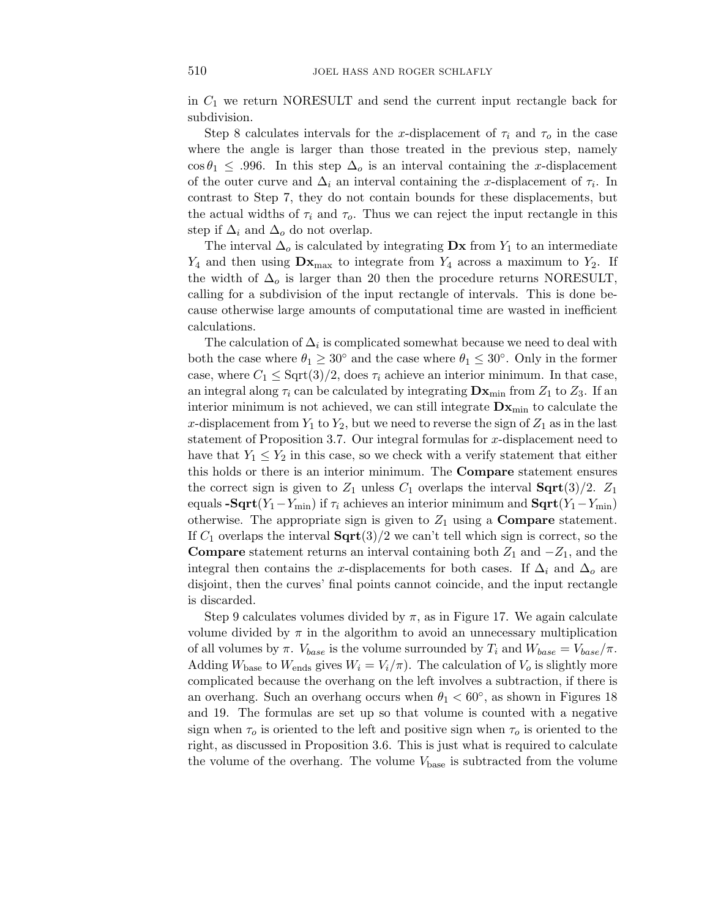in $C_1$ we return NORESULT and send the current input rectangle back for subdivision.

Step 8 calculates intervals for the $x$-displacement of $\tau_i$ and $\tau_o$ in the case where the angle is larger than those treated in the previous step, namely $\cos\theta_1 \leq .996$. In this step $\Delta_o$ is an interval containing the $x$-displacement of the outer curve and $\Delta_i$ an interval containing the $x$-displacement of $\tau_i$. In contrast to Step 7, they do not contain bounds for these displacements, but the actual widths of $\tau_i$ and $\tau_o$. Thus we can reject the input rectangle in this step if $\Delta_i$ and $\Delta_o$ do not overlap.

The interval $\Delta_o$ is calculated by integrating $\mathbf{Dx}$ from $Y_1$ to an intermediate $Y_4$ and then using $\mathbf{Dx}_{\max}$ to integrate from $Y_4$ across a maximum to $Y_2$. If the width of $\Delta_o$ is larger than 20 then the procedure returns NORESULT, calling for a subdivision of the input rectangle of intervals. This is done because otherwise large amounts of computational time are wasted in inefficient calculations.

The calculation of $\Delta_i$ is complicated somewhat because we need to deal with both the case where $\theta_1 \geq 30^\circ$ and the case where $\theta_1 \leq 30^\circ$. Only in the former case, where $C_1 \leq \mathrm{Sqrt}(3)/2$, does $\tau_i$ achieve an interior minimum. In that case, an integral along $\tau_i$ can be calculated by integrating $\mathbf{Dx}_{\min}$ from $Z_1$ to $Z_3$. If an interior minimum is not achieved, we can still integrate $\mathbf{Dx}_{\min}$ to calculate the $x$-displacement from $Y_1$ to $Y_2$, but we need to reverse the sign of $Z_1$ as in the last statement of Proposition 3.7. Our integral formulas for $x$-displacement need to have that $Y_1 \leq Y_2$ in this case, so we check with a verify statement that either this holds or there is an interior minimum. The **Compare** statement ensures the correct sign is given to $Z_1$ unless $C_1$ overlaps the interval $\mathbf{Sqrt}(3)/2$. $Z_1$ equals $\mathbf{-Sqrt}(Y_1 - Y_{\min})$ if $\tau_i$ achieves an interior minimum and $\mathbf{Sqrt}(Y_1 - Y_{\min})$ otherwise. The appropriate sign is given to $Z_1$ using a **Compare** statement. If $C_1$ overlaps the interval $\mathbf{Sqrt}(3)/2$ we can't tell which sign is correct, so the **Compare** statement returns an interval containing both $Z_1$ and $-Z_1$, and the integral then contains the $x$-displacements for both cases. If $\Delta_i$ and $\Delta_o$ are disjoint, then the curves' final points cannot coincide, and the input rectangle is discarded.

Step 9 calculates volumes divided by $\pi$, as in Figure 17. We again calculate volume divided by $\pi$ in the algorithm to avoid an unnecessary multiplication of all volumes by $\pi$. $V_{base}$ is the volume surrounded by $T_i$ and $W_{base} = V_{base}/\pi$. Adding $W_{\text{base}}$ to $W_{\text{ends}}$ gives $W_i = V_i/\pi$). The calculation of $V_o$ is slightly more complicated because the overhang on the left involves a subtraction, if there is an overhang. Such an overhang occurs when $\theta_1 < 60^\circ$, as shown in Figures 18 and 19. The formulas are set up so that volume is counted with a negative sign when $\tau_o$ is oriented to the left and positive sign when $\tau_o$ is oriented to the right, as discussed in Proposition 3.6. This is just what is required to calculate the volume of the overhang. The volume $V_{\text{base}}$ is subtracted from the volume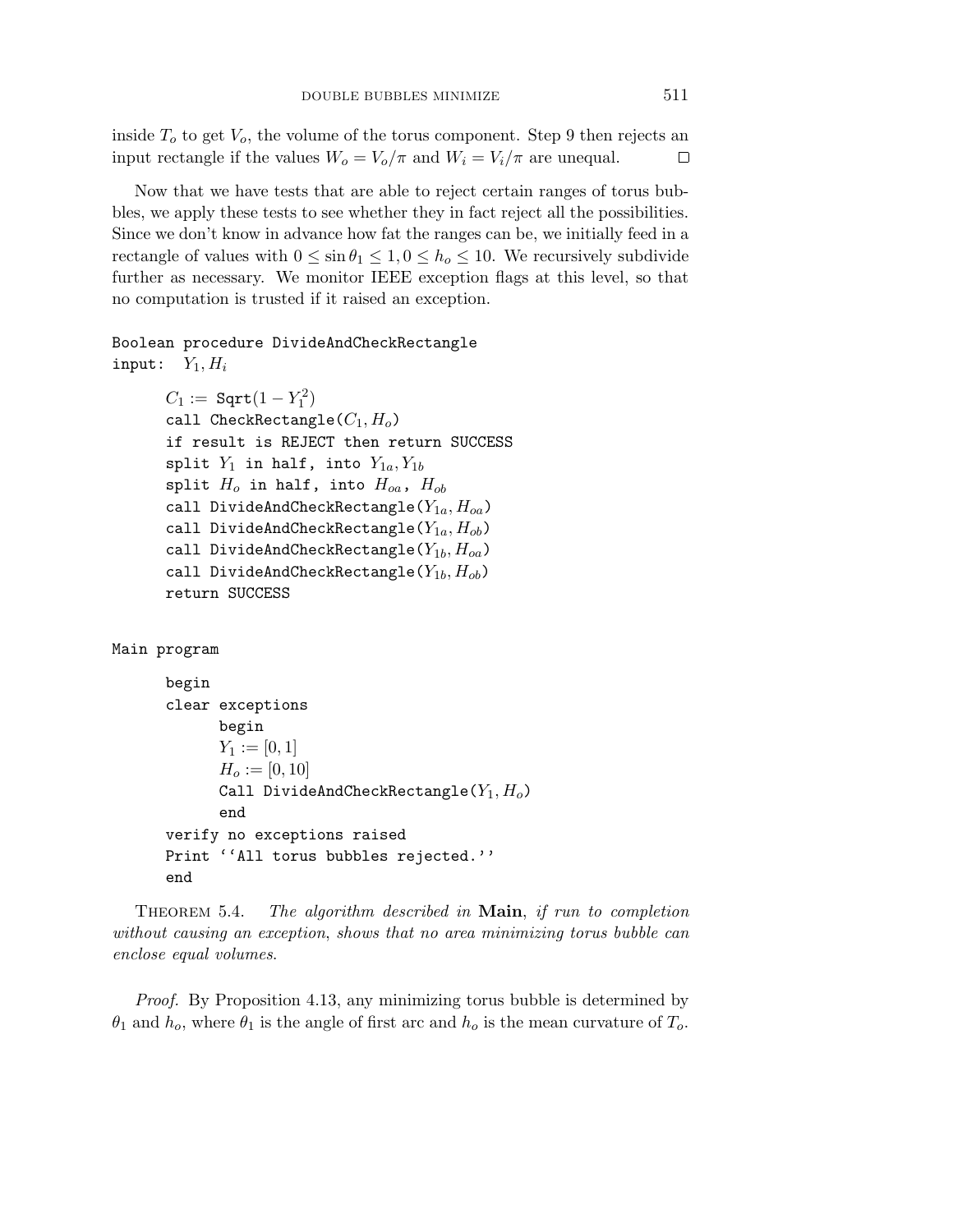inside $T_o$ to get $V_o$, the volume of the torus component. Step 9 then rejects an input rectangle if the values $W_o = V_o/\pi$ and $W_i = V_i/\pi$ are unequal. $\square$

Now that we have tests that are able to reject certain ranges of torus bubbles, we apply these tests to see whether they in fact reject all the possibilities. Since we don't know in advance how fat the ranges can be, we initially feed in a rectangle of values with $0 \le \sin\theta_1 \le 1, 0 \le h_o \le 10$. We recursively subdivide further as necessary. We monitor IEEE exception flags at this level, so that no computation is trusted if it raised an exception.

```
Boolean procedure DivideAndCheckRectangle
input:  Y1, Hi

      C1 := Sqrt(1 − Y1^2)
      call CheckRectangle(C1, Ho)
      if result is REJECT then return SUCCESS
      split Y1 in half, into Y1a, Y1b
      split Ho in half, into Hoa, Hob
      call DivideAndCheckRectangle(Y1a, Hoa)
      call DivideAndCheckRectangle(Y1a, Hob)
      call DivideAndCheckRectangle(Y1b, Hoa)
      call DivideAndCheckRectangle(Y1b, Hob)
      return SUCCESS
```

```
Main program

      begin
      clear exceptions
            begin
            Y1 := [0, 1]
            Ho := [0, 10]
            Call DivideAndCheckRectangle(Y1, Ho)
            end
      verify no exceptions raised
      Print ''All torus bubbles rejected.''
      end
```

Theorem 5.4. *The algorithm described in* **Main**, *if run to completion without causing an exception, shows that no area minimizing torus bubble can enclose equal volumes.*

*Proof.* By Proposition 4.13, any minimizing torus bubble is determined by $\theta_1$ and $h_o$, where $\theta_1$ is the angle of first arc and $h_o$ is the mean curvature of $T_o$.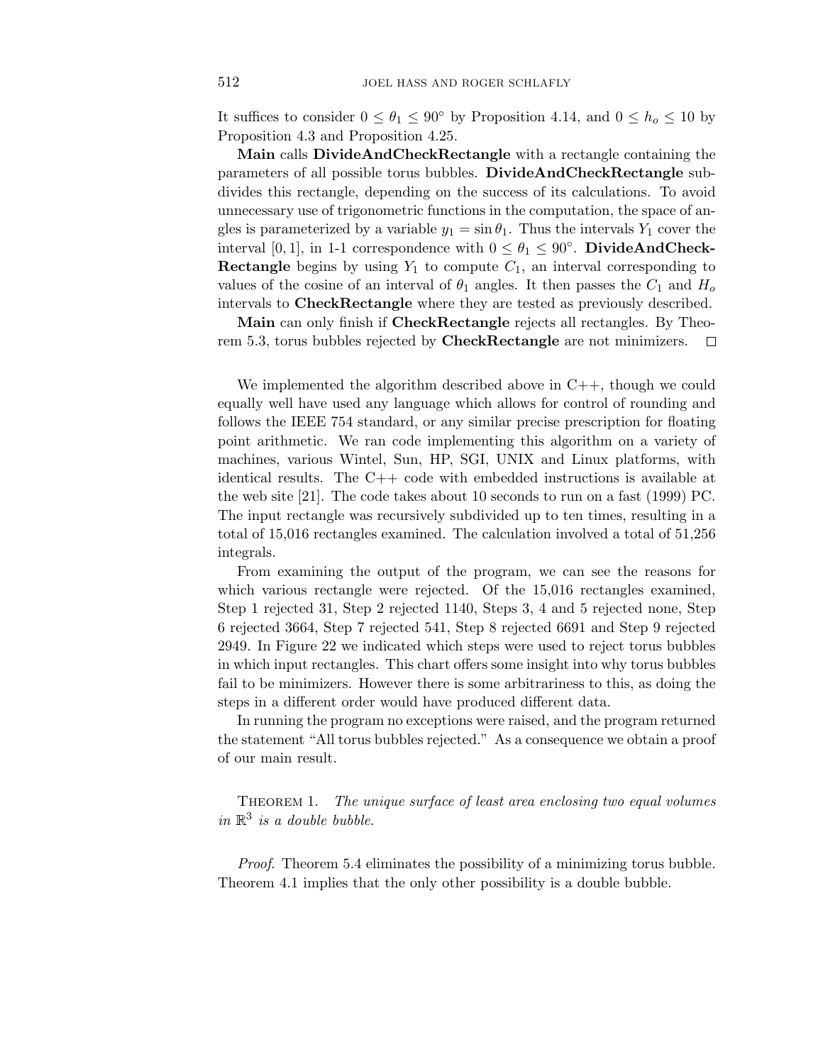It suffices to consider $0 \leq \theta_1 \leq 90^\circ$ by Proposition 4.14, and $0 \leq h_o \leq 10$ by Proposition 4.3 and Proposition 4.25.

**Main** calls **DivideAndCheckRectangle** with a rectangle containing the parameters of all possible torus bubbles. **DivideAndCheckRectangle** subdivides this rectangle, depending on the success of its calculations. To avoid unnecessary use of trigonometric functions in the computation, the space of angles is parameterized by a variable $y_1 = \sin\theta_1$. Thus the intervals $Y_1$ cover the interval $[0, 1]$, in 1-1 correspondence with $0 \leq \theta_1 \leq 90^\circ$. **DivideAndCheckRectangle** begins by using $Y_1$ to compute $C_1$, an interval corresponding to values of the cosine of an interval of $\theta_1$ angles. It then passes the $C_1$ and $H_o$ intervals to **CheckRectangle** where they are tested as previously described.

**Main** can only finish if **CheckRectangle** rejects all rectangles. By Theorem 5.3, torus bubbles rejected by **CheckRectangle** are not minimizers. □

We implemented the algorithm described above in C++, though we could equally well have used any language which allows for control of rounding and follows the IEEE 754 standard, or any similar precise prescription for floating point arithmetic. We ran code implementing this algorithm on a variety of machines, various Wintel, Sun, HP, SGI, UNIX and Linux platforms, with identical results. The C++ code with embedded instructions is available at the web site [21]. The code takes about 10 seconds to run on a fast (1999) PC. The input rectangle was recursively subdivided up to ten times, resulting in a total of 15,016 rectangles examined. The calculation involved a total of 51,256 integrals.

From examining the output of the program, we can see the reasons for which various rectangle were rejected. Of the 15,016 rectangles examined, Step 1 rejected 31, Step 2 rejected 1140, Steps 3, 4 and 5 rejected none, Step 6 rejected 3664, Step 7 rejected 541, Step 8 rejected 6691 and Step 9 rejected 2949. In Figure 22 we indicated which steps were used to reject torus bubbles in which input rectangles. This chart offers some insight into why torus bubbles fail to be minimizers. However there is some arbitrariness to this, as doing the steps in a different order would have produced different data.

In running the program no exceptions were raised, and the program returned the statement "All torus bubbles rejected." As a consequence we obtain a proof of our main result.

Theorem 1. *The unique surface of least area enclosing two equal volumes in $\mathbb{R}^3$ is a double bubble.*

*Proof.* Theorem 5.4 eliminates the possibility of a minimizing torus bubble. Theorem 4.1 implies that the only other possibility is a double bubble.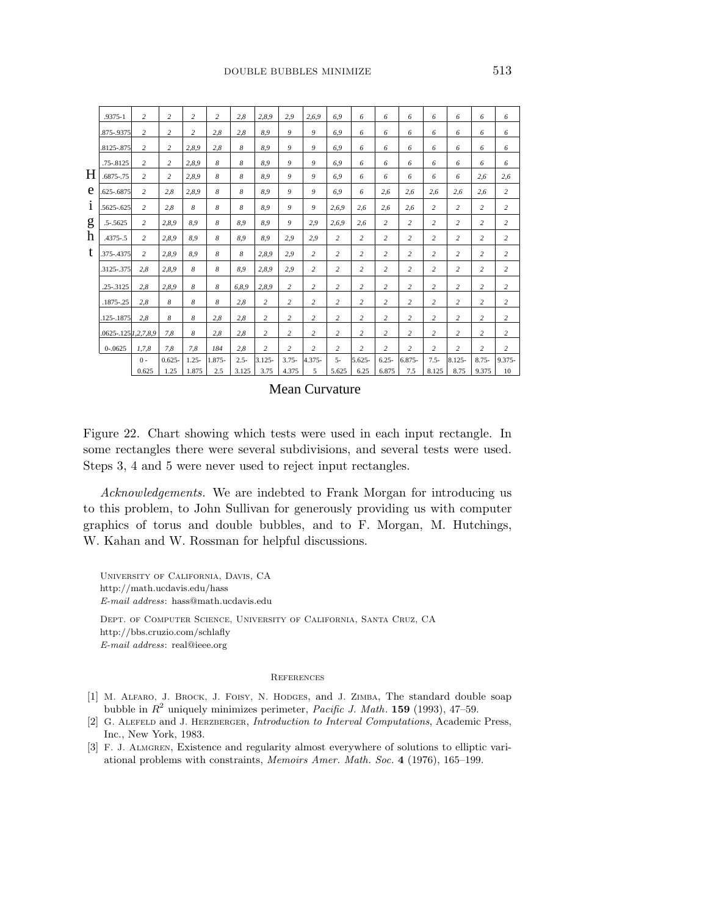| Height | | | | | | | | | | | | | | | | | |
|---|---|---|---|---|---|---|---|---|---|---|---|---|---|---|---|---|---|
| .9375-1 | 2 | 2 | 2 | 2 | 2,8 | 2,8,9 | 2,9 | 2,6,9 | 6,9 | 6 | 6 | 6 | 6 | 6 | 6 | 6 |
| .875-.9375 | 2 | 2 | 2 | 2,8 | 2,8 | 8,9 | 9 | 9 | 6,9 | 6 | 6 | 6 | 6 | 6 | 6 | 6 |
| .8125-.875 | 2 | 2 | 2,8,9 | 2,8 | 8 | 8,9 | 9 | 9 | 6,9 | 6 | 6 | 6 | 6 | 6 | 6 | 6 |
| .75-.8125 | 2 | 2 | 2,8,9 | 8 | 8 | 8,9 | 9 | 9 | 6,9 | 6 | 6 | 6 | 6 | 6 | 6 | 6 |
| .6875-.75 | 2 | 2 | 2,8,9 | 8 | 8 | 8,9 | 9 | 9 | 6,9 | 6 | 6 | 6 | 6 | 6 | 2,6 | 2,6 |
| .625-.6875 | 2 | 2,8 | 2,8,9 | 8 | 8 | 8,9 | 9 | 9 | 6,9 | 6 | 2,6 | 2,6 | 2,6 | 2,6 | 2,6 | 2 |
| .5625-.625 | 2 | 2,8 | 2,8,9 | 8 | 8 | 8,9 | 9 | 9 | 2,6,9 | 2,6 | 2,6 | 2,6 | 2 | 2 | 2 | 2 |
| .5-.5625 | 2 | 2,8,9 | 8,9 | 8 | 8,9 | 8,9 | 9 | 2,9 | 2,6,9 | 2,6 | 2 | 2 | 2 | 2 | 2 | 2 |
| .4375-.5 | 2 | 2,8,9 | 8,9 | 8 | 8,9 | 8,9 | 2,9 | 2,9 | 2 | 2 | 2 | 2 | 2 | 2 | 2 | 2 |
| .375-.4375 | 2 | 2,8,9 | 8,9 | 8 | 8 | 2,8,9 | 2,9 | 2 | 2 | 2 | 2 | 2 | 2 | 2 | 2 | 2 |
| .3125-.375 | 2,8 | 2,8,9 | 8 | 8 | 8,9 | 2,8,9 | 2,9 | 2 | 2 | 2 | 2 | 2 | 2 | 2 | 2 | 2 |
| .25-.3125 | 2,8 | 2,8,9 | 8 | 8 | 6,8,9 | 2,8,9 | 2 | 2 | 2 | 2 | 2 | 2 | 2 | 2 | 2 | 2 |
| .1875-.25 | 2,8 | 8 | 8 | 8 | 2,8 | 2 | 2 | 2 | 2 | 2 | 2 | 2 | 2 | 2 | 2 | 2 |
| .125-.1875 | 2,8 | 8 | 8 | 2,8 | 2,8 | 2 | 2 | 2 | 2 | 2 | 2 | 2 | 2 | 2 | 2 | 2 |
| .0625-.125 | 1,2,7,8,9 | 7,8 | 8 | 2,8 | 2,8 | 2 | 2 | 2 | 2 | 2 | 2 | 2 | 2 | 2 | 2 | 2 |
| 0-.0625 | 1,7,8 | 7,8 | 7,8 | 184 | 2,8 | 2 | 2 | 2 | 2 | 2 | 2 | 2 | 2 | 2 | 2 | 2 |
| | 0 - 0.625 | 0.625- 1.25 | 1.25- 1.875 | 1.875- 2.5 | 2.5- 3.125 | 3.125- 3.75 | 3.75- 4.375 | 4.375- 5 | 5- 5.625 | 5.625- 6.25 | 6.25- 6.875 | 6.875- 7.5 | 7.5- 8.125 | 8.125- 8.75 | 8.75- 9.375 | 9.375- 10 |

Mean Curvature

Figure 22. Chart showing which tests were used in each input rectangle. In some rectangles there were several subdivisions, and several tests were used. Steps 3, 4 and 5 were never used to reject input rectangles.

*Acknowledgements.* We are indebted to Frank Morgan for introducing us to this problem, to John Sullivan for generously providing us with computer graphics of torus and double bubbles, and to F. Morgan, M. Hutchings, W. Kahan and W. Rossman for helpful discussions.

University of California, Davis, CA
http://math.ucdavis.edu/hass
*E-mail address*: hass@math.ucdavis.edu

Dept. of Computer Science, University of California, Santa Cruz, CA
http://bbs.cruzio.com/schlafly
*E-mail address*: real@ieee.org

## References

[1] M. Alfaro, J. Brock, J. Foisy, N. Hodges, and J. Zimba, The standard double soap bubble in $R^2$ uniquely minimizes perimeter, *Pacific J. Math.* **159** (1993), 47–59.

[2] G. Alefeld and J. Herzberger, *Introduction to Interval Computations*, Academic Press, Inc., New York, 1983.

[3] F. J. Almgren, Existence and regularity almost everywhere of solutions to elliptic variational problems with constraints, *Memoirs Amer. Math. Soc.* **4** (1976), 165–199.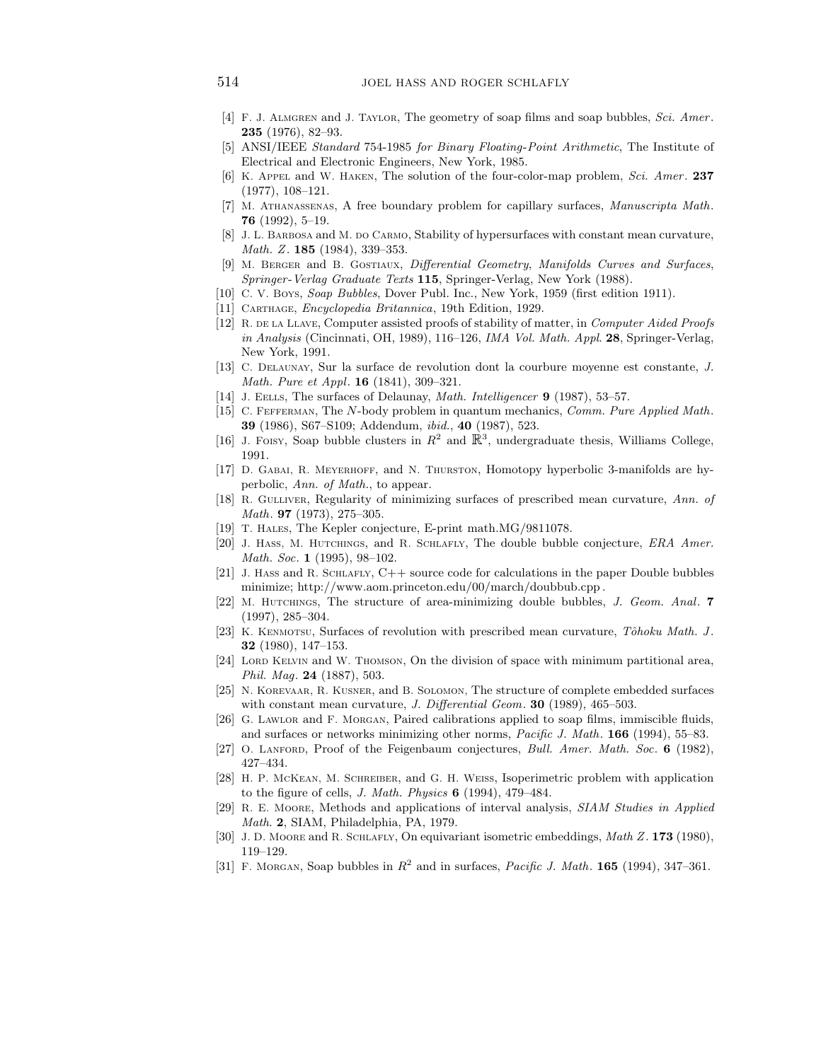[4] F. J. Almgren and J. Taylor, The geometry of soap films and soap bubbles, *Sci. Amer*. **235** (1976), 82–93.

[5] ANSI/IEEE *Standard* 754-1985 *for Binary Floating-Point Arithmetic*, The Institute of Electrical and Electronic Engineers, New York, 1985.

[6] K. Appel and W. Haken, The solution of the four-color-map problem, *Sci. Amer*. **237** (1977), 108–121.

[7] M. Athanassenas, A free boundary problem for capillary surfaces, *Manuscripta Math.* **76** (1992), 5–19.

[8] J. L. Barbosa and M. do Carmo, Stability of hypersurfaces with constant mean curvature, *Math. Z*. **185** (1984), 339–353.

[9] M. Berger and B. Gostiaux, *Differential Geometry, Manifolds Curves and Surfaces*, *Springer-Verlag Graduate Texts* **115**, Springer-Verlag, New York (1988).

[10] C. V. Boys, *Soap Bubbles*, Dover Publ. Inc., New York, 1959 (first edition 1911).

[11] Carthage, *Encyclopedia Britannica*, 19th Edition, 1929.

[12] R. de la Llave, Computer assisted proofs of stability of matter, in *Computer Aided Proofs in Analysis* (Cincinnati, OH, 1989), 116–126, *IMA Vol. Math. Appl*. **28**, Springer-Verlag, New York, 1991.

[13] C. Delaunay, Sur la surface de revolution dont la courbure moyenne est constante, *J. Math. Pure et Appl*. **16** (1841), 309–321.

[14] J. Eells, The surfaces of Delaunay, *Math. Intelligencer* **9** (1987), 53–57.

[15] C. Fefferman, The $N$-body problem in quantum mechanics, *Comm. Pure Applied Math.* **39** (1986), S67–S109; Addendum, *ibid.*, **40** (1987), 523.

[16] J. Foisy, Soap bubble clusters in $R^2$ and $\mathbb{R}^3$, undergraduate thesis, Williams College, 1991.

[17] D. Gabai, R. Meyerhoff, and N. Thurston, Homotopy hyperbolic 3-manifolds are hyperbolic, *Ann. of Math.*, to appear.

[18] R. Gulliver, Regularity of minimizing surfaces of prescribed mean curvature, *Ann. of Math*. **97** (1973), 275–305.

[19] T. Hales, The Kepler conjecture, E-print math.MG/9811078.

[20] J. Hass, M. Hutchings, and R. Schlafly, The double bubble conjecture, *ERA Amer. Math. Soc*. **1** (1995), 98–102.

[21] J. Hass and R. Schlafly, C++ source code for calculations in the paper Double bubbles minimize; http://www.aom.princeton.edu/00/march/doubbub.cpp .

[22] M. Hutchings, The structure of area-minimizing double bubbles, *J. Geom. Anal*. **7** (1997), 285–304.

[23] K. Kenmotsu, Surfaces of revolution with prescribed mean curvature, *Tôhoku Math. J*. **32** (1980), 147–153.

[24] Lord Kelvin and W. Thomson, On the division of space with minimum partitional area, *Phil. Mag*. **24** (1887), 503.

[25] N. Korevaar, R. Kusner, and B. Solomon, The structure of complete embedded surfaces with constant mean curvature, *J. Differential Geom*. **30** (1989), 465–503.

[26] G. Lawlor and F. Morgan, Paired calibrations applied to soap films, immiscible fluids, and surfaces or networks minimizing other norms, *Pacific J. Math.* **166** (1994), 55–83.

[27] O. Lanford, Proof of the Feigenbaum conjectures, *Bull. Amer. Math. Soc*. **6** (1982), 427–434.

[28] H. P. McKean, M. Schreiber, and G. H. Weiss, Isoperimetric problem with application to the figure of cells, *J. Math. Physics* **6** (1994), 479–484.

[29] R. E. Moore, Methods and applications of interval analysis, *SIAM Studies in Applied Math*. **2**, SIAM, Philadelphia, PA, 1979.

[30] J. D. Moore and R. Schlafly, On equivariant isometric embeddings, *Math Z*. **173** (1980), 119–129.

[31] F. Morgan, Soap bubbles in $R^2$ and in surfaces, *Pacific J. Math.* **165** (1994), 347–361.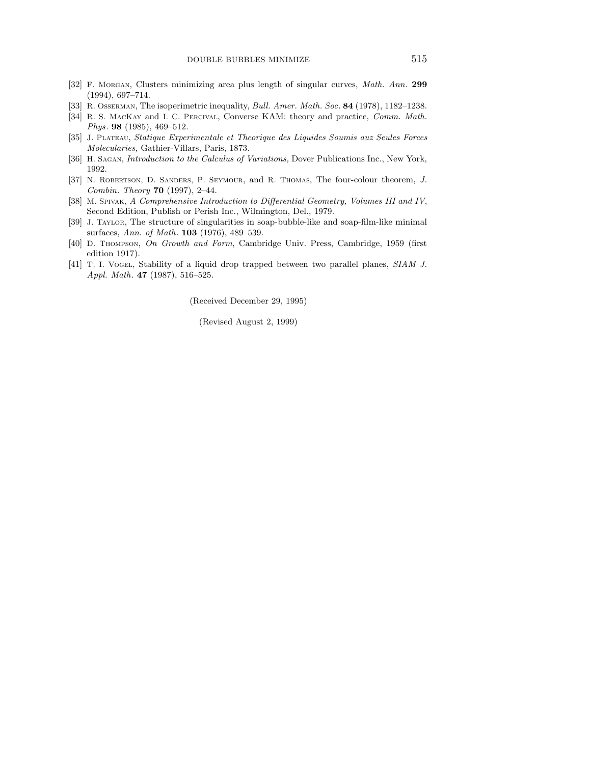[32] F. Morgan, Clusters minimizing area plus length of singular curves, *Math. Ann.* **299** (1994), 697–714.

[33] R. Osserman, The isoperimetric inequality, *Bull. Amer. Math. Soc.* **84** (1978), 1182–1238.

[34] R. S. MacKay and I. C. Percival, Converse KAM: theory and practice, *Comm. Math. Phys.* **98** (1985), 469–512.

[35] J. Plateau, *Statique Experimentale et Theorique des Liquides Soumis auz Seules Forces Molecularies,* Gathier-Villars, Paris, 1873.

[36] H. Sagan, *Introduction to the Calculus of Variations,* Dover Publications Inc., New York, 1992.

[37] N. Robertson, D. Sanders, P. Seymour, and R. Thomas, The four-colour theorem, *J. Combin. Theory* **70** (1997), 2–44.

[38] M. Spivak, *A Comprehensive Introduction to Differential Geometry, Volumes III and IV*, Second Edition, Publish or Perish Inc., Wilmington, Del., 1979.

[39] J. Taylor, The structure of singularities in soap-bubble-like and soap-film-like minimal surfaces, *Ann. of Math.* **103** (1976), 489–539.

[40] D. Thompson, *On Growth and Form*, Cambridge Univ. Press, Cambridge, 1959 (first edition 1917).

[41] T. I. Vogel, Stability of a liquid drop trapped between two parallel planes, *SIAM J. Appl. Math.* **47** (1987), 516–525.

(Received December 29, 1995)

(Revised August 2, 1999)